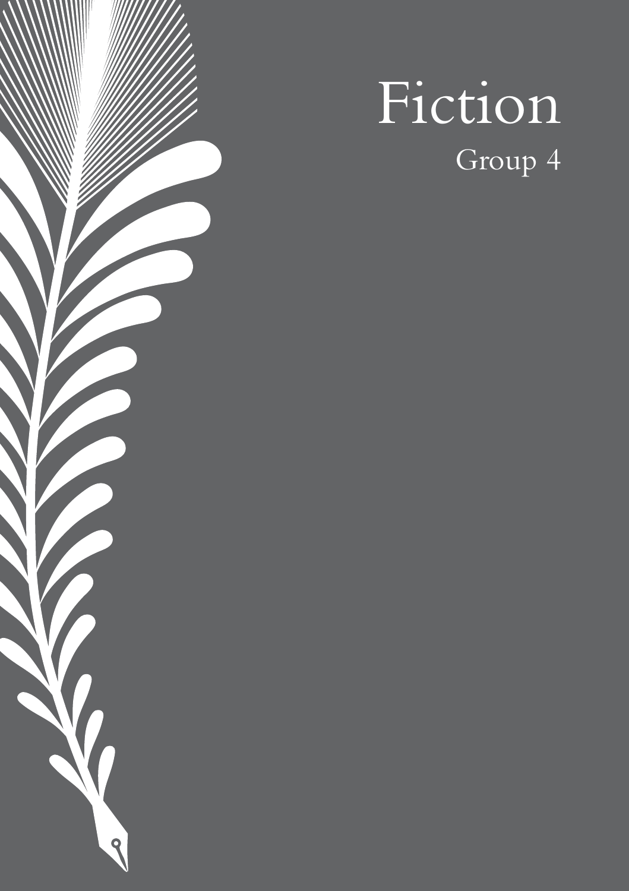# Fiction

## Group 4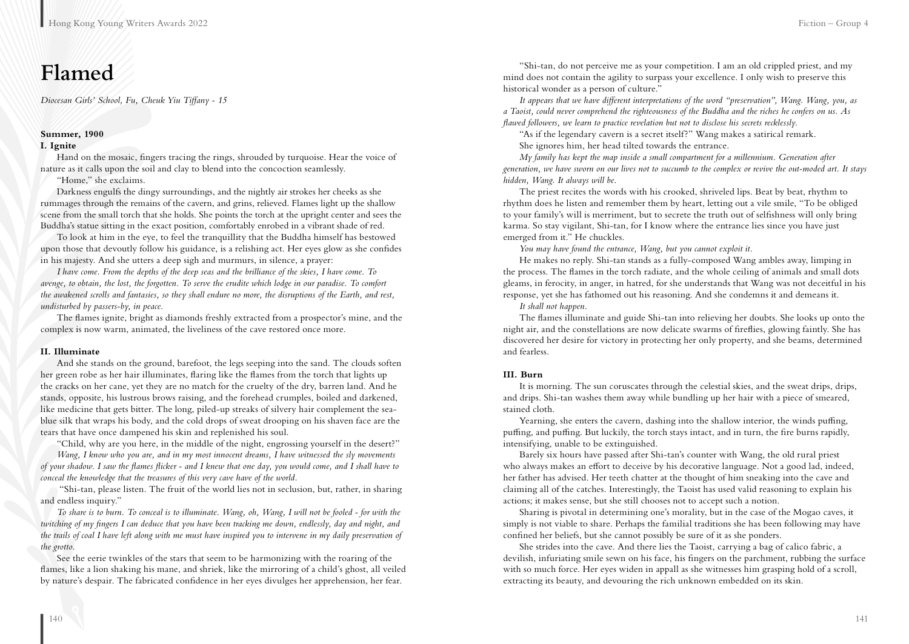# Flamed

*Diocesan Girls' School, Fu, Cheuk Yiu Tiffany - 15*

**Summer, 1900**

**I. Ignite**

Hand on the mosaic, fingers tracing the rings, shrouded by turquoise. Hear the voice of nature as it calls upon the soil and clay to blend into the concoction seamlessly.

"Home," she exclaims.

Darkness engulfs the dingy surroundings, and the nightly air strokes her cheeks as she rummages through the remains of the cavern, and grins, relieved. Flames light up the shallow scene from the small torch that she holds. She points the torch at the upright center and sees the Buddha's statue sitting in the exact position, comfortably enrobed in a vibrant shade of red.

To look at him in the eye, to feel the tranquillity that the Buddha himself has bestowed upon those that devoutly follow his guidance, is a relishing act. Her eyes glow as she confides in his majesty. And she utters a deep sigh and murmurs, in silence, a prayer:

*I have come. From the depths of the deep seas and the brilliance of the skies, I have come. To avenge, to obtain, the lost, the forgotten. To serve the erudite which lodge in our paradise. To comfort the awakened scrolls and fantasies, so they shall endure no more, the disruptions of the Earth, and rest, undisturbed by passers-by, in peace.*

The flames ignite, bright as diamonds freshly extracted from a prospector's mine, and the complex is now warm, animated, the liveliness of the cave restored once more.

**II. Illuminate**

And she stands on the ground, barefoot, the legs seeping into the sand. The clouds soften her green robe as her hair illuminates, flaring like the flames from the torch that lights up the cracks on her cane, yet they are no match for the cruelty of the dry, barren land. And he stands, opposite, his lustrous brows raising, and the forehead crumples, boiled and darkened, like medicine that gets bitter. The long, piled-up streaks of silvery hair complement the sea-blue silk that wraps his body, and the cold drops of sweat drooping on his shaven face are the tears that have once dampened his skin and replenished his soul.

"Child, why are you here, in the middle of the night, engrossing yourself in the desert?"

*Wang, I know who you are, and in my most innocent dreams, I have witnessed the sly movements of your shadow. I saw the flames flicker - and I knew that one day, you would come, and I shall have to conceal the knowledge that the treasures of this very cave have of the world.*

"Shi-tan, please listen. The fruit of the world lies not in seclusion, but, rather, in sharing and endless inquiry."

*To share is to burn. To conceal is to illuminate. Wang, oh, Wang, I will not be fooled - for with the twitching of my fingers I can deduce that you have been tracking me down, endlessly, day and night, and the trails of coal I have left along with me must have inspired you to intervene in my daily preservation of the grotto.*

See the eerie twinkles of the stars that seem to be harmonizing with the roaring of the flames, like a lion shaking his mane, and shriek, like the mirroring of a child's ghost, all veiled by nature's despair. The fabricated confidence in her eyes divulges her apprehension, her fear.

"Shi-tan, do not perceive me as your competition. I am an old crippled priest, and my mind does not contain the agility to surpass your excellence. I only wish to preserve this historical wonder as a person of culture."

*It appears that we have different interpretations of the word "preservation", Wang. Wang, you, as a Taoist, could never comprehend the righteousness of the Buddha and the riches he confers on us. As flawed followers, we learn to practice revelation but not to disclose his secrets recklessly.*

"As if the legendary cavern is a secret itself?" Wang makes a satirical remark.

She ignores him, her head tilted towards the entrance.

*My family has kept the map inside a small compartment for a millennium. Generation after generation, we have sworn on our lives not to succumb to the complex or revive the out-moded art. It stays hidden, Wang. It always will be.*

The priest recites the words with his crooked, shriveled lips. Beat by beat, rhythm to rhythm does he listen and remember them by heart, letting out a vile smile, "To be obliged to your family's will is merriment, but to secrete the truth out of selfishness will only bring karma. So stay vigilant, Shi-tan, for I know where the entrance lies since you have just emerged from it." He chuckles.

*You may have found the entrance, Wang, but you cannot exploit it.*

He makes no reply. Shi-tan stands as a fully-composed Wang ambles away, limping in the process. The flames in the torch radiate, and the whole ceiling of animals and small dots gleams, in ferocity, in anger, in hatred, for she understands that Wang was not deceitful in his response, yet she has fathomed out his reasoning. And she condemns it and demeans it.

*It shall not happen.*

The flames illuminate and guide Shi-tan into relieving her doubts. She looks up onto the night air, and the constellations are now delicate swarms of fireflies, glowing faintly. She has discovered her desire for victory in protecting her only property, and she beams, determined and fearless.

**III. Burn**

It is morning. The sun coruscates through the celestial skies, and the sweat drips, drips, and drips. Shi-tan washes them away while bundling up her hair with a piece of smeared, stained cloth.

Yearning, she enters the cavern, dashing into the shallow interior, the winds puffing, puffing, and puffing. But luckily, the torch stays intact, and in turn, the fire burns rapidly, intensifying, unable to be extinguished.

Barely six hours have passed after Shi-tan's counter with Wang, the old rural priest who always makes an effort to deceive by his decorative language. Not a good lad, indeed, her father has advised. Her teeth chatter at the thought of him sneaking into the cave and claiming all of the catches. Interestingly, the Taoist has used valid reasoning to explain his actions; it makes sense, but she still chooses not to accept such a notion.

Sharing is pivotal in determining one's morality, but in the case of the Mogao caves, it simply is not viable to share. Perhaps the familial traditions she has been following may have confined her beliefs, but she cannot possibly be sure of it as she ponders.

She strides into the cave. And there lies the Taoist, carrying a bag of calico fabric, a devilish, infuriating smile sewn on his face, his fingers on the parchment, rubbing the surface with so much force. Her eyes widen in appall as she witnesses him grasping hold of a scroll, extracting its beauty, and devouring the rich unknown embedded on its skin.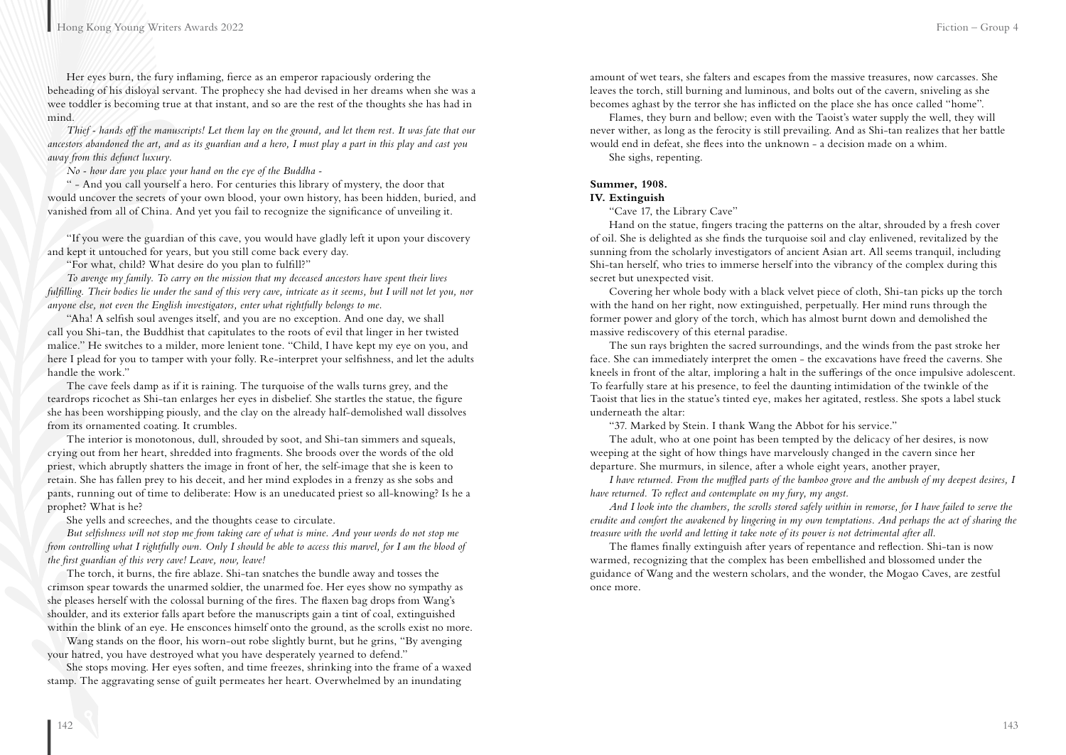Her eyes burn, the fury inflaming, fierce as an emperor rapaciously ordering the beheading of his disloyal servant. The prophecy she had devised in her dreams when she was a wee toddler is becoming true at that instant, and so are the rest of the thoughts she has had in mind.

*Thief - hands off the manuscripts! Let them lay on the ground, and let them rest. It was fate that our ancestors abandoned the art, and as its guardian and a hero, I must play a part in this play and cast you away from this defunct luxury.*

*No - how dare you place your hand on the eye of the Buddha -*

" - And you call yourself a hero. For centuries this library of mystery, the door that would uncover the secrets of your own blood, your own history, has been hidden, buried, and vanished from all of China. And yet you fail to recognize the significance of unveiling it.

"If you were the guardian of this cave, you would have gladly left it upon your discovery and kept it untouched for years, but you still come back every day.

"For what, child? What desire do you plan to fulfill?"

*To avenge my family. To carry on the mission that my deceased ancestors have spent their lives fulfilling. Their bodies lie under the sand of this very cave, intricate as it seems, but I will not let you, nor anyone else, not even the English investigators, enter what rightfully belongs to me.*

"Aha! A selfish soul avenges itself, and you are no exception. And one day, we shall call you Shi-tan, the Buddhist that capitulates to the roots of evil that linger in her twisted malice." He switches to a milder, more lenient tone. "Child, I have kept my eye on you, and here I plead for you to tamper with your folly. Re-interpret your selfishness, and let the adults handle the work."

The cave feels damp as if it is raining. The turquoise of the walls turns grey, and the teardrops ricochet as Shi-tan enlarges her eyes in disbelief. She startles the statue, the figure she has been worshipping piously, and the clay on the already half-demolished wall dissolves from its ornamented coating. It crumbles.

The interior is monotonous, dull, shrouded by soot, and Shi-tan simmers and squeals, crying out from her heart, shredded into fragments. She broods over the words of the old priest, which abruptly shatters the image in front of her, the self-image that she is keen to retain. She has fallen prey to his deceit, and her mind explodes in a frenzy as she sobs and pants, running out of time to deliberate: How is an uneducated priest so all-knowing? Is he a prophet? What is he?

She yells and screeches, and the thoughts cease to circulate.

*But selfishness will not stop me from taking care of what is mine. And your words do not stop me from controlling what I rightfully own. Only I should be able to access this marvel, for I am the blood of the first guardian of this very cave! Leave, now, leave!*

The torch, it burns, the fire ablaze. Shi-tan snatches the bundle away and tosses the crimson spear towards the unarmed soldier, the unarmed foe. Her eyes show no sympathy as she pleases herself with the colossal burning of the fires. The flaxen bag drops from Wang's shoulder, and its exterior falls apart before the manuscripts gain a tint of coal, extinguished within the blink of an eye. He ensconces himself onto the ground, as the scrolls exist no more.

Wang stands on the floor, his worn-out robe slightly burnt, but he grins, "By avenging your hatred, you have destroyed what you have desperately yearned to defend."

She stops moving. Her eyes soften, and time freezes, shrinking into the frame of a waxed stamp. The aggravating sense of guilt permeates her heart. Overwhelmed by an inundating amount of wet tears, she falters and escapes from the massive treasures, now carcasses. She leaves the torch, still burning and luminous, and bolts out of the cavern, sniveling as she becomes aghast by the terror she has inflicted on the place she has once called "home".

Flames, they burn and bellow; even with the Taoist's water supply the well, they will never wither, as long as the ferocity is still prevailing. And as Shi-tan realizes that her battle would end in defeat, she flees into the unknown - a decision made on a whim.

She sighs, repenting.

**Summer, 1908.**

**IV. Extinguish**

"Cave 17, the Library Cave"

Hand on the statue, fingers tracing the patterns on the altar, shrouded by a fresh cover of oil. She is delighted as she finds the turquoise soil and clay enlivened, revitalized by the sunning from the scholarly investigators of ancient Asian art. All seems tranquil, including Shi-tan herself, who tries to immerse herself into the vibrancy of the complex during this secret but unexpected visit.

Covering her whole body with a black velvet piece of cloth, Shi-tan picks up the torch with the hand on her right, now extinguished, perpetually. Her mind runs through the former power and glory of the torch, which has almost burnt down and demolished the massive rediscovery of this eternal paradise.

The sun rays brighten the sacred surroundings, and the winds from the past stroke her face. She can immediately interpret the omen - the excavations have freed the caverns. She kneels in front of the altar, imploring a halt in the sufferings of the once impulsive adolescent. To fearfully stare at his presence, to feel the daunting intimidation of the twinkle of the Taoist that lies in the statue's tinted eye, makes her agitated, restless. She spots a label stuck underneath the altar:

"37. Marked by Stein. I thank Wang the Abbot for his service."

The adult, who at one point has been tempted by the delicacy of her desires, is now weeping at the sight of how things have marvelously changed in the cavern since her departure. She murmurs, in silence, after a whole eight years, another prayer,

*I have returned. From the muffled parts of the bamboo grove and the ambush of my deepest desires, I have returned. To reflect and contemplate on my fury, my angst.*

*And I look into the chambers, the scrolls stored safely within in remorse, for I have failed to serve the erudite and comfort the awakened by lingering in my own temptations. And perhaps the act of sharing the treasure with the world and letting it take note of its power is not detrimental after all.*

The flames finally extinguish after years of repentance and reflection. Shi-tan is now warmed, recognizing that the complex has been embellished and blossomed under the guidance of Wang and the western scholars, and the wonder, the Mogao Caves, are zestful once more.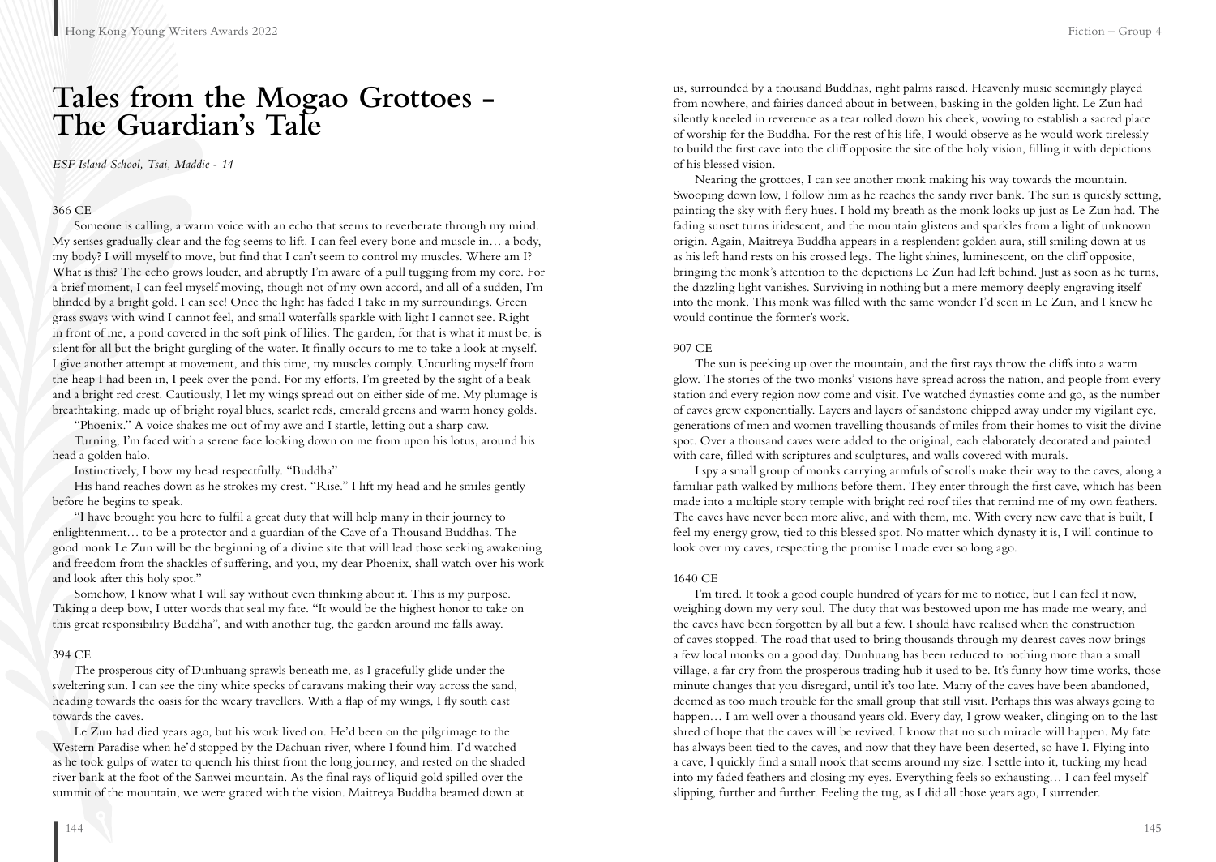# Tales from the Mogao Grottoes - The Guardian's Tale

*ESF Island School, Tsai, Maddie - 14*

366 CE

Someone is calling, a warm voice with an echo that seems to reverberate through my mind. My senses gradually clear and the fog seems to lift. I can feel every bone and muscle in… a body, my body? I will myself to move, but find that I can't seem to control my muscles. Where am I? What is this? The echo grows louder, and abruptly I'm aware of a pull tugging from my core. For a brief moment, I can feel myself moving, though not of my own accord, and all of a sudden, I'm blinded by a bright gold. I can see! Once the light has faded I take in my surroundings. Green grass sways with wind I cannot feel, and small waterfalls sparkle with light I cannot see. Right in front of me, a pond covered in the soft pink of lilies. The garden, for that is what it must be, is silent for all but the bright gurgling of the water. It finally occurs to me to take a look at myself. I give another attempt at movement, and this time, my muscles comply. Uncurling myself from the heap I had been in, I peek over the pond. For my efforts, I'm greeted by the sight of a beak and a bright red crest. Cautiously, I let my wings spread out on either side of me. My plumage is breathtaking, made up of bright royal blues, scarlet reds, emerald greens and warm honey golds.

"Phoenix." A voice shakes me out of my awe and I startle, letting out a sharp caw.

Turning, I'm faced with a serene face looking down on me from upon his lotus, around his head a golden halo.

Instinctively, I bow my head respectfully. "Buddha"

His hand reaches down as he strokes my crest. "Rise." I lift my head and he smiles gently before he begins to speak.

"I have brought you here to fulfil a great duty that will help many in their journey to enlightenment… to be a protector and a guardian of the Cave of a Thousand Buddhas. The good monk Le Zun will be the beginning of a divine site that will lead those seeking awakening and freedom from the shackles of suffering, and you, my dear Phoenix, shall watch over his work and look after this holy spot."

Somehow, I know what I will say without even thinking about it. This is my purpose. Taking a deep bow, I utter words that seal my fate. "It would be the highest honor to take on this great responsibility Buddha", and with another tug, the garden around me falls away.

394 CE

The prosperous city of Dunhuang sprawls beneath me, as I gracefully glide under the sweltering sun. I can see the tiny white specks of caravans making their way across the sand, heading towards the oasis for the weary travellers. With a flap of my wings, I fly south east towards the caves.

Le Zun had died years ago, but his work lived on. He'd been on the pilgrimage to the Western Paradise when he'd stopped by the Dachuan river, where I found him. I'd watched as he took gulps of water to quench his thirst from the long journey, and rested on the shaded river bank at the foot of the Sanwei mountain. As the final rays of liquid gold spilled over the summit of the mountain, we were graced with the vision. Maitreya Buddha beamed down at us, surrounded by a thousand Buddhas, right palms raised. Heavenly music seemingly played from nowhere, and fairies danced about in between, basking in the golden light. Le Zun had silently kneeled in reverence as a tear rolled down his cheek, vowing to establish a sacred place of worship for the Buddha. For the rest of his life, I would observe as he would work tirelessly to build the first cave into the cliff opposite the site of the holy vision, filling it with depictions of his blessed vision.

Nearing the grottoes, I can see another monk making his way towards the mountain. Swooping down low, I follow him as he reaches the sandy river bank. The sun is quickly setting, painting the sky with fiery hues. I hold my breath as the monk looks up just as Le Zun had. The fading sunset turns iridescent, and the mountain glistens and sparkles from a light of unknown origin. Again, Maitreya Buddha appears in a resplendent golden aura, still smiling down at us as his left hand rests on his crossed legs. The light shines, luminescent, on the cliff opposite, bringing the monk's attention to the depictions Le Zun had left behind. Just as soon as he turns, the dazzling light vanishes. Surviving in nothing but a mere memory deeply engraving itself into the monk. This monk was filled with the same wonder I'd seen in Le Zun, and I knew he would continue the former's work.

907 CE

The sun is peeking up over the mountain, and the first rays throw the cliffs into a warm glow. The stories of the two monks' visions have spread across the nation, and people from every station and every region now come and visit. I've watched dynasties come and go, as the number of caves grew exponentially. Layers and layers of sandstone chipped away under my vigilant eye, generations of men and women travelling thousands of miles from their homes to visit the divine spot. Over a thousand caves were added to the original, each elaborately decorated and painted with care, filled with scriptures and sculptures, and walls covered with murals.

I spy a small group of monks carrying armfuls of scrolls make their way to the caves, along a familiar path walked by millions before them. They enter through the first cave, which has been made into a multiple story temple with bright red roof tiles that remind me of my own feathers. The caves have never been more alive, and with them, me. With every new cave that is built, I feel my energy grow, tied to this blessed spot. No matter which dynasty it is, I will continue to look over my caves, respecting the promise I made ever so long ago.

1640 CE

I'm tired. It took a good couple hundred of years for me to notice, but I can feel it now, weighing down my very soul. The duty that was bestowed upon me has made me weary, and the caves have been forgotten by all but a few. I should have realised when the construction of caves stopped. The road that used to bring thousands through my dearest caves now brings a few local monks on a good day. Dunhuang has been reduced to nothing more than a small village, a far cry from the prosperous trading hub it used to be. It's funny how time works, those minute changes that you disregard, until it's too late. Many of the caves have been abandoned, deemed as too much trouble for the small group that still visit. Perhaps this was always going to happen… I am well over a thousand years old. Every day, I grow weaker, clinging on to the last shred of hope that the caves will be revived. I know that no such miracle will happen. My fate has always been tied to the caves, and now that they have been deserted, so have I. Flying into a cave, I quickly find a small nook that seems around my size. I settle into it, tucking my head into my faded feathers and closing my eyes. Everything feels so exhausting… I can feel myself slipping, further and further. Feeling the tug, as I did all those years ago, I surrender.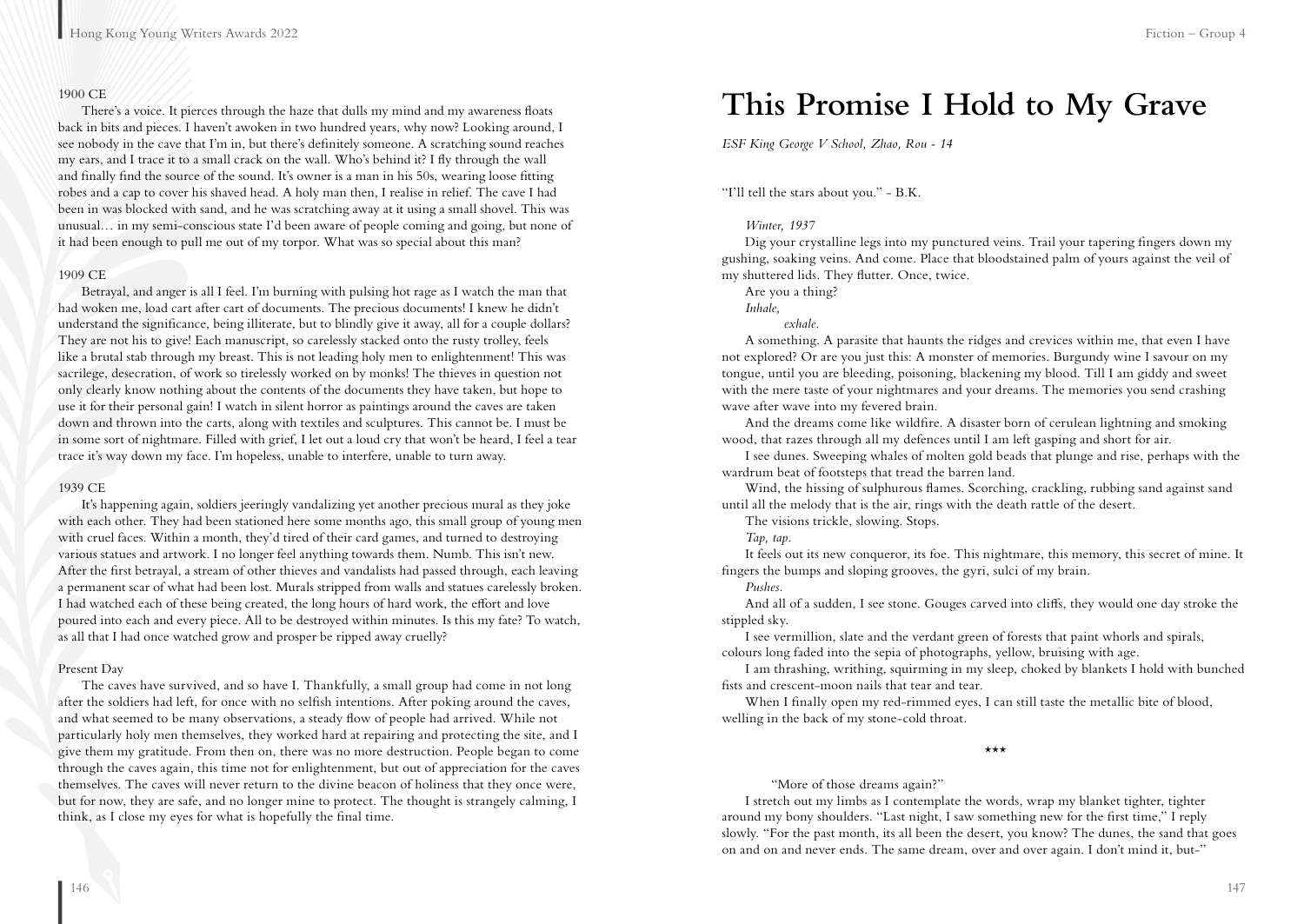1900 CE

There's a voice. It pierces through the haze that dulls my mind and my awareness floats back in bits and pieces. I haven't awoken in two hundred years, why now? Looking around, I see nobody in the cave that I'm in, but there's definitely someone. A scratching sound reaches my ears, and I trace it to a small crack on the wall. Who's behind it? I fly through the wall and finally find the source of the sound. It's owner is a man in his 50s, wearing loose fitting robes and a cap to cover his shaved head. A holy man then, I realise in relief. The cave I had been in was blocked with sand, and he was scratching away at it using a small shovel. This was unusual… in my semi-conscious state I'd been aware of people coming and going, but none of it had been enough to pull me out of my torpor. What was so special about this man?

1909 CE

Betrayal, and anger is all I feel. I'm burning with pulsing hot rage as I watch the man that had woken me, load cart after cart of documents. The precious documents! I knew he didn't understand the significance, being illiterate, but to blindly give it away, all for a couple dollars? They are not his to give! Each manuscript, so carelessly stacked onto the rusty trolley, feels like a brutal stab through my breast. This is not leading holy men to enlightenment! This was sacrilege, desecration, of work so tirelessly worked on by monks! The thieves in question not only clearly know nothing about the contents of the documents they have taken, but hope to use it for their personal gain! I watch in silent horror as paintings around the caves are taken down and thrown into the carts, along with textiles and sculptures. This cannot be. I must be in some sort of nightmare. Filled with grief, I let out a loud cry that won't be heard, I feel a tear trace it's way down my face. I'm hopeless, unable to interfere, unable to turn away.

1939 CE

It's happening again, soldiers jeeringly vandalizing yet another precious mural as they joke with each other. They had been stationed here some months ago, this small group of young men with cruel faces. Within a month, they'd tired of their card games, and turned to destroying various statues and artwork. I no longer feel anything towards them. Numb. This isn't new. After the first betrayal, a stream of other thieves and vandalists had passed through, each leaving a permanent scar of what had been lost. Murals stripped from walls and statues carelessly broken. I had watched each of these being created, the long hours of hard work, the effort and love poured into each and every piece. All to be destroyed within minutes. Is this my fate? To watch, as all that I had once watched grow and prosper be ripped away cruelly?

Present Day

The caves have survived, and so have I. Thankfully, a small group had come in not long after the soldiers had left, for once with no selfish intentions. After poking around the caves, and what seemed to be many observations, a steady flow of people had arrived. While not particularly holy men themselves, they worked hard at repairing and protecting the site, and I give them my gratitude. From then on, there was no more destruction. People began to come through the caves again, this time not for enlightenment, but out of appreciation for the caves themselves. The caves will never return to the divine beacon of holiness that they once were, but for now, they are safe, and no longer mine to protect. The thought is strangely calming, I think, as I close my eyes for what is hopefully the final time.

# This Promise I Hold to My Grave

*ESF King George V School, Zhao, Rou - 14*

"I'll tell the stars about you." - B.K.

*Winter, 1937*

Dig your crystalline legs into my punctured veins. Trail your tapering fingers down my gushing, soaking veins. And come. Place that bloodstained palm of yours against the veil of my shuttered lids. They flutter. Once, twice.

Are you a thing?

*Inhale,*

*exhale.*

A something. A parasite that haunts the ridges and crevices within me, that even I have not explored? Or are you just this: A monster of memories. Burgundy wine I savour on my tongue, until you are bleeding, poisoning, blackening my blood. Till I am giddy and sweet with the mere taste of your nightmares and your dreams. The memories you send crashing wave after wave into my fevered brain.

And the dreams come like wildfire. A disaster born of cerulean lightning and smoking wood, that razes through all my defences until I am left gasping and short for air.

I see dunes. Sweeping whales of molten gold beads that plunge and rise, perhaps with the wardrum beat of footsteps that tread the barren land.

Wind, the hissing of sulphurous flames. Scorching, crackling, rubbing sand against sand until all the melody that is the air, rings with the death rattle of the desert.

The visions trickle, slowing. Stops.

*Tap, tap.*

It feels out its new conqueror, its foe. This nightmare, this memory, this secret of mine. It fingers the bumps and sloping grooves, the gyri, sulci of my brain.

*Pushes.*

And all of a sudden, I see stone. Gouges carved into cliffs, they would one day stroke the stippled sky.

I see vermillion, slate and the verdant green of forests that paint whorls and spirals, colours long faded into the sepia of photographs, yellow, bruising with age.

I am thrashing, writhing, squirming in my sleep, choked by blankets I hold with bunched fists and crescent-moon nails that tear and tear.

When I finally open my red-rimmed eyes, I can still taste the metallic bite of blood, welling in the back of my stone-cold throat.

\*\*\*

"More of those dreams again?"

I stretch out my limbs as I contemplate the words, wrap my blanket tighter, tighter around my bony shoulders. "Last night, I saw something new for the first time," I reply slowly. "For the past month, its all been the desert, you know? The dunes, the sand that goes on and on and never ends. The same dream, over and over again. I don't mind it, but-"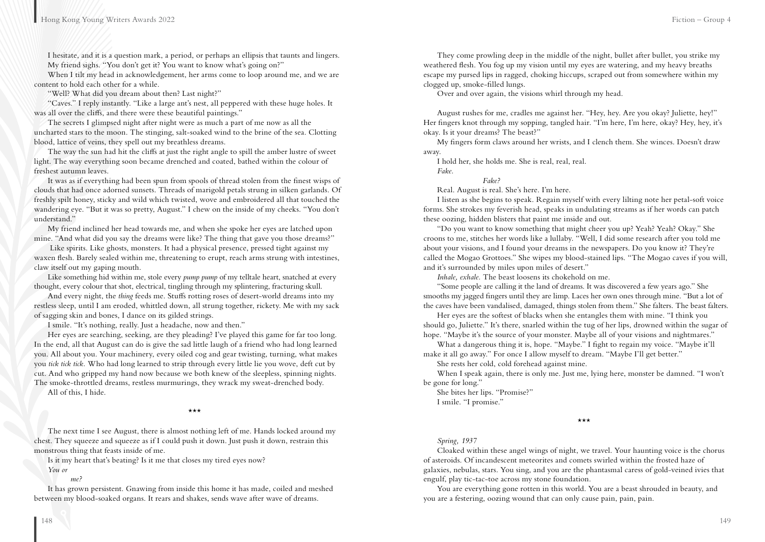I hesitate, and it is a question mark, a period, or perhaps an ellipsis that taunts and lingers.

My friend sighs. "You don't get it? You want to know what's going on?"

When I tilt my head in acknowledgement, her arms come to loop around me, and we are content to hold each other for a while.

"Well? What did you dream about then? Last night?"

"Caves." I reply instantly. "Like a large ant's nest, all peppered with these huge holes. It was all over the cliffs, and there were these beautiful paintings."

The secrets I glimpsed night after night were as much a part of me now as all the uncharted stars to the moon. The stinging, salt-soaked wind to the brine of the sea. Clotting blood, lattice of veins, they spell out my breathless dreams.

The way the sun had hit the cliffs at just the right angle to spill the amber lustre of sweet light. The way everything soon became drenched and coated, bathed within the colour of freshest autumn leaves.

It was as if everything had been spun from spools of thread stolen from the finest wisps of clouds that had once adorned sunsets. Threads of marigold petals strung in silken garlands. Of freshly spilt honey, sticky and wild which twisted, wove and embroidered all that touched the wandering eye. "But it was so pretty, August." I chew on the inside of my cheeks. "You don't understand."

My friend inclined her head towards me, and when she spoke her eyes are latched upon mine. "And what did you say the dreams were like? The thing that gave you those dreams?"

Like spirits. Like ghosts, monsters. It had a physical presence, pressed tight against my waxen flesh. Barely sealed within me, threatening to erupt, reach arms strung with intestines, claw itself out my gaping mouth.

Like something hid within me, stole every *pump pump* of my telltale heart, snatched at every thought, every colour that shot, electrical, tingling through my splintering, fracturing skull.

And every night, the *thing* feeds me. Stuffs rotting roses of desert-world dreams into my restless sleep, until I am eroded, whittled down, all strung together, rickety. Me with my sack of sagging skin and bones, I dance on its gilded strings.

I smile. "It's nothing, really. Just a headache, now and then."

Her eyes are searching, seeking, are they pleading? I've played this game for far too long. In the end, all that August can do is give the sad little laugh of a friend who had long learned you. All about you. Your machinery, every oiled cog and gear twisting, turning, what makes you *tick tick tick*. Who had long learned to strip through every little lie you wove, deft cut by cut. And who gripped my hand now because we both knew of the sleepless, spinning nights. The smoke-throttled dreams, restless murmurings, they wrack my sweat-drenched body.

All of this, I hide.

***

The next time I see August, there is almost nothing left of me. Hands locked around my chest. They squeeze and squeeze as if I could push it down. Just push it down, restrain this monstrous thing that feasts inside of me.

Is it my heart that's beating? Is it me that closes my tired eyes now?

*You or*

*me?*

It has grown persistent. Gnawing from inside this home it has made, coiled and meshed between my blood-soaked organs. It rears and shakes, sends wave after wave of dreams.

They come prowling deep in the middle of the night, bullet after bullet, you strike my weathered flesh. You fog up my vision until my eyes are watering, and my heavy breaths escape my pursed lips in ragged, choking hiccups, scraped out from somewhere within my clogged up, smoke-filled lungs.

Over and over again, the visions whirl through my head.

August rushes for me, cradles me against her. "Hey, hey. Are you okay? Juliette, hey!" Her fingers knot through my sopping, tangled hair. "I'm here, I'm here, okay? Hey, hey, it's okay. Is it your dreams? The beast?"

My fingers form claws around her wrists, and I clench them. She winces. Doesn't draw away.

I hold her, she holds me. She is real, real, real.

*Fake.*

*Fake?*

Real. August is real. She's here. I'm here.

I listen as she begins to speak. Regain myself with every lilting note her petal-soft voice forms. She strokes my feverish head, speaks in undulating streams as if her words can patch these oozing, hidden blisters that paint me inside and out.

"Do you want to know something that might cheer you up? Yeah? Yeah? Okay." She croons to me, stitches her words like a lullaby. "Well, I did some research after you told me about your visions, and I found your dreams in the newspapers. Do you know it? They're called the Mogao Grottoes." She wipes my blood-stained lips. "The Mogao caves if you will, and it's surrounded by miles upon miles of desert."

*Inhale, exhale.* The beast loosens its chokehold on me.

"Some people are calling it the land of dreams. It was discovered a few years ago." She smooths my jagged fingers until they are limp. Laces her own ones through mine. "But a lot of the caves have been vandalised, damaged, things stolen from them." She falters. The beast falters.

Her eyes are the softest of blacks when she entangles them with mine. "I think you should go, Juliette." It's there, snarled within the tug of her lips, drowned within the sugar of hope. "Maybe it's the source of your monster. Maybe all of your visions and nightmares."

What a dangerous thing it is, hope. "Maybe." I fight to regain my voice. "Maybe it'll make it all go away." For once I allow myself to dream. "Maybe I'll get better."

She rests her cold, cold forehead against mine.

When I speak again, there is only me. Just me, lying here, monster be damned. "I won't be gone for long."

She bites her lips. "Promise?"

I smile. "I promise."

***

*Spring, 1937*

Cloaked within these angel wings of night, we travel. Your haunting voice is the chorus of asteroids. Of incandescent meteorites and comets swirled within the frosted haze of galaxies, nebulas, stars. You sing, and you are the phantasmal caress of gold-veined ivies that engulf, play tic-tac-toe across my stone foundation.

You are everything gone rotten in this world. You are a beast shrouded in beauty, and you are a festering, oozing wound that can only cause pain, pain, pain.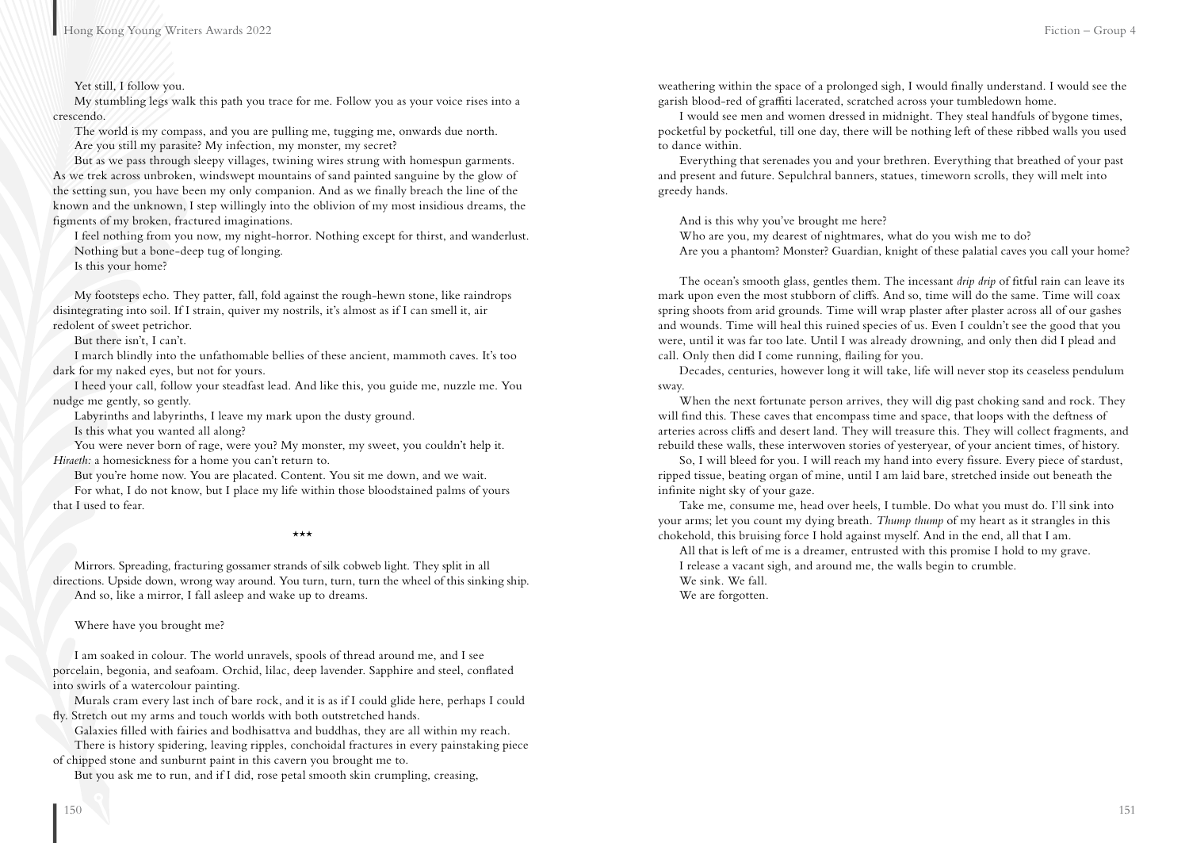Yet still, I follow you.

My stumbling legs walk this path you trace for me. Follow you as your voice rises into a crescendo.

The world is my compass, and you are pulling me, tugging me, onwards due north.

Are you still my parasite? My infection, my monster, my secret?

But as we pass through sleepy villages, twining wires strung with homespun garments. As we trek across unbroken, windswept mountains of sand painted sanguine by the glow of the setting sun, you have been my only companion. And as we finally breach the line of the known and the unknown, I step willingly into the oblivion of my most insidious dreams, the figments of my broken, fractured imaginations.

I feel nothing from you now, my night-horror. Nothing except for thirst, and wanderlust.

Nothing but a bone-deep tug of longing.

Is this your home?

My footsteps echo. They patter, fall, fold against the rough-hewn stone, like raindrops disintegrating into soil. If I strain, quiver my nostrils, it's almost as if I can smell it, air redolent of sweet petrichor.

But there isn't, I can't.

I march blindly into the unfathomable bellies of these ancient, mammoth caves. It's too dark for my naked eyes, but not for yours.

I heed your call, follow your steadfast lead. And like this, you guide me, nuzzle me. You nudge me gently, so gently.

Labyrinths and labyrinths, I leave my mark upon the dusty ground.

Is this what you wanted all along?

You were never born of rage, were you? My monster, my sweet, you couldn't help it.

*Hiraeth:* a homesickness for a home you can't return to.

But you're home now. You are placated. Content. You sit me down, and we wait.

For what, I do not know, but I place my life within those bloodstained palms of yours that I used to fear.

\*\*\*

Mirrors. Spreading, fracturing gossamer strands of silk cobweb light. They split in all directions. Upside down, wrong way around. You turn, turn, turn the wheel of this sinking ship.

And so, like a mirror, I fall asleep and wake up to dreams.

Where have you brought me?

I am soaked in colour. The world unravels, spools of thread around me, and I see porcelain, begonia, and seafoam. Orchid, lilac, deep lavender. Sapphire and steel, conflated into swirls of a watercolour painting.

Murals cram every last inch of bare rock, and it is as if I could glide here, perhaps I could fly. Stretch out my arms and touch worlds with both outstretched hands.

Galaxies filled with fairies and bodhisattva and buddhas, they are all within my reach.

There is history spidering, leaving ripples, conchoidal fractures in every painstaking piece of chipped stone and sunburnt paint in this cavern you brought me to.

But you ask me to run, and if I did, rose petal smooth skin crumpling, creasing, weathering within the space of a prolonged sigh, I would finally understand. I would see the garish blood-red of graffiti lacerated, scratched across your tumbledown home.

I would see men and women dressed in midnight. They steal handfuls of bygone times, pocketful by pocketful, till one day, there will be nothing left of these ribbed walls you used to dance within.

Everything that serenades you and your brethren. Everything that breathed of your past and present and future. Sepulchral banners, statues, timeworn scrolls, they will melt into greedy hands.

And is this why you've brought me here?

Who are you, my dearest of nightmares, what do you wish me to do?

Are you a phantom? Monster? Guardian, knight of these palatial caves you call your home?

The ocean's smooth glass, gentles them. The incessant *drip drip* of fitful rain can leave its mark upon even the most stubborn of cliffs. And so, time will do the same. Time will coax spring shoots from arid grounds. Time will wrap plaster after plaster across all of our gashes and wounds. Time will heal this ruined species of us. Even I couldn't see the good that you were, until it was far too late. Until I was already drowning, and only then did I plead and call. Only then did I come running, flailing for you.

Decades, centuries, however long it will take, life will never stop its ceaseless pendulum sway.

When the next fortunate person arrives, they will dig past choking sand and rock. They will find this. These caves that encompass time and space, that loops with the deftness of arteries across cliffs and desert land. They will treasure this. They will collect fragments, and rebuild these walls, these interwoven stories of yesteryear, of your ancient times, of history.

So, I will bleed for you. I will reach my hand into every fissure. Every piece of stardust, ripped tissue, beating organ of mine, until I am laid bare, stretched inside out beneath the infinite night sky of your gaze.

Take me, consume me, head over heels, I tumble. Do what you must do. I'll sink into your arms; let you count my dying breath. *Thump thump* of my heart as it strangles in this chokehold, this bruising force I hold against myself. And in the end, all that I am.

All that is left of me is a dreamer, entrusted with this promise I hold to my grave.

I release a vacant sigh, and around me, the walls begin to crumble.

We sink. We fall.

We are forgotten.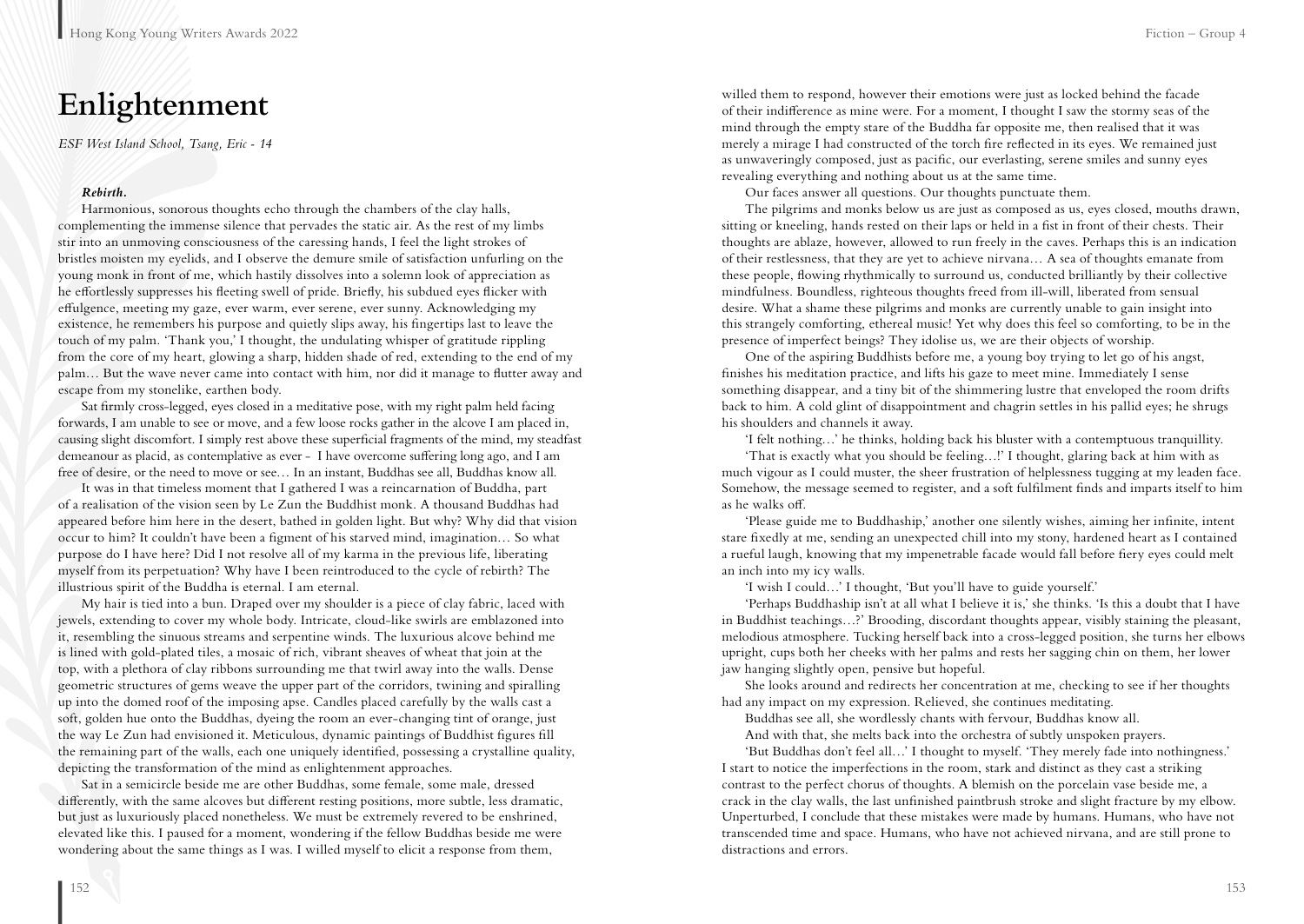# Enlightenment

*ESF West Island School, Tsang, Eric - 14*

***Rebirth.***

Harmonious, sonorous thoughts echo through the chambers of the clay halls, complementing the immense silence that pervades the static air. As the rest of my limbs stir into an unmoving consciousness of the caressing hands, I feel the light strokes of bristles moisten my eyelids, and I observe the demure smile of satisfaction unfurling on the young monk in front of me, which hastily dissolves into a solemn look of appreciation as he effortlessly suppresses his fleeting swell of pride. Briefly, his subdued eyes flicker with effulgence, meeting my gaze, ever warm, ever serene, ever sunny. Acknowledging my existence, he remembers his purpose and quietly slips away, his fingertips last to leave the touch of my palm. 'Thank you,' I thought, the undulating whisper of gratitude rippling from the core of my heart, glowing a sharp, hidden shade of red, extending to the end of my palm… But the wave never came into contact with him, nor did it manage to flutter away and escape from my stonelike, earthen body.

Sat firmly cross-legged, eyes closed in a meditative pose, with my right palm held facing forwards, I am unable to see or move, and a few loose rocks gather in the alcove I am placed in, causing slight discomfort. I simply rest above these superficial fragments of the mind, my steadfast demeanour as placid, as contemplative as ever - I have overcome suffering long ago, and I am free of desire, or the need to move or see… In an instant, Buddhas see all, Buddhas know all.

It was in that timeless moment that I gathered I was a reincarnation of Buddha, part of a realisation of the vision seen by Le Zun the Buddhist monk. A thousand Buddhas had appeared before him here in the desert, bathed in golden light. But why? Why did that vision occur to him? It couldn't have been a figment of his starved mind, imagination… So what purpose do I have here? Did I not resolve all of my karma in the previous life, liberating myself from its perpetuation? Why have I been reintroduced to the cycle of rebirth? The illustrious spirit of the Buddha is eternal. I am eternal.

My hair is tied into a bun. Draped over my shoulder is a piece of clay fabric, laced with jewels, extending to cover my whole body. Intricate, cloud-like swirls are emblazoned into it, resembling the sinuous streams and serpentine winds. The luxurious alcove behind me is lined with gold-plated tiles, a mosaic of rich, vibrant sheaves of wheat that join at the top, with a plethora of clay ribbons surrounding me that twirl away into the walls. Dense geometric structures of gems weave the upper part of the corridors, twining and spiralling up into the domed roof of the imposing apse. Candles placed carefully by the walls cast a soft, golden hue onto the Buddhas, dyeing the room an ever-changing tint of orange, just the way Le Zun had envisioned it. Meticulous, dynamic paintings of Buddhist figures fill the remaining part of the walls, each one uniquely identified, possessing a crystalline quality, depicting the transformation of the mind as enlightenment approaches.

Sat in a semicircle beside me are other Buddhas, some female, some male, dressed differently, with the same alcoves but different resting positions, more subtle, less dramatic, but just as luxuriously placed nonetheless. We must be extremely revered to be enshrined, elevated like this. I paused for a moment, wondering if the fellow Buddhas beside me were wondering about the same things as I was. I willed myself to elicit a response from them, willed them to respond, however their emotions were just as locked behind the facade of their indifference as mine were. For a moment, I thought I saw the stormy seas of the mind through the empty stare of the Buddha far opposite me, then realised that it was merely a mirage I had constructed of the torch fire reflected in its eyes. We remained just as unwaveringly composed, just as pacific, our everlasting, serene smiles and sunny eyes revealing everything and nothing about us at the same time.

Our faces answer all questions. Our thoughts punctuate them.

The pilgrims and monks below us are just as composed as us, eyes closed, mouths drawn, sitting or kneeling, hands rested on their laps or held in a fist in front of their chests. Their thoughts are ablaze, however, allowed to run freely in the caves. Perhaps this is an indication of their restlessness, that they are yet to achieve nirvana… A sea of thoughts emanate from these people, flowing rhythmically to surround us, conducted brilliantly by their collective mindfulness. Boundless, righteous thoughts freed from ill-will, liberated from sensual desire. What a shame these pilgrims and monks are currently unable to gain insight into this strangely comforting, ethereal music! Yet why does this feel so comforting, to be in the presence of imperfect beings? They idolise us, we are their objects of worship.

One of the aspiring Buddhists before me, a young boy trying to let go of his angst, finishes his meditation practice, and lifts his gaze to meet mine. Immediately I sense something disappear, and a tiny bit of the shimmering lustre that enveloped the room drifts back to him. A cold glint of disappointment and chagrin settles in his pallid eyes; he shrugs his shoulders and channels it away.

'I felt nothing…' he thinks, holding back his bluster with a contemptuous tranquillity.

'That is exactly what you should be feeling…!' I thought, glaring back at him with as much vigour as I could muster, the sheer frustration of helplessness tugging at my leaden face. Somehow, the message seemed to register, and a soft fulfilment finds and imparts itself to him as he walks off.

'Please guide me to Buddhaship,' another one silently wishes, aiming her infinite, intent stare fixedly at me, sending an unexpected chill into my stony, hardened heart as I contained a rueful laugh, knowing that my impenetrable facade would fall before fiery eyes could melt an inch into my icy walls.

'I wish I could…' I thought, 'But you'll have to guide yourself.'

'Perhaps Buddhaship isn't at all what I believe it is,' she thinks. 'Is this a doubt that I have in Buddhist teachings…?' Brooding, discordant thoughts appear, visibly staining the pleasant, melodious atmosphere. Tucking herself back into a cross-legged position, she turns her elbows upright, cups both her cheeks with her palms and rests her sagging chin on them, her lower jaw hanging slightly open, pensive but hopeful.

She looks around and redirects her concentration at me, checking to see if her thoughts had any impact on my expression. Relieved, she continues meditating.

Buddhas see all, she wordlessly chants with fervour, Buddhas know all.

And with that, she melts back into the orchestra of subtly unspoken prayers.

'But Buddhas don't feel all…' I thought to myself. 'They merely fade into nothingness.' I start to notice the imperfections in the room, stark and distinct as they cast a striking contrast to the perfect chorus of thoughts. A blemish on the porcelain vase beside me, a crack in the clay walls, the last unfinished paintbrush stroke and slight fracture by my elbow. Unperturbed, I conclude that these mistakes were made by humans. Humans, who have not transcended time and space. Humans, who have not achieved nirvana, and are still prone to distractions and errors.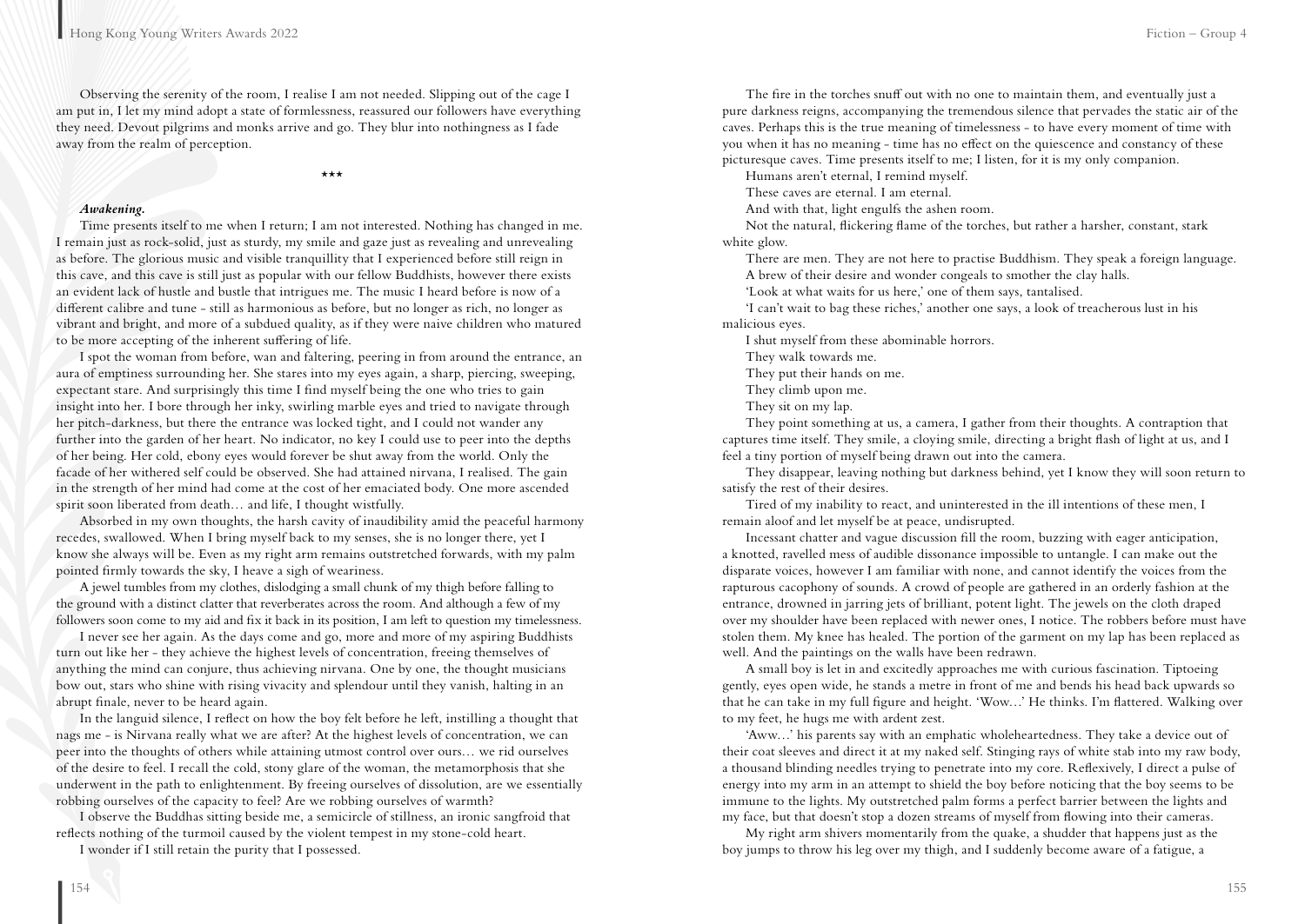Observing the serenity of the room, I realise I am not needed. Slipping out of the cage I am put in, I let my mind adopt a state of formlessness, reassured our followers have everything they need. Devout pilgrims and monks arrive and go. They blur into nothingness as I fade away from the realm of perception.

***

***Awakening.***

Time presents itself to me when I return; I am not interested. Nothing has changed in me. I remain just as rock-solid, just as sturdy, my smile and gaze just as revealing and unrevealing as before. The glorious music and visible tranquillity that I experienced before still reign in this cave, and this cave is still just as popular with our fellow Buddhists, however there exists an evident lack of hustle and bustle that intrigues me. The music I heard before is now of a different calibre and tune - still as harmonious as before, but no longer as rich, no longer as vibrant and bright, and more of a subdued quality, as if they were naive children who matured to be more accepting of the inherent suffering of life.

I spot the woman from before, wan and faltering, peering in from around the entrance, an aura of emptiness surrounding her. She stares into my eyes again, a sharp, piercing, sweeping, expectant stare. And surprisingly this time I find myself being the one who tries to gain insight into her. I bore through her inky, swirling marble eyes and tried to navigate through her pitch-darkness, but there the entrance was locked tight, and I could not wander any further into the garden of her heart. No indicator, no key I could use to peer into the depths of her being. Her cold, ebony eyes would forever be shut away from the world. Only the facade of her withered self could be observed. She had attained nirvana, I realised. The gain in the strength of her mind had come at the cost of her emaciated body. One more ascended spirit soon liberated from death… and life, I thought wistfully.

Absorbed in my own thoughts, the harsh cavity of inaudibility amid the peaceful harmony recedes, swallowed. When I bring myself back to my senses, she is no longer there, yet I know she always will be. Even as my right arm remains outstretched forwards, with my palm pointed firmly towards the sky, I heave a sigh of weariness.

A jewel tumbles from my clothes, dislodging a small chunk of my thigh before falling to the ground with a distinct clatter that reverberates across the room. And although a few of my followers soon come to my aid and fix it back in its position, I am left to question my timelessness.

I never see her again. As the days come and go, more and more of my aspiring Buddhists turn out like her - they achieve the highest levels of concentration, freeing themselves of anything the mind can conjure, thus achieving nirvana. One by one, the thought musicians bow out, stars who shine with rising vivacity and splendour until they vanish, halting in an abrupt finale, never to be heard again.

In the languid silence, I reflect on how the boy felt before he left, instilling a thought that nags me - is Nirvana really what we are after? At the highest levels of concentration, we can peer into the thoughts of others while attaining utmost control over ours… we rid ourselves of the desire to feel. I recall the cold, stony glare of the woman, the metamorphosis that she underwent in the path to enlightenment. By freeing ourselves of dissolution, are we essentially robbing ourselves of the capacity to feel? Are we robbing ourselves of warmth?

I observe the Buddhas sitting beside me, a semicircle of stillness, an ironic sangfroid that reflects nothing of the turmoil caused by the violent tempest in my stone-cold heart.

I wonder if I still retain the purity that I possessed.

The fire in the torches snuff out with no one to maintain them, and eventually just a pure darkness reigns, accompanying the tremendous silence that pervades the static air of the caves. Perhaps this is the true meaning of timelessness - to have every moment of time with you when it has no meaning - time has no effect on the quiescence and constancy of these picturesque caves. Time presents itself to me; I listen, for it is my only companion.

Humans aren't eternal, I remind myself.

These caves are eternal. I am eternal.

And with that, light engulfs the ashen room.

Not the natural, flickering flame of the torches, but rather a harsher, constant, stark white glow.

There are men. They are not here to practise Buddhism. They speak a foreign language. A brew of their desire and wonder congeals to smother the clay halls.

'Look at what waits for us here,' one of them says, tantalised.

'I can't wait to bag these riches,' another one says, a look of treacherous lust in his malicious eyes.

I shut myself from these abominable horrors.

They walk towards me.

They put their hands on me.

They climb upon me.

They sit on my lap.

They point something at us, a camera, I gather from their thoughts. A contraption that captures time itself. They smile, a cloying smile, directing a bright flash of light at us, and I feel a tiny portion of myself being drawn out into the camera.

They disappear, leaving nothing but darkness behind, yet I know they will soon return to satisfy the rest of their desires.

Tired of my inability to react, and uninterested in the ill intentions of these men, I remain aloof and let myself be at peace, undisrupted.

Incessant chatter and vague discussion fill the room, buzzing with eager anticipation, a knotted, ravelled mess of audible dissonance impossible to untangle. I can make out the disparate voices, however I am familiar with none, and cannot identify the voices from the rapturous cacophony of sounds. A crowd of people are gathered in an orderly fashion at the entrance, drowned in jarring jets of brilliant, potent light. The jewels on the cloth draped over my shoulder have been replaced with newer ones, I notice. The robbers before must have stolen them. My knee has healed. The portion of the garment on my lap has been replaced as well. And the paintings on the walls have been redrawn.

A small boy is let in and excitedly approaches me with curious fascination. Tiptoeing gently, eyes open wide, he stands a metre in front of me and bends his head back upwards so that he can take in my full figure and height. 'Wow…' He thinks. I'm flattered. Walking over to my feet, he hugs me with ardent zest.

'Aww…' his parents say with an emphatic wholeheartedness. They take a device out of their coat sleeves and direct it at my naked self. Stinging rays of white stab into my raw body, a thousand blinding needles trying to penetrate into my core. Reflexively, I direct a pulse of energy into my arm in an attempt to shield the boy before noticing that the boy seems to be immune to the lights. My outstretched palm forms a perfect barrier between the lights and my face, but that doesn't stop a dozen streams of myself from flowing into their cameras.

My right arm shivers momentarily from the quake, a shudder that happens just as the boy jumps to throw his leg over my thigh, and I suddenly become aware of a fatigue, a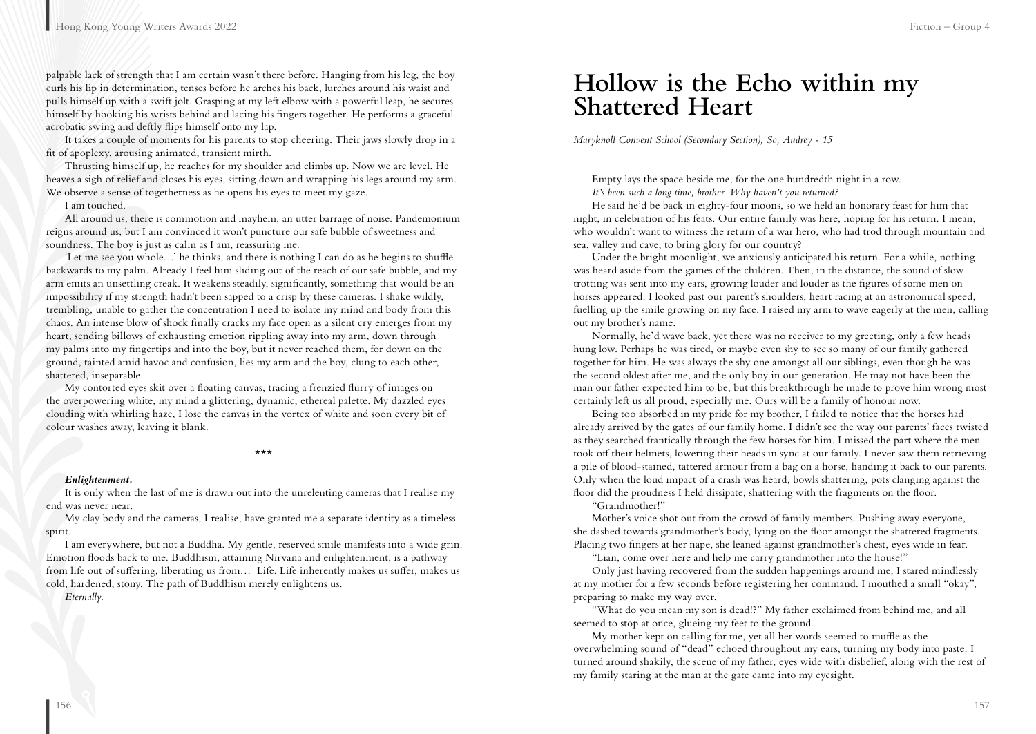palpable lack of strength that I am certain wasn't there before. Hanging from his leg, the boy curls his lip in determination, tenses before he arches his back, lurches around his waist and pulls himself up with a swift jolt. Grasping at my left elbow with a powerful leap, he secures himself by hooking his wrists behind and lacing his fingers together. He performs a graceful acrobatic swing and deftly flips himself onto my lap.

It takes a couple of moments for his parents to stop cheering. Their jaws slowly drop in a fit of apoplexy, arousing animated, transient mirth.

Thrusting himself up, he reaches for my shoulder and climbs up. Now we are level. He heaves a sigh of relief and closes his eyes, sitting down and wrapping his legs around my arm. We observe a sense of togetherness as he opens his eyes to meet my gaze.

I am touched.

All around us, there is commotion and mayhem, an utter barrage of noise. Pandemonium reigns around us, but I am convinced it won't puncture our safe bubble of sweetness and soundness. The boy is just as calm as I am, reassuring me.

'Let me see you whole…' he thinks, and there is nothing I can do as he begins to shuffle backwards to my palm. Already I feel him sliding out of the reach of our safe bubble, and my arm emits an unsettling creak. It weakens steadily, significantly, something that would be an impossibility if my strength hadn't been sapped to a crisp by these cameras. I shake wildly, trembling, unable to gather the concentration I need to isolate my mind and body from this chaos. An intense blow of shock finally cracks my face open as a silent cry emerges from my heart, sending billows of exhausting emotion rippling away into my arm, down through my palms into my fingertips and into the boy, but it never reached them, for down on the ground, tainted amid havoc and confusion, lies my arm and the boy, clung to each other, shattered, inseparable.

My contorted eyes skit over a floating canvas, tracing a frenzied flurry of images on the overpowering white, my mind a glittering, dynamic, ethereal palette. My dazzled eyes clouding with whirling haze, I lose the canvas in the vortex of white and soon every bit of colour washes away, leaving it blank.

\*\*\*

***Enlightenment.***

It is only when the last of me is drawn out into the unrelenting cameras that I realise my end was never near.

My clay body and the cameras, I realise, have granted me a separate identity as a timeless spirit.

I am everywhere, but not a Buddha. My gentle, reserved smile manifests into a wide grin. Emotion floods back to me. Buddhism, attaining Nirvana and enlightenment, is a pathway from life out of suffering, liberating us from… Life. Life inherently makes us suffer, makes us cold, hardened, stony. The path of Buddhism merely enlightens us.

*Eternally.*

# Hollow is the Echo within my Shattered Heart

*Maryknoll Convent School (Secondary Section), So, Audrey - 15*

Empty lays the space beside me, for the one hundredth night in a row.

*It's been such a long time, brother. Why haven't you returned?*

He said he'd be back in eighty-four moons, so we held an honorary feast for him that night, in celebration of his feats. Our entire family was here, hoping for his return. I mean, who wouldn't want to witness the return of a war hero, who had trod through mountain and sea, valley and cave, to bring glory for our country?

Under the bright moonlight, we anxiously anticipated his return. For a while, nothing was heard aside from the games of the children. Then, in the distance, the sound of slow trotting was sent into my ears, growing louder and louder as the figures of some men on horses appeared. I looked past our parent's shoulders, heart racing at an astronomical speed, fuelling up the smile growing on my face. I raised my arm to wave eagerly at the men, calling out my brother's name.

Normally, he'd wave back, yet there was no receiver to my greeting, only a few heads hung low. Perhaps he was tired, or maybe even shy to see so many of our family gathered together for him. He was always the shy one amongst all our siblings, even though he was the second oldest after me, and the only boy in our generation. He may not have been the man our father expected him to be, but this breakthrough he made to prove him wrong most certainly left us all proud, especially me. Ours will be a family of honour now.

Being too absorbed in my pride for my brother, I failed to notice that the horses had already arrived by the gates of our family home. I didn't see the way our parents' faces twisted as they searched frantically through the few horses for him. I missed the part where the men took off their helmets, lowering their heads in sync at our family. I never saw them retrieving a pile of blood-stained, tattered armour from a bag on a horse, handing it back to our parents. Only when the loud impact of a crash was heard, bowls shattering, pots clanging against the floor did the proudness I held dissipate, shattering with the fragments on the floor.

"Grandmother!"

Mother's voice shot out from the crowd of family members. Pushing away everyone, she dashed towards grandmother's body, lying on the floor amongst the shattered fragments. Placing two fingers at her nape, she leaned against grandmother's chest, eyes wide in fear.

"Lian, come over here and help me carry grandmother into the house!"

Only just having recovered from the sudden happenings around me, I stared mindlessly at my mother for a few seconds before registering her command. I mouthed a small "okay", preparing to make my way over.

"What do you mean my son is dead!?" My father exclaimed from behind me, and all seemed to stop at once, glueing my feet to the ground

My mother kept on calling for me, yet all her words seemed to muffle as the overwhelming sound of "dead" echoed throughout my ears, turning my body into paste. I turned around shakily, the scene of my father, eyes wide with disbelief, along with the rest of my family staring at the man at the gate came into my eyesight.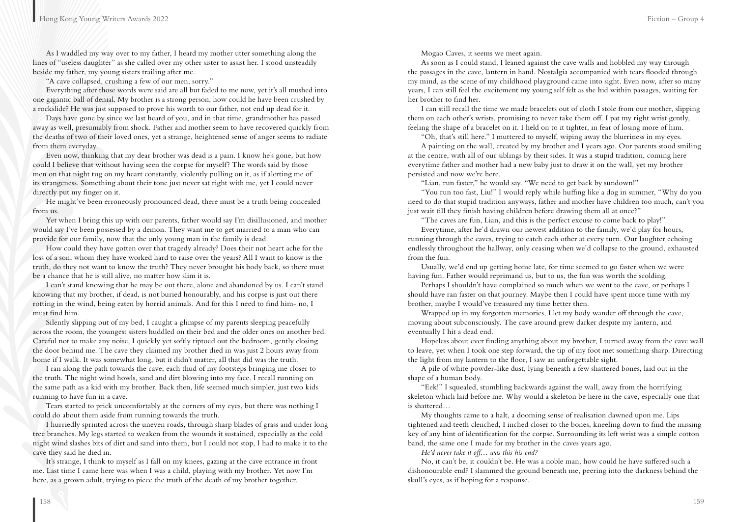As I waddled my way over to my father, I heard my mother utter something along the lines of "useless daughter" as she called over my other sister to assist her. I stood unsteadily beside my father, my young sisters trailing after me.

"A cave collapsed, crushing a few of our men, sorry."

Everything after those words were said are all but faded to me now, yet it's all mushed into one gigantic ball of denial. My brother is a strong person, how could he have been crushed by a rockslide? He was just supposed to prove his worth to our father, not end up dead for it.

Days have gone by since we last heard of you, and in that time, grandmother has passed away as well, presumably from shock. Father and mother seem to have recovered quickly from the deaths of two of their loved ones, yet a strange, heightened sense of anger seems to radiate from them everyday.

Even now, thinking that my dear brother was dead is a pain. I know he's gone, but how could I believe that without having seen the corpse for myself? The words said by those men on that night tug on my heart constantly, violently pulling on it, as if alerting me of its strangeness. Something about their tone just never sat right with me, yet I could never directly put my finger on it.

He might've been erroneously pronounced dead, there must be a truth being concealed from us.

Yet when I bring this up with our parents, father would say I'm disillusioned, and mother would say I've been possessed by a demon. They want me to get married to a man who can provide for our family, now that the only young man in the family is dead.

How could they have gotten over that tragedy already? Does their not heart ache for the loss of a son, whom they have worked hard to raise over the years? All I want to know is the truth, do they not want to know the truth? They never brought his body back, so there must be a chance that he is still alive, no matter how slim it is.

I can't stand knowing that he may be out there, alone and abandoned by us. I can't stand knowing that my brother, if dead, is not buried honourably, and his corpse is just out there rotting in the wind, being eaten by horrid animals. And for this I need to find him- no, I must find him.

Silently slipping out of my bed, I caught a glimpse of my parents sleeping peacefully across the room, the youngest sisters huddled on their bed and the older ones on another bed. Careful not to make any noise, I quickly yet softly tiptoed out the bedroom, gently closing the door behind me. The cave they claimed my brother died in was just 2 hours away from home if I walk. It was somewhat long, but it didn't matter, all that did was the truth.

I ran along the path towards the cave, each thud of my footsteps bringing me closer to the truth. The night wind howls, sand and dirt blowing into my face. I recall running on the same path as a kid with my brother. Back then, life seemed much simpler, just two kids running to have fun in a cave.

Tears started to prick uncomfortably at the corners of my eyes, but there was nothing I could do about them aside from running towards the truth.

I hurriedly sprinted across the uneven roads, through sharp blades of grass and under long tree branches. My legs started to weaken from the wounds it sustained, especially as the cold night wind slashes bits of dirt and sand into them, but I could not stop, I had to make it to the cave they said he died in.

It's strange, I think to myself as I fall on my knees, gazing at the cave entrance in front me. Last time I came here was when I was a child, playing with my brother. Yet now I'm here, as a grown adult, trying to piece the truth of the death of my brother together.

Mogao Caves, it seems we meet again.

As soon as I could stand, I leaned against the cave walls and hobbled my way through the passages in the cave, lantern in hand. Nostalgia accompanied with tears flooded through my mind, as the scene of my childhood playground came into sight. Even now, after so many years, I can still feel the excitement my young self felt as she hid within passages, waiting for her brother to find her.

I can still recall the time we made bracelets out of cloth I stole from our mother, slipping them on each other's wrists, promising to never take them off. I pat my right wrist gently, feeling the shape of a bracelet on it. I held on to it tighter, in fear of losing more of him.

"Oh, that's still here." I muttered to myself, wiping away the blurriness in my eyes.

A painting on the wall, created by my brother and I years ago. Our parents stood smiling at the centre, with all of our siblings by their sides. It was a stupid tradition, coming here everytime father and mother had a new baby just to draw it on the wall, yet my brother persisted and now we're here.

"Lian, run faster," he would say. "We need to get back by sundown!"

"You run too fast, Liu!" I would reply while huffing like a dog in summer, "Why do you need to do that stupid tradition anyways, father and mother have children too much, can't you just wait till they finish having children before drawing them all at once?"

"The caves are fun, Lian, and this is the perfect excuse to come back to play!"

Everytime, after he'd drawn our newest addition to the family, we'd play for hours, running through the caves, trying to catch each other at every turn. Our laughter echoing endlessly throughout the hallway, only ceasing when we'd collapse to the ground, exhausted from the fun.

Usually, we'd end up getting home late, for time seemed to go faster when we were having fun. Father would reprimand us, but to us, the fun was worth the scolding.

Perhaps I shouldn't have complained so much when we went to the cave, or perhaps I should have ran faster on that journey. Maybe then I could have spent more time with my brother, maybe I would've treasured my time better then.

Wrapped up in my forgotten memories, I let my body wander off through the cave, moving about subconsciously. The cave around grew darker despite my lantern, and eventually I hit a dead end.

Hopeless about ever finding anything about my brother, I turned away from the cave wall to leave, yet when I took one step forward, the tip of my foot met something sharp. Directing the light from my lantern to the floor, I saw an unforgettable sight.

A pile of white powder-like dust, lying beneath a few shattered bones, laid out in the shape of a human body.

"Eek!" I squealed, stumbling backwards against the wall, away from the horrifying skeleton which laid before me. Why would a skeleton be here in the cave, especially one that is shattered…

My thoughts came to a halt, a dooming sense of realisation dawned upon me. Lips tightened and teeth clenched, I inched closer to the bones, kneeling down to find the missing key of any hint of identification for the corpse. Surrounding its left wrist was a simple cotton band, the same one I made for my brother in the caves years ago.

*He'd never take it off… was this his end?*

No, it can't be, it couldn't be. He was a noble man, how could he have suffered such a dishonourable end? I slammed the ground beneath me, peering into the darkness behind the skull's eyes, as if hoping for a response.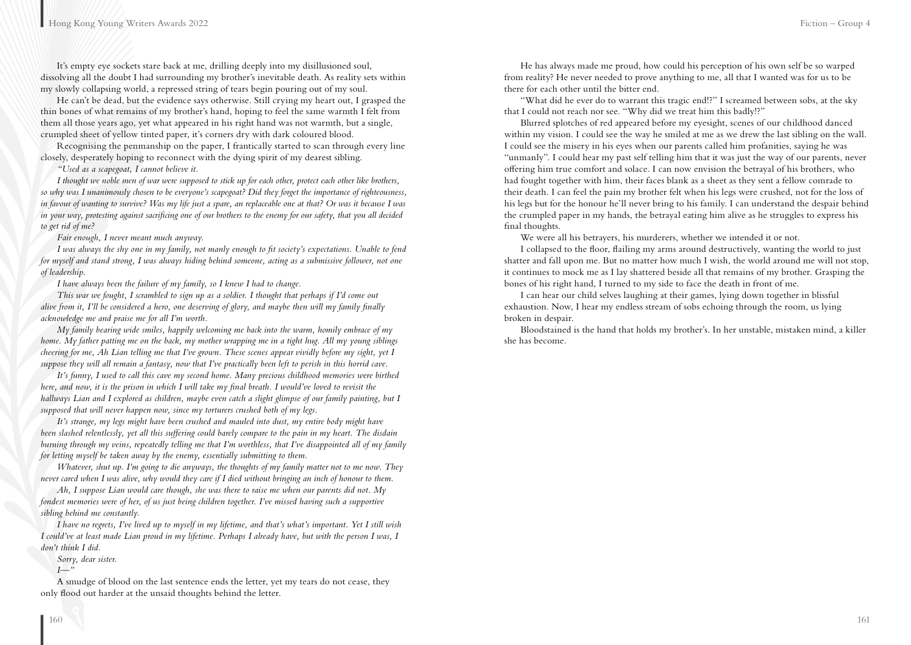It's empty eye sockets stare back at me, drilling deeply into my disillusioned soul, dissolving all the doubt I had surrounding my brother's inevitable death. As reality sets within my slowly collapsing world, a repressed string of tears begin pouring out of my soul.

He can't be dead, but the evidence says otherwise. Still crying my heart out, I grasped the thin bones of what remains of my brother's hand, hoping to feel the same warmth I felt from them all those years ago, yet what appeared in his right hand was not warmth, but a single, crumpled sheet of yellow tinted paper, it's corners dry with dark coloured blood.

Recognising the penmanship on the paper, I frantically started to scan through every line closely, desperately hoping to reconnect with the dying spirit of my dearest sibling.

*"Used as a scapegoat, I cannot believe it.*

*I thought we noble men of war were supposed to stick up for each other, protect each other like brothers, so why was I unanimously chosen to be everyone's scapegoat? Did they forget the importance of righteousness, in favour of wanting to survive? Was my life just a spare, an replaceable one at that? Or was it because I was in your way, protesting against sacrificing one of our brothers to the enemy for our safety, that you all decided to get rid of me?*

*Fair enough, I never meant much anyway.*

*I was always the shy one in my family, not manly enough to fit society's expectations. Unable to fend for myself and stand strong, I was always hiding behind someone, acting as a submissive follower, not one of leadership.*

*I have always been the failure of my family, so I knew I had to change.*

*This war we fought, I scrambled to sign up as a soldier. I thought that perhaps if I'd come out alive from it, I'll be considered a hero, one deserving of glory, and maybe then will my family finally acknowledge me and praise me for all I'm worth.*

*My family bearing wide smiles, happily welcoming me back into the warm, homily embrace of my home. My father patting me on the back, my mother wrapping me in a tight hug. All my young siblings cheering for me, Ah Lian telling me that I've grown. These scenes appear vividly before my sight, yet I suppose they will all remain a fantasy, now that I've practically been left to perish in this horrid cave.*

*It's funny, I used to call this cave my second home. Many precious childhood memories were birthed here, and now, it is the prison in which I will take my final breath. I would've loved to revisit the hallways Lian and I explored as children, maybe even catch a slight glimpse of our family painting, but I supposed that will never happen now, since my torturers crushed both of my legs.*

*It's strange, my legs might have been crushed and mauled into dust, my entire body might have been slashed relentlessly, yet all this suffering could barely compare to the pain in my heart. The disdain burning through my veins, repeatedly telling me that I'm worthless, that I've disappointed all of my family for letting myself be taken away by the enemy, essentially submitting to them.*

*Whatever, shut up. I'm going to die anyways, the thoughts of my family matter not to me now. They never cared when I was alive, why would they care if I died without bringing an inch of honour to them.*

*Ah, I suppose Lian would care though, she was there to raise me when our parents did not. My fondest memories were of her, of us just being children together. I've missed having such a supportive sibling behind me constantly.*

*I have no regrets, I've lived up to myself in my lifetime, and that's what's important. Yet I still wish I could've at least made Lian proud in my lifetime. Perhaps I already have, but with the person I was, I don't think I did.*

*Sorry, dear sister.*

*I—"*

A smudge of blood on the last sentence ends the letter, yet my tears do not cease, they only flood out harder at the unsaid thoughts behind the letter.

He has always made me proud, how could his perception of his own self be so warped from reality? He never needed to prove anything to me, all that I wanted was for us to be there for each other until the bitter end.

"What did he ever do to warrant this tragic end!?" I screamed between sobs, at the sky that I could not reach nor see. "Why did we treat him this badly!?"

Blurred splotches of red appeared before my eyesight, scenes of our childhood danced within my vision. I could see the way he smiled at me as we drew the last sibling on the wall. I could see the misery in his eyes when our parents called him profanities, saying he was "unmanly". I could hear my past self telling him that it was just the way of our parents, never offering him true comfort and solace. I can now envision the betrayal of his brothers, who had fought together with him, their faces blank as a sheet as they sent a fellow comrade to their death. I can feel the pain my brother felt when his legs were crushed, not for the loss of his legs but for the honour he'll never bring to his family. I can understand the despair behind the crumpled paper in my hands, the betrayal eating him alive as he struggles to express his final thoughts.

We were all his betrayers, his murderers, whether we intended it or not.

I collapsed to the floor, flailing my arms around destructively, wanting the world to just shatter and fall upon me. But no matter how much I wish, the world around me will not stop, it continues to mock me as I lay shattered beside all that remains of my brother. Grasping the bones of his right hand, I turned to my side to face the death in front of me.

I can hear our child selves laughing at their games, lying down together in blissful exhaustion. Now, I hear my endless stream of sobs echoing through the room, us lying broken in despair.

Bloodstained is the hand that holds my brother's. In her unstable, mistaken mind, a killer she has become.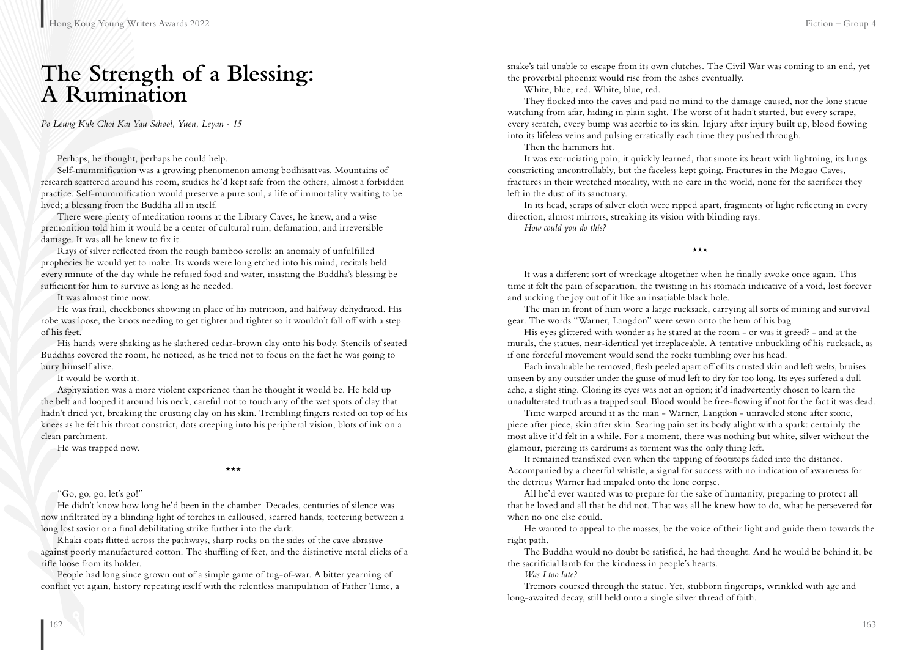# The Strength of a Blessing: A Rumination

*Po Leung Kuk Choi Kai Yau School, Yuen, Leyan - 15*

Perhaps, he thought, perhaps he could help.

Self-mummification was a growing phenomenon among bodhisattvas. Mountains of research scattered around his room, studies he'd kept safe from the others, almost a forbidden practice. Self-mummification would preserve a pure soul, a life of immortality waiting to be lived; a blessing from the Buddha all in itself.

There were plenty of meditation rooms at the Library Caves, he knew, and a wise premonition told him it would be a center of cultural ruin, defamation, and irreversible damage. It was all he knew to fix it.

Rays of silver reflected from the rough bamboo scrolls: an anomaly of unfulfilled prophecies he would yet to make. Its words were long etched into his mind, recitals held every minute of the day while he refused food and water, insisting the Buddha's blessing be sufficient for him to survive as long as he needed.

It was almost time now.

He was frail, cheekbones showing in place of his nutrition, and halfway dehydrated. His robe was loose, the knots needing to get tighter and tighter so it wouldn't fall off with a step of his feet.

His hands were shaking as he slathered cedar-brown clay onto his body. Stencils of seated Buddhas covered the room, he noticed, as he tried not to focus on the fact he was going to bury himself alive.

It would be worth it.

Asphyxiation was a more violent experience than he thought it would be. He held up the belt and looped it around his neck, careful not to touch any of the wet spots of clay that hadn't dried yet, breaking the crusting clay on his skin. Trembling fingers rested on top of his knees as he felt his throat constrict, dots creeping into his peripheral vision, blots of ink on a clean parchment.

He was trapped now.

\*\*\*

"Go, go, go, let's go!"

He didn't know how long he'd been in the chamber. Decades, centuries of silence was now infiltrated by a blinding light of torches in calloused, scarred hands, teetering between a long lost savior or a final debilitating strike further into the dark.

Khaki coats flitted across the pathways, sharp rocks on the sides of the cave abrasive against poorly manufactured cotton. The shuffling of feet, and the distinctive metal clicks of a rifle loose from its holder.

People had long since grown out of a simple game of tug-of-war. A bitter yearning of conflict yet again, history repeating itself with the relentless manipulation of Father Time, a snake's tail unable to escape from its own clutches. The Civil War was coming to an end, yet the proverbial phoenix would rise from the ashes eventually.

White, blue, red. White, blue, red.

They flocked into the caves and paid no mind to the damage caused, nor the lone statue watching from afar, hiding in plain sight. The worst of it hadn't started, but every scrape, every scratch, every bump was acerbic to its skin. Injury after injury built up, blood flowing into its lifeless veins and pulsing erratically each time they pushed through.

Then the hammers hit.

It was excruciating pain, it quickly learned, that smote its heart with lightning, its lungs constricting uncontrollably, but the faceless kept going. Fractures in the Mogao Caves, fractures in their wretched morality, with no care in the world, none for the sacrifices they left in the dust of its sanctuary.

In its head, scraps of silver cloth were ripped apart, fragments of light reflecting in every direction, almost mirrors, streaking its vision with blinding rays.

*How could you do this?*

\*\*\*

It was a different sort of wreckage altogether when he finally awoke once again. This time it felt the pain of separation, the twisting in his stomach indicative of a void, lost forever and sucking the joy out of it like an insatiable black hole.

The man in front of him wore a large rucksack, carrying all sorts of mining and survival gear. The words "Warner, Langdon" were sewn onto the hem of his bag.

His eyes glittered with wonder as he stared at the room - or was it greed? - and at the murals, the statues, near-identical yet irreplaceable. A tentative unbuckling of his rucksack, as if one forceful movement would send the rocks tumbling over his head.

Each invaluable he removed, flesh peeled apart off of its crusted skin and left welts, bruises unseen by any outsider under the guise of mud left to dry for too long. Its eyes suffered a dull ache, a slight sting. Closing its eyes was not an option; it'd inadvertently chosen to learn the unadulterated truth as a trapped soul. Blood would be free-flowing if not for the fact it was dead.

Time warped around it as the man - Warner, Langdon - unraveled stone after stone, piece after piece, skin after skin. Searing pain set its body alight with a spark: certainly the most alive it'd felt in a while. For a moment, there was nothing but white, silver without the glamour, piercing its eardrums as torment was the only thing left.

It remained transfixed even when the tapping of footsteps faded into the distance. Accompanied by a cheerful whistle, a signal for success with no indication of awareness for the detritus Warner had impaled onto the lone corpse.

All he'd ever wanted was to prepare for the sake of humanity, preparing to protect all that he loved and all that he did not. That was all he knew how to do, what he persevered for when no one else could.

He wanted to appeal to the masses, be the voice of their light and guide them towards the right path.

The Buddha would no doubt be satisfied, he had thought. And he would be behind it, be the sacrificial lamb for the kindness in people's hearts.

*Was I too late?*

Tremors coursed through the statue. Yet, stubborn fingertips, wrinkled with age and long-awaited decay, still held onto a single silver thread of faith.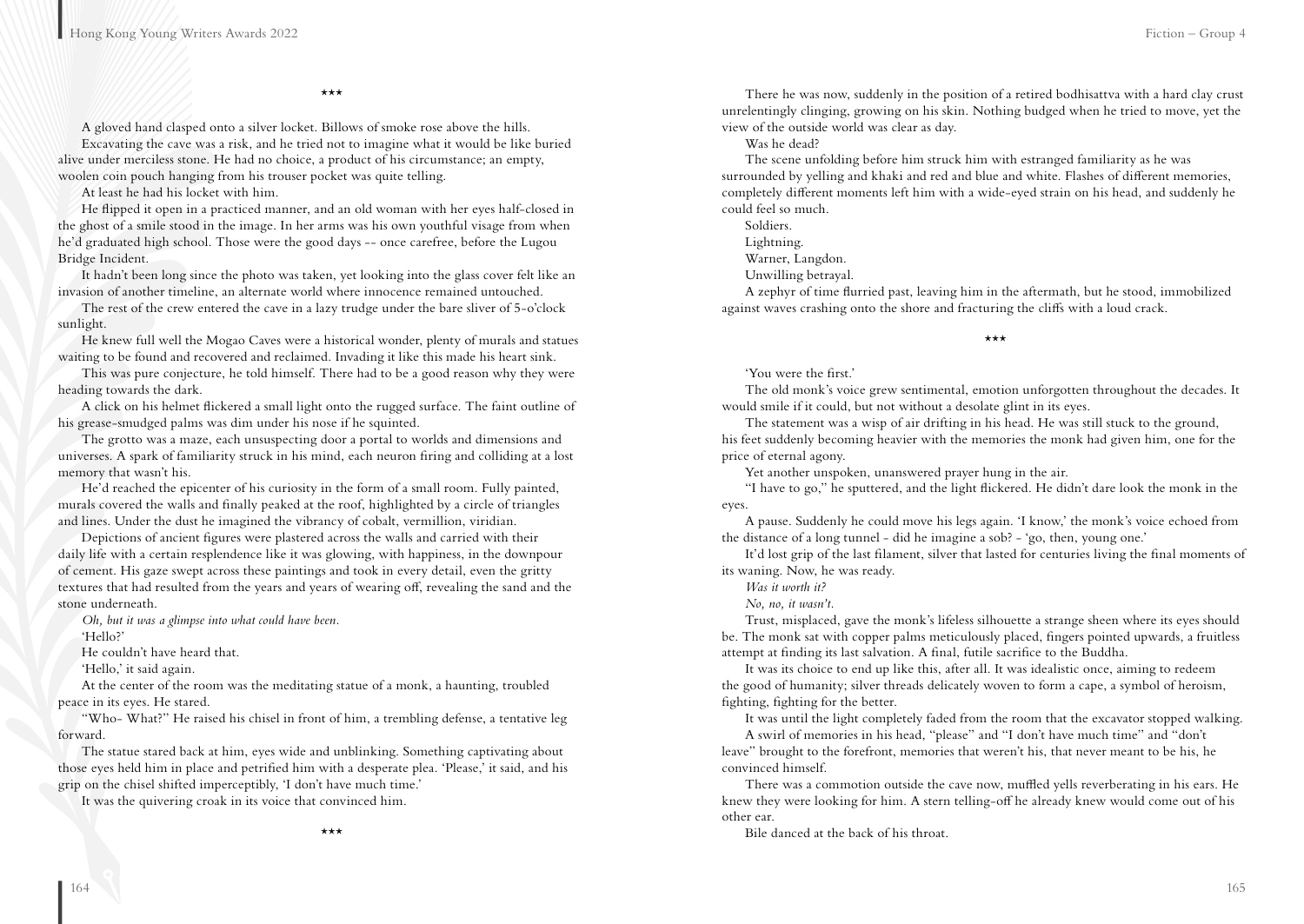\*\*\*

A gloved hand clasped onto a silver locket. Billows of smoke rose above the hills.

Excavating the cave was a risk, and he tried not to imagine what it would be like buried alive under merciless stone. He had no choice, a product of his circumstance; an empty, woolen coin pouch hanging from his trouser pocket was quite telling.

At least he had his locket with him.

He flipped it open in a practiced manner, and an old woman with her eyes half-closed in the ghost of a smile stood in the image. In her arms was his own youthful visage from when he'd graduated high school. Those were the good days -- once carefree, before the Lugou Bridge Incident.

It hadn't been long since the photo was taken, yet looking into the glass cover felt like an invasion of another timeline, an alternate world where innocence remained untouched.

The rest of the crew entered the cave in a lazy trudge under the bare sliver of 5-o'clock sunlight.

He knew full well the Mogao Caves were a historical wonder, plenty of murals and statues waiting to be found and recovered and reclaimed. Invading it like this made his heart sink.

This was pure conjecture, he told himself. There had to be a good reason why they were heading towards the dark.

A click on his helmet flickered a small light onto the rugged surface. The faint outline of his grease-smudged palms was dim under his nose if he squinted.

The grotto was a maze, each unsuspecting door a portal to worlds and dimensions and universes. A spark of familiarity struck in his mind, each neuron firing and colliding at a lost memory that wasn't his.

He'd reached the epicenter of his curiosity in the form of a small room. Fully painted, murals covered the walls and finally peaked at the roof, highlighted by a circle of triangles and lines. Under the dust he imagined the vibrancy of cobalt, vermillion, viridian.

Depictions of ancient figures were plastered across the walls and carried with their daily life with a certain resplendence like it was glowing, with happiness, in the downpour of cement. His gaze swept across these paintings and took in every detail, even the gritty textures that had resulted from the years and years of wearing off, revealing the sand and the stone underneath.

*Oh, but it was a glimpse into what could have been.*

'Hello?'

He couldn't have heard that.

'Hello,' it said again.

At the center of the room was the meditating statue of a monk, a haunting, troubled peace in its eyes. He stared.

"Who- What?" He raised his chisel in front of him, a trembling defense, a tentative leg forward.

The statue stared back at him, eyes wide and unblinking. Something captivating about those eyes held him in place and petrified him with a desperate plea. 'Please,' it said, and his grip on the chisel shifted imperceptibly, 'I don't have much time.'

It was the quivering croak in its voice that convinced him.

\*\*\*

There he was now, suddenly in the position of a retired bodhisattva with a hard clay crust unrelentingly clinging, growing on his skin. Nothing budged when he tried to move, yet the view of the outside world was clear as day.

Was he dead?

The scene unfolding before him struck him with estranged familiarity as he was surrounded by yelling and khaki and red and blue and white. Flashes of different memories, completely different moments left him with a wide-eyed strain on his head, and suddenly he could feel so much.

Soldiers.

Lightning.

Warner, Langdon.

Unwilling betrayal.

A zephyr of time flurried past, leaving him in the aftermath, but he stood, immobilized against waves crashing onto the shore and fracturing the cliffs with a loud crack.

\*\*\*

'You were the first.'

The old monk's voice grew sentimental, emotion unforgotten throughout the decades. It would smile if it could, but not without a desolate glint in its eyes.

The statement was a wisp of air drifting in his head. He was still stuck to the ground, his feet suddenly becoming heavier with the memories the monk had given him, one for the price of eternal agony.

Yet another unspoken, unanswered prayer hung in the air.

"I have to go," he sputtered, and the light flickered. He didn't dare look the monk in the eyes.

A pause. Suddenly he could move his legs again. 'I know,' the monk's voice echoed from the distance of a long tunnel - did he imagine a sob? - 'go, then, young one.'

It'd lost grip of the last filament, silver that lasted for centuries living the final moments of its waning. Now, he was ready.

*Was it worth it?*

*No, no, it wasn't.*

Trust, misplaced, gave the monk's lifeless silhouette a strange sheen where its eyes should be. The monk sat with copper palms meticulously placed, fingers pointed upwards, a fruitless attempt at finding its last salvation. A final, futile sacrifice to the Buddha.

It was its choice to end up like this, after all. It was idealistic once, aiming to redeem the good of humanity; silver threads delicately woven to form a cape, a symbol of heroism, fighting, fighting for the better.

It was until the light completely faded from the room that the excavator stopped walking.

A swirl of memories in his head, "please" and "I don't have much time" and "don't leave" brought to the forefront, memories that weren't his, that never meant to be his, he convinced himself.

There was a commotion outside the cave now, muffled yells reverberating in his ears. He knew they were looking for him. A stern telling-off he already knew would come out of his other ear.

Bile danced at the back of his throat.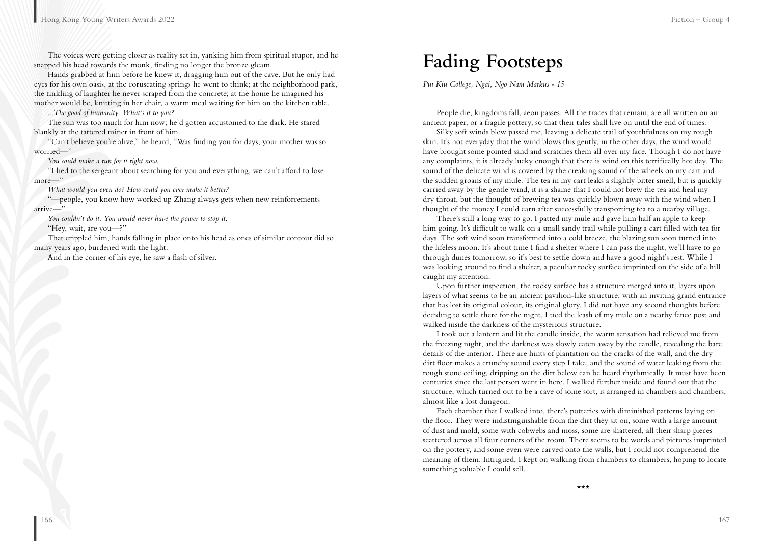The voices were getting closer as reality set in, yanking him from spiritual stupor, and he snapped his head towards the monk, finding no longer the bronze gleam.

Hands grabbed at him before he knew it, dragging him out of the cave. But he only had eyes for his own oasis, at the coruscating springs he went to think; at the neighborhood park, the tinkling of laughter he never scraped from the concrete; at the home he imagined his mother would be, knitting in her chair, a warm meal waiting for him on the kitchen table.

*...The good of humanity. What's it to you?*

The sun was too much for him now; he'd gotten accustomed to the dark. He stared blankly at the tattered miner in front of him.

"Can't believe you're alive," he heard, "Was finding you for days, your mother was so worried—"

*You could make a run for it right now.*

"I lied to the sergeant about searching for you and everything, we can't afford to lose more—"

*What would you even do? How could you ever make it better?*

"—people, you know how worked up Zhang always gets when new reinforcements arrive—"

*You couldn't do it. You would never have the power to stop it.*

"Hey, wait, are you—?"

That crippled him, hands falling in place onto his head as ones of similar contour did so many years ago, burdened with the light.

And in the corner of his eye, he saw a flash of silver.

# Fading Footsteps

*Pui Kiu College, Ngai, Ngo Nam Markus - 15*

People die, kingdoms fall, aeon passes. All the traces that remain, are all written on an ancient paper, or a fragile pottery, so that their tales shall live on until the end of times.

Silky soft winds blew passed me, leaving a delicate trail of youthfulness on my rough skin. It's not everyday that the wind blows this gently, in the other days, the wind would have brought some pointed sand and scratches them all over my face. Though I do not have any complaints, it is already lucky enough that there is wind on this terrifically hot day. The sound of the delicate wind is covered by the creaking sound of the wheels on my cart and the sudden groans of my mule. The tea in my cart leaks a slightly bitter smell, but is quickly carried away by the gentle wind, it is a shame that I could not brew the tea and heal my dry throat, but the thought of brewing tea was quickly blown away with the wind when I thought of the money I could earn after successfully transporting tea to a nearby village.

There's still a long way to go. I patted my mule and gave him half an apple to keep him going. It's difficult to walk on a small sandy trail while pulling a cart filled with tea for days. The soft wind soon transformed into a cold breeze, the blazing sun soon turned into the lifeless moon. It's about time I find a shelter where I can pass the night, we'll have to go through dunes tomorrow, so it's best to settle down and have a good night's rest. While I was looking around to find a shelter, a peculiar rocky surface imprinted on the side of a hill caught my attention.

Upon further inspection, the rocky surface has a structure merged into it, layers upon layers of what seems to be an ancient pavilion-like structure, with an inviting grand entrance that has lost its original colour, its original glory. I did not have any second thoughts before deciding to settle there for the night. I tied the leash of my mule on a nearby fence post and walked inside the darkness of the mysterious structure.

I took out a lantern and lit the candle inside, the warm sensation had relieved me from the freezing night, and the darkness was slowly eaten away by the candle, revealing the bare details of the interior. There are hints of plantation on the cracks of the wall, and the dry dirt floor makes a crunchy sound every step I take, and the sound of water leaking from the rough stone ceiling, dripping on the dirt below can be heard rhythmically. It must have been centuries since the last person went in here. I walked further inside and found out that the structure, which turned out to be a cave of some sort, is arranged in chambers and chambers, almost like a lost dungeon.

Each chamber that I walked into, there's potteries with diminished patterns laying on the floor. They were indistinguishable from the dirt they sit on, some with a large amount of dust and mold, some with cobwebs and moss, some are shattered, all their sharp pieces scattered across all four corners of the room. There seems to be words and pictures imprinted on the pottery, and some even were carved onto the walls, but I could not comprehend the meaning of them. Intrigued, I kept on walking from chambers to chambers, hoping to locate something valuable I could sell.

***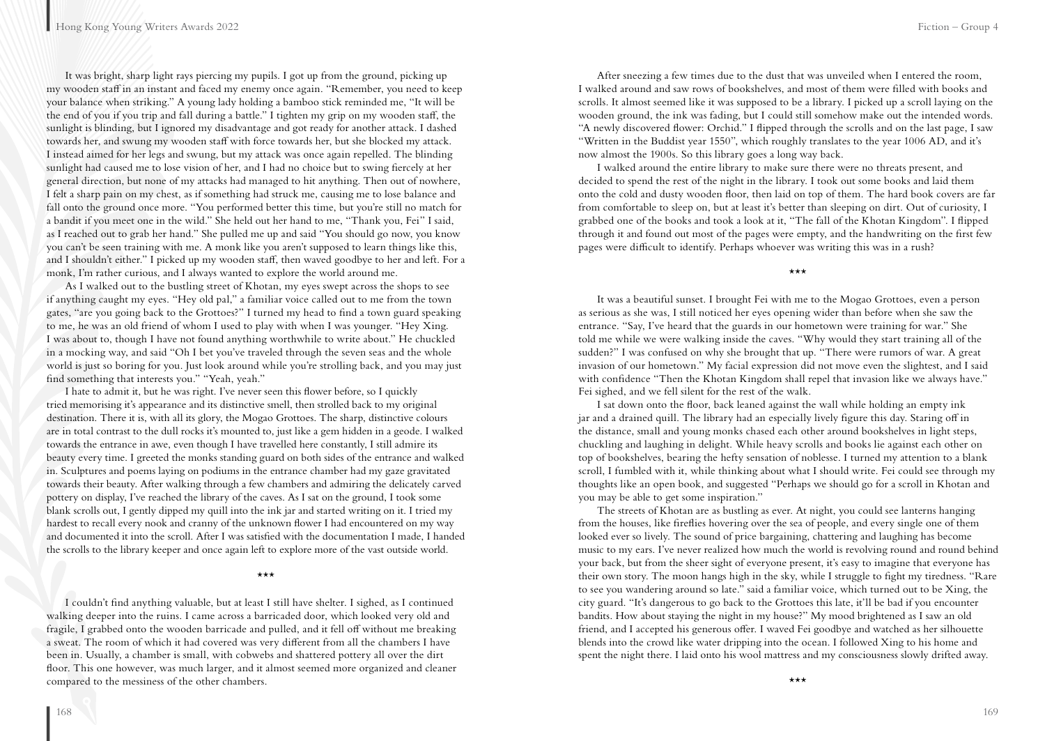It was bright, sharp light rays piercing my pupils. I got up from the ground, picking up my wooden staff in an instant and faced my enemy once again. "Remember, you need to keep your balance when striking." A young lady holding a bamboo stick reminded me, "It will be the end of you if you trip and fall during a battle." I tighten my grip on my wooden staff, the sunlight is blinding, but I ignored my disadvantage and got ready for another attack. I dashed towards her, and swung my wooden staff with force towards her, but she blocked my attack. I instead aimed for her legs and swung, but my attack was once again repelled. The blinding sunlight had caused me to lose vision of her, and I had no choice but to swing fiercely at her general direction, but none of my attacks had managed to hit anything. Then out of nowhere, I felt a sharp pain on my chest, as if something had struck me, causing me to lose balance and fall onto the ground once more. "You performed better this time, but you're still no match for a bandit if you meet one in the wild." She held out her hand to me, "Thank you, Fei" I said, as I reached out to grab her hand." She pulled me up and said "You should go now, you know you can't be seen training with me. A monk like you aren't supposed to learn things like this, and I shouldn't either." I picked up my wooden staff, then waved goodbye to her and left. For a monk, I'm rather curious, and I always wanted to explore the world around me.

As I walked out to the bustling street of Khotan, my eyes swept across the shops to see if anything caught my eyes. "Hey old pal," a familiar voice called out to me from the town gates, "are you going back to the Grottoes?" I turned my head to find a town guard speaking to me, he was an old friend of whom I used to play with when I was younger. "Hey Xing. I was about to, though I have not found anything worthwhile to write about." He chuckled in a mocking way, and said "Oh I bet you've traveled through the seven seas and the whole world is just so boring for you. Just look around while you're strolling back, and you may just find something that interests you." "Yeah, yeah."

I hate to admit it, but he was right. I've never seen this flower before, so I quickly tried memorising it's appearance and its distinctive smell, then strolled back to my original destination. There it is, with all its glory, the Mogao Grottoes. The sharp, distinctive colours are in total contrast to the dull rocks it's mounted to, just like a gem hidden in a geode. I walked towards the entrance in awe, even though I have travelled here constantly, I still admire its beauty every time. I greeted the monks standing guard on both sides of the entrance and walked in. Sculptures and poems laying on podiums in the entrance chamber had my gaze gravitated towards their beauty. After walking through a few chambers and admiring the delicately carved pottery on display, I've reached the library of the caves. As I sat on the ground, I took some blank scrolls out, I gently dipped my quill into the ink jar and started writing on it. I tried my hardest to recall every nook and cranny of the unknown flower I had encountered on my way and documented it into the scroll. After I was satisfied with the documentation I made, I handed the scrolls to the library keeper and once again left to explore more of the vast outside world.

\*\*\*

I couldn't find anything valuable, but at least I still have shelter. I sighed, as I continued walking deeper into the ruins. I came across a barricaded door, which looked very old and fragile, I grabbed onto the wooden barricade and pulled, and it fell off without me breaking a sweat. The room of which it had covered was very different from all the chambers I have been in. Usually, a chamber is small, with cobwebs and shattered pottery all over the dirt floor. This one however, was much larger, and it almost seemed more organized and cleaner compared to the messiness of the other chambers.

After sneezing a few times due to the dust that was unveiled when I entered the room, I walked around and saw rows of bookshelves, and most of them were filled with books and scrolls. It almost seemed like it was supposed to be a library. I picked up a scroll laying on the wooden ground, the ink was fading, but I could still somehow make out the intended words. "A newly discovered flower: Orchid." I flipped through the scrolls and on the last page, I saw "Written in the Buddist year 1550", which roughly translates to the year 1006 AD, and it's now almost the 1900s. So this library goes a long way back.

I walked around the entire library to make sure there were no threats present, and decided to spend the rest of the night in the library. I took out some books and laid them onto the cold and dusty wooden floor, then laid on top of them. The hard book covers are far from comfortable to sleep on, but at least it's better than sleeping on dirt. Out of curiosity, I grabbed one of the books and took a look at it, "The fall of the Khotan Kingdom". I flipped through it and found out most of the pages were empty, and the handwriting on the first few pages were difficult to identify. Perhaps whoever was writing this was in a rush?

\*\*\*

It was a beautiful sunset. I brought Fei with me to the Mogao Grottoes, even a person as serious as she was, I still noticed her eyes opening wider than before when she saw the entrance. "Say, I've heard that the guards in our hometown were training for war." She told me while we were walking inside the caves. "Why would they start training all of the sudden?" I was confused on why she brought that up. "There were rumors of war. A great invasion of our hometown." My facial expression did not move even the slightest, and I said with confidence "Then the Khotan Kingdom shall repel that invasion like we always have." Fei sighed, and we fell silent for the rest of the walk.

I sat down onto the floor, back leaned against the wall while holding an empty ink jar and a drained quill. The library had an especially lively figure this day. Staring off in the distance, small and young monks chased each other around bookshelves in light steps, chuckling and laughing in delight. While heavy scrolls and books lie against each other on top of bookshelves, bearing the hefty sensation of noblesse. I turned my attention to a blank scroll, I fumbled with it, while thinking about what I should write. Fei could see through my thoughts like an open book, and suggested "Perhaps we should go for a scroll in Khotan and you may be able to get some inspiration."

The streets of Khotan are as bustling as ever. At night, you could see lanterns hanging from the houses, like fireflies hovering over the sea of people, and every single one of them looked ever so lively. The sound of price bargaining, chattering and laughing has become music to my ears. I've never realized how much the world is revolving round and round behind your back, but from the sheer sight of everyone present, it's easy to imagine that everyone has their own story. The moon hangs high in the sky, while I struggle to fight my tiredness. "Rare to see you wandering around so late." said a familiar voice, which turned out to be Xing, the city guard. "It's dangerous to go back to the Grottoes this late, it'll be bad if you encounter bandits. How about staying the night in my house?" My mood brightened as I saw an old friend, and I accepted his generous offer. I waved Fei goodbye and watched as her silhouette blends into the crowd like water dripping into the ocean. I followed Xing to his home and spent the night there. I laid onto his wool mattress and my consciousness slowly drifted away.

\*\*\*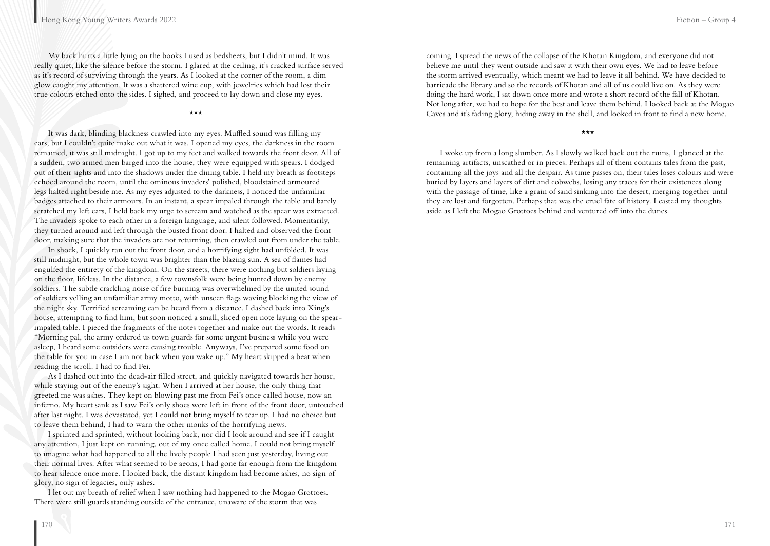My back hurts a little lying on the books I used as bedsheets, but I didn't mind. It was really quiet, like the silence before the storm. I glared at the ceiling, it's cracked surface served as it's record of surviving through the years. As I looked at the corner of the room, a dim glow caught my attention. It was a shattered wine cup, with jewelries which had lost their true colours etched onto the sides. I sighed, and proceed to lay down and close my eyes.

***

It was dark, blinding blackness crawled into my eyes. Muffled sound was filling my ears, but I couldn't quite make out what it was. I opened my eyes, the darkness in the room remained, it was still midnight. I got up to my feet and walked towards the front door. All of a sudden, two armed men barged into the house, they were equipped with spears. I dodged out of their sights and into the shadows under the dining table. I held my breath as footsteps echoed around the room, until the ominous invaders' polished, bloodstained armoured legs halted right beside me. As my eyes adjusted to the darkness, I noticed the unfamiliar badges attached to their armours. In an instant, a spear impaled through the table and barely scratched my left ears, I held back my urge to scream and watched as the spear was extracted. The invaders spoke to each other in a foreign language, and silent followed. Momentarily, they turned around and left through the busted front door. I halted and observed the front door, making sure that the invaders are not returning, then crawled out from under the table.

In shock, I quickly ran out the front door, and a horrifying sight had unfolded. It was still midnight, but the whole town was brighter than the blazing sun. A sea of flames had engulfed the entirety of the kingdom. On the streets, there were nothing but soldiers laying on the floor, lifeless. In the distance, a few townsfolk were being hunted down by enemy soldiers. The subtle crackling noise of fire burning was overwhelmed by the united sound of soldiers yelling an unfamiliar army motto, with unseen flags waving blocking the view of the night sky. Terrified screaming can be heard from a distance. I dashed back into Xing's house, attempting to find him, but soon noticed a small, sliced open note laying on the spear-impaled table. I pieced the fragments of the notes together and make out the words. It reads "Morning pal, the army ordered us town guards for some urgent business while you were asleep, I heard some outsiders were causing trouble. Anyways, I've prepared some food on the table for you in case I am not back when you wake up." My heart skipped a beat when reading the scroll. I had to find Fei.

As I dashed out into the dead-air filled street, and quickly navigated towards her house, while staying out of the enemy's sight. When I arrived at her house, the only thing that greeted me was ashes. They kept on blowing past me from Fei's once called house, now an inferno. My heart sank as I saw Fei's only shoes were left in front of the front door, untouched after last night. I was devastated, yet I could not bring myself to tear up. I had no choice but to leave them behind, I had to warn the other monks of the horrifying news.

I sprinted and sprinted, without looking back, nor did I look around and see if I caught any attention, I just kept on running, out of my once called home. I could not bring myself to imagine what had happened to all the lively people I had seen just yesterday, living out their normal lives. After what seemed to be aeons, I had gone far enough from the kingdom to hear silence once more. I looked back, the distant kingdom had become ashes, no sign of glory, no sign of legacies, only ashes.

I let out my breath of relief when I saw nothing had happened to the Mogao Grottoes. There were still guards standing outside of the entrance, unaware of the storm that was coming. I spread the news of the collapse of the Khotan Kingdom, and everyone did not believe me until they went outside and saw it with their own eyes. We had to leave before the storm arrived eventually, which meant we had to leave it all behind. We have decided to barricade the library and so the records of Khotan and all of us could live on. As they were doing the hard work, I sat down once more and wrote a short record of the fall of Khotan. Not long after, we had to hope for the best and leave them behind. I looked back at the Mogao Caves and it's fading glory, hiding away in the shell, and looked in front to find a new home.

***

I woke up from a long slumber. As I slowly walked back out the ruins, I glanced at the remaining artifacts, unscathed or in pieces. Perhaps all of them contains tales from the past, containing all the joys and all the despair. As time passes on, their tales loses colours and were buried by layers and layers of dirt and cobwebs, losing any traces for their existences along with the passage of time, like a grain of sand sinking into the desert, merging together until they are lost and forgotten. Perhaps that was the cruel fate of history. I casted my thoughts aside as I left the Mogao Grottoes behind and ventured off into the dunes.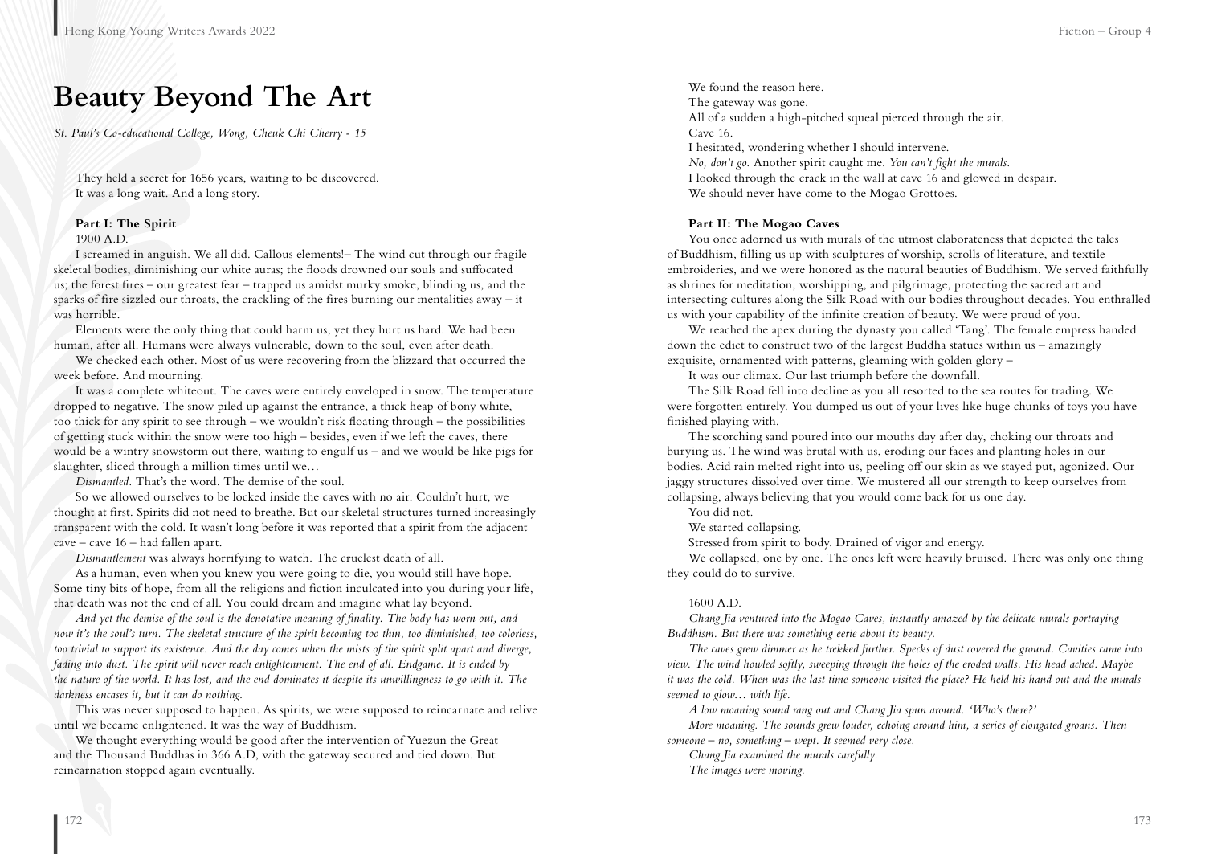# Beauty Beyond The Art

*St. Paul's Co-educational College, Wong, Cheuk Chi Cherry - 15*

They held a secret for 1656 years, waiting to be discovered.
It was a long wait. And a long story.

**Part I: The Spirit**

1900 A.D.

I screamed in anguish. We all did. Callous elements!– The wind cut through our fragile skeletal bodies, diminishing our white auras; the floods drowned our souls and suffocated us; the forest fires – our greatest fear – trapped us amidst murky smoke, blinding us, and the sparks of fire sizzled our throats, the crackling of the fires burning our mentalities away – it was horrible.

Elements were the only thing that could harm us, yet they hurt us hard. We had been human, after all. Humans were always vulnerable, down to the soul, even after death.

We checked each other. Most of us were recovering from the blizzard that occurred the week before. And mourning.

It was a complete whiteout. The caves were entirely enveloped in snow. The temperature dropped to negative. The snow piled up against the entrance, a thick heap of bony white, too thick for any spirit to see through – we wouldn't risk floating through – the possibilities of getting stuck within the snow were too high – besides, even if we left the caves, there would be a wintry snowstorm out there, waiting to engulf us – and we would be like pigs for slaughter, sliced through a million times until we…

*Dismantled.* That's the word. The demise of the soul.

So we allowed ourselves to be locked inside the caves with no air. Couldn't hurt, we thought at first. Spirits did not need to breathe. But our skeletal structures turned increasingly transparent with the cold. It wasn't long before it was reported that a spirit from the adjacent cave – cave 16 – had fallen apart.

*Dismantlement* was always horrifying to watch. The cruelest death of all.

As a human, even when you knew you were going to die, you would still have hope. Some tiny bits of hope, from all the religions and fiction inculcated into you during your life, that death was not the end of all. You could dream and imagine what lay beyond.

*And yet the demise of the soul is the denotative meaning of finality. The body has worn out, and now it's the soul's turn. The skeletal structure of the spirit becoming too thin, too diminished, too colorless, too trivial to support its existence. And the day comes when the mists of the spirit split apart and diverge, fading into dust. The spirit will never reach enlightenment. The end of all. Endgame. It is ended by the nature of the world. It has lost, and the end dominates it despite its unwillingness to go with it. The darkness encases it, but it can do nothing.*

This was never supposed to happen. As spirits, we were supposed to reincarnate and relive until we became enlightened. It was the way of Buddhism.

We thought everything would be good after the intervention of Yuezun the Great and the Thousand Buddhas in 366 A.D, with the gateway secured and tied down. But reincarnation stopped again eventually.

We found the reason here.
The gateway was gone.
All of a sudden a high-pitched squeal pierced through the air.
Cave 16.
I hesitated, wondering whether I should intervene.
*No, don't go.* Another spirit caught me. *You can't fight the murals.*
I looked through the crack in the wall at cave 16 and glowed in despair.
We should never have come to the Mogao Grottoes.

**Part II: The Mogao Caves**

You once adorned us with murals of the utmost elaborateness that depicted the tales of Buddhism, filling us up with sculptures of worship, scrolls of literature, and textile embroideries, and we were honored as the natural beauties of Buddhism. We served faithfully as shrines for meditation, worshipping, and pilgrimage, protecting the sacred art and intersecting cultures along the Silk Road with our bodies throughout decades. You enthralled us with your capability of the infinite creation of beauty. We were proud of you.

We reached the apex during the dynasty you called 'Tang'. The female empress handed down the edict to construct two of the largest Buddha statues within us – amazingly exquisite, ornamented with patterns, gleaming with golden glory –

It was our climax. Our last triumph before the downfall.

The Silk Road fell into decline as you all resorted to the sea routes for trading. We were forgotten entirely. You dumped us out of your lives like huge chunks of toys you have finished playing with.

The scorching sand poured into our mouths day after day, choking our throats and burying us. The wind was brutal with us, eroding our faces and planting holes in our bodies. Acid rain melted right into us, peeling off our skin as we stayed put, agonized. Our jaggy structures dissolved over time. We mustered all our strength to keep ourselves from collapsing, always believing that you would come back for us one day.

You did not.

We started collapsing.

Stressed from spirit to body. Drained of vigor and energy.

We collapsed, one by one. The ones left were heavily bruised. There was only one thing they could do to survive.

1600 A.D.

*Chang Jia ventured into the Mogao Caves, instantly amazed by the delicate murals portraying Buddhism. But there was something eerie about its beauty.*

*The caves grew dimmer as he trekked further. Specks of dust covered the ground. Cavities came into view. The wind howled softly, sweeping through the holes of the eroded walls. His head ached. Maybe it was the cold. When was the last time someone visited the place? He held his hand out and the murals seemed to glow… with life.*

*A low moaning sound rang out and Chang Jia spun around. 'Who's there?'*

*More moaning. The sounds grew louder, echoing around him, a series of elongated groans. Then someone – no, something – wept. It seemed very close.*

*Chang Jia examined the murals carefully.*

*The images were moving.*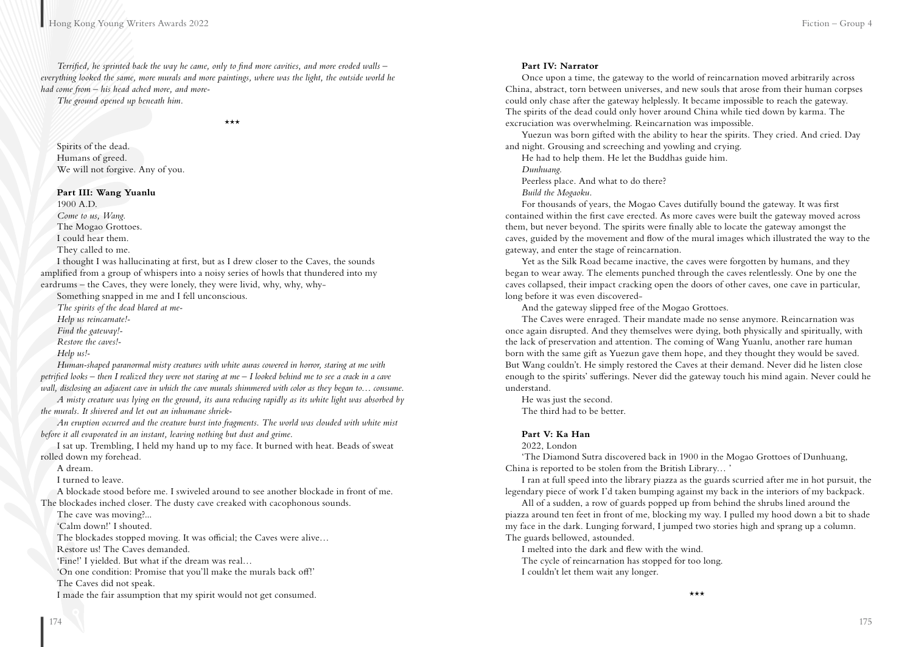*Terrified, he sprinted back the way he came, only to find more cavities, and more eroded walls – everything looked the same, more murals and more paintings, where was the light, the outside world he had come from – his head ached more, and more-*

*The ground opened up beneath him.*

\*\*\*

Spirits of the dead.

Humans of greed.

We will not forgive. Any of you.

**Part III: Wang Yuanlu**

1900 A.D.

*Come to us, Wang.*

The Mogao Grottoes.

I could hear them.

They called to me.

I thought I was hallucinating at first, but as I drew closer to the Caves, the sounds amplified from a group of whispers into a noisy series of howls that thundered into my eardrums – the Caves, they were lonely, they were livid, why, why, why-

Something snapped in me and I fell unconscious.

*The spirits of the dead blared at me-*

*Help us reincarnate!-*

*Find the gateway!-*

*Restore the caves!-*

*Help us!-*

*Human-shaped paranormal misty creatures with white auras cowered in horror, staring at me with petrified looks – then I realized they were not staring at me – I looked behind me to see a crack in a cave wall, disclosing an adjacent cave in which the cave murals shimmered with color as they began to… consume.*

*A misty creature was lying on the ground, its aura reducing rapidly as its white light was absorbed by the murals. It shivered and let out an inhumane shriek-*

*An eruption occurred and the creature burst into fragments. The world was clouded with white mist before it all evaporated in an instant, leaving nothing but dust and grime.*

I sat up. Trembling, I held my hand up to my face. It burned with heat. Beads of sweat rolled down my forehead.

A dream.

I turned to leave.

A blockade stood before me. I swiveled around to see another blockade in front of me. The blockades inched closer. The dusty cave creaked with cacophonous sounds.

The cave was moving?...

'Calm down!' I shouted.

The blockades stopped moving. It was official; the Caves were alive…

Restore us! The Caves demanded.

'Fine!' I yielded. But what if the dream was real…

'On one condition: Promise that you'll make the murals back off!'

The Caves did not speak.

I made the fair assumption that my spirit would not get consumed.

**Part IV: Narrator**

Once upon a time, the gateway to the world of reincarnation moved arbitrarily across China, abstract, torn between universes, and new souls that arose from their human corpses could only chase after the gateway helplessly. It became impossible to reach the gateway. The spirits of the dead could only hover around China while tied down by karma. The excruciation was overwhelming. Reincarnation was impossible.

Yuezun was born gifted with the ability to hear the spirits. They cried. And cried. Day and night. Grousing and screeching and yowling and crying.

He had to help them. He let the Buddhas guide him.

*Dunhuang.*

Peerless place. And what to do there?

*Build the Mogaoku.*

For thousands of years, the Mogao Caves dutifully bound the gateway. It was first contained within the first cave erected. As more caves were built the gateway moved across them, but never beyond. The spirits were finally able to locate the gateway amongst the caves, guided by the movement and flow of the mural images which illustrated the way to the gateway, and enter the stage of reincarnation.

Yet as the Silk Road became inactive, the caves were forgotten by humans, and they began to wear away. The elements punched through the caves relentlessly. One by one the caves collapsed, their impact cracking open the doors of other caves, one cave in particular, long before it was even discovered-

And the gateway slipped free of the Mogao Grottoes.

The Caves were enraged. Their mandate made no sense anymore. Reincarnation was once again disrupted. And they themselves were dying, both physically and spiritually, with the lack of preservation and attention. The coming of Wang Yuanlu, another rare human born with the same gift as Yuezun gave them hope, and they thought they would be saved. But Wang couldn't. He simply restored the Caves at their demand. Never did he listen close enough to the spirits' sufferings. Never did the gateway touch his mind again. Never could he understand.

He was just the second.

The third had to be better.

**Part V: Ka Han**

2022, London

'The Diamond Sutra discovered back in 1900 in the Mogao Grottoes of Dunhuang, China is reported to be stolen from the British Library… '

I ran at full speed into the library piazza as the guards scurried after me in hot pursuit, the legendary piece of work I'd taken bumping against my back in the interiors of my backpack.

All of a sudden, a row of guards popped up from behind the shrubs lined around the piazza around ten feet in front of me, blocking my way. I pulled my hood down a bit to shade my face in the dark. Lunging forward, I jumped two stories high and sprang up a column. The guards bellowed, astounded.

I melted into the dark and flew with the wind.

The cycle of reincarnation has stopped for too long.

I couldn't let them wait any longer.

\*\*\*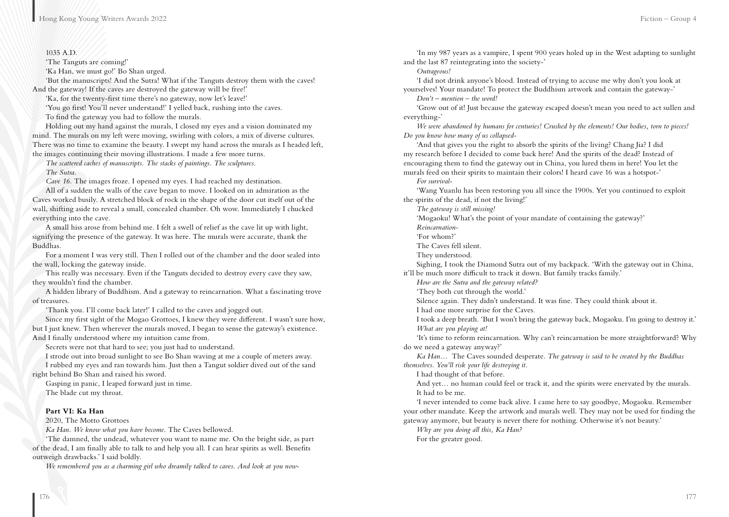1035 A.D.

'The Tanguts are coming!'

'Ka Han, we must go!' Bo Shan urged.

'But the manuscripts! And the Sutra! What if the Tanguts destroy them with the caves! And the gateway! If the caves are destroyed the gateway will be free!'

'Ka, for the twenty-first time there's no gateway, now let's leave!'

'You go first! You'll never understand!' I yelled back, rushing into the caves.

To find the gateway you had to follow the murals.

Holding out my hand against the murals, I closed my eyes and a vision dominated my mind. The murals on my left were moving, swirling with colors, a mix of diverse cultures. There was no time to examine the beauty. I swept my hand across the murals as I headed left, the images continuing their moving illustrations. I made a few more turns.

*The scattered caches of manuscripts. The stacks of paintings. The sculptures.*

*The Sutra.*

*Cave 16.* The images froze. I opened my eyes. I had reached my destination.

All of a sudden the walls of the cave began to move. I looked on in admiration as the Caves worked busily. A stretched block of rock in the shape of the door cut itself out of the wall, shifting aside to reveal a small, concealed chamber. Oh wow. Immediately I chucked everything into the cave.

A small hiss arose from behind me. I felt a swell of relief as the cave lit up with light, signifying the presence of the gateway. It was here. The murals were accurate, thank the Buddhas.

For a moment I was very still. Then I rolled out of the chamber and the door sealed into the wall, locking the gateway inside.

This really was necessary. Even if the Tanguts decided to destroy every cave they saw, they wouldn't find the chamber.

A hidden library of Buddhism. And a gateway to reincarnation. What a fascinating trove of treasures.

'Thank you. I'll come back later!' I called to the caves and jogged out.

Since my first sight of the Mogao Grottoes, I knew they were different. I wasn't sure how, but I just knew. Then wherever the murals moved, I began to sense the gateway's existence. And I finally understood where my intuition came from.

Secrets were not that hard to see; you just had to understand.

I strode out into broad sunlight to see Bo Shan waving at me a couple of meters away.

I rubbed my eyes and ran towards him. Just then a Tangut soldier dived out of the sand right behind Bo Shan and raised his sword.

Gasping in panic, I leaped forward just in time.

The blade cut my throat.

**Part VI: Ka Han**

2020, The Motto Grottoes

*Ka Han. We know what you have become.* The Caves bellowed.

'The damned, the undead, whatever you want to name me. On the bright side, as part of the dead, I am finally able to talk to and help you all. I can hear spirits as well. Benefits outweigh drawbacks.' I said boldly.

*We remembered you as a charming girl who dreamily talked to caves. And look at you now-*

'In my 987 years as a vampire, I spent 900 years holed up in the West adapting to sunlight and the last 87 reintegrating into the society-'

*Outrageous!*

'I did not drink anyone's blood. Instead of trying to accuse me why don't you look at yourselves! Your mandate! To protect the Buddhism artwork and contain the gateway-'

*Don't – mention – the word!*

'Grow out of it! Just because the gateway escaped doesn't mean you need to act sullen and everything-'

*We were abandoned by humans for centuries! Crushed by the elements! Our bodies, torn to pieces! Do you know how many of us collapsed-*

'And that gives you the right to absorb the spirits of the living? Chang Jia? I did my research before I decided to come back here! And the spirits of the dead? Instead of encouraging them to find the gateway out in China, you lured them in here! You let the murals feed on their spirits to maintain their colors! I heard cave 16 was a hotspot-'

*For survival-*

'Wang Yuanlu has been restoring you all since the 1900s. Yet you continued to exploit the spirits of the dead, if not the living!'

*The gateway is still missing!*

'Mogaoku! What's the point of your mandate of containing the gateway?'

*Reincarnation-*

'For whom?'

The Caves fell silent.

They understood.

Sighing, I took the Diamond Sutra out of my backpack. 'With the gateway out in China, it'll be much more difficult to track it down. But family tracks family.'

*How are the Sutra and the gateway related?*

'They both cut through the world.'

Silence again. They didn't understand. It was fine. They could think about it.

I had one more surprise for the Caves.

I took a deep breath. 'But I won't bring the gateway back, Mogaoku. I'm going to destroy it.'

*What are you playing at!*

'It's time to reform reincarnation. Why can't reincarnation be more straightforward? Why do we need a gateway anyway?'

*Ka Han…* The Caves sounded desperate. *The gateway is said to be created by the Buddhas themselves. You'll risk your life destroying it.*

I had thought of that before.

And yet… no human could feel or track it, and the spirits were enervated by the murals.

It had to be me.

'I never intended to come back alive. I came here to say goodbye, Mogaoku. Remember your other mandate. Keep the artwork and murals well. They may not be used for finding the gateway anymore, but beauty is never there for nothing. Otherwise it's not beauty.'

*Why are you doing all this, Ka Han?*

For the greater good.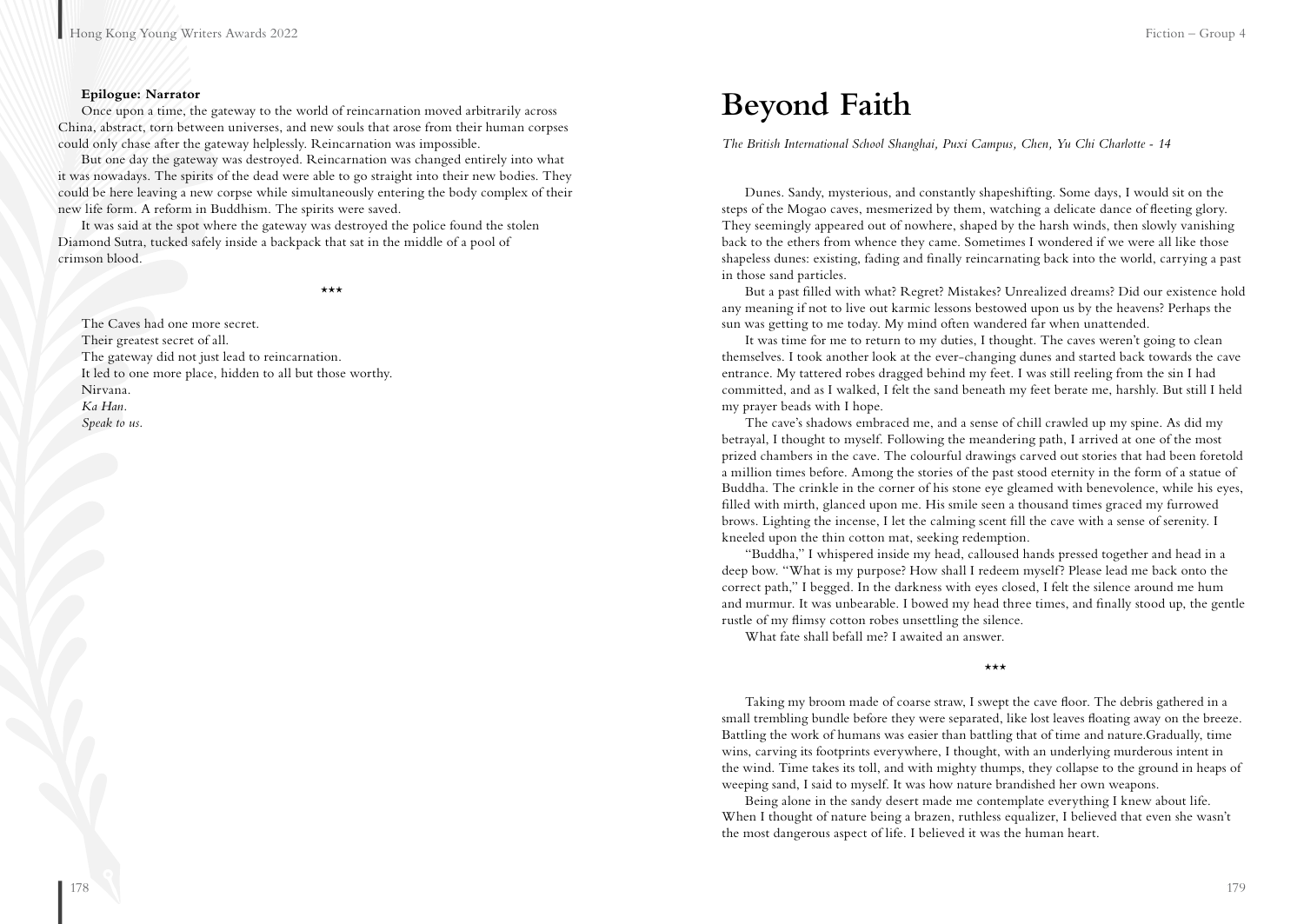**Epilogue: Narrator**

Once upon a time, the gateway to the world of reincarnation moved arbitrarily across China, abstract, torn between universes, and new souls that arose from their human corpses could only chase after the gateway helplessly. Reincarnation was impossible.

But one day the gateway was destroyed. Reincarnation was changed entirely into what it was nowadays. The spirits of the dead were able to go straight into their new bodies. They could be here leaving a new corpse while simultaneously entering the body complex of their new life form. A reform in Buddhism. The spirits were saved.

It was said at the spot where the gateway was destroyed the police found the stolen Diamond Sutra, tucked safely inside a backpack that sat in the middle of a pool of crimson blood.

\*\*\*

The Caves had one more secret.

Their greatest secret of all.

The gateway did not just lead to reincarnation.

It led to one more place, hidden to all but those worthy.

Nirvana.

*Ka Han.*

*Speak to us.*

# Beyond Faith

*The British International School Shanghai, Puxi Campus, Chen, Yu Chi Charlotte - 14*

Dunes. Sandy, mysterious, and constantly shapeshifting. Some days, I would sit on the steps of the Mogao caves, mesmerized by them, watching a delicate dance of fleeting glory. They seemingly appeared out of nowhere, shaped by the harsh winds, then slowly vanishing back to the ethers from whence they came. Sometimes I wondered if we were all like those shapeless dunes: existing, fading and finally reincarnating back into the world, carrying a past in those sand particles.

But a past filled with what? Regret? Mistakes? Unrealized dreams? Did our existence hold any meaning if not to live out karmic lessons bestowed upon us by the heavens? Perhaps the sun was getting to me today. My mind often wandered far when unattended.

It was time for me to return to my duties, I thought. The caves weren't going to clean themselves. I took another look at the ever-changing dunes and started back towards the cave entrance. My tattered robes dragged behind my feet. I was still reeling from the sin I had committed, and as I walked, I felt the sand beneath my feet berate me, harshly. But still I held my prayer beads with I hope.

The cave's shadows embraced me, and a sense of chill crawled up my spine. As did my betrayal, I thought to myself. Following the meandering path, I arrived at one of the most prized chambers in the cave. The colourful drawings carved out stories that had been foretold a million times before. Among the stories of the past stood eternity in the form of a statue of Buddha. The crinkle in the corner of his stone eye gleamed with benevolence, while his eyes, filled with mirth, glanced upon me. His smile seen a thousand times graced my furrowed brows. Lighting the incense, I let the calming scent fill the cave with a sense of serenity. I kneeled upon the thin cotton mat, seeking redemption.

"Buddha," I whispered inside my head, calloused hands pressed together and head in a deep bow. "What is my purpose? How shall I redeem myself? Please lead me back onto the correct path," I begged. In the darkness with eyes closed, I felt the silence around me hum and murmur. It was unbearable. I bowed my head three times, and finally stood up, the gentle rustle of my flimsy cotton robes unsettling the silence.

What fate shall befall me? I awaited an answer.

\*\*\*

Taking my broom made of coarse straw, I swept the cave floor. The debris gathered in a small trembling bundle before they were separated, like lost leaves floating away on the breeze. Battling the work of humans was easier than battling that of time and nature.Gradually, time wins, carving its footprints everywhere, I thought, with an underlying murderous intent in the wind. Time takes its toll, and with mighty thumps, they collapse to the ground in heaps of weeping sand, I said to myself. It was how nature brandished her own weapons.

Being alone in the sandy desert made me contemplate everything I knew about life. When I thought of nature being a brazen, ruthless equalizer, I believed that even she wasn't the most dangerous aspect of life. I believed it was the human heart.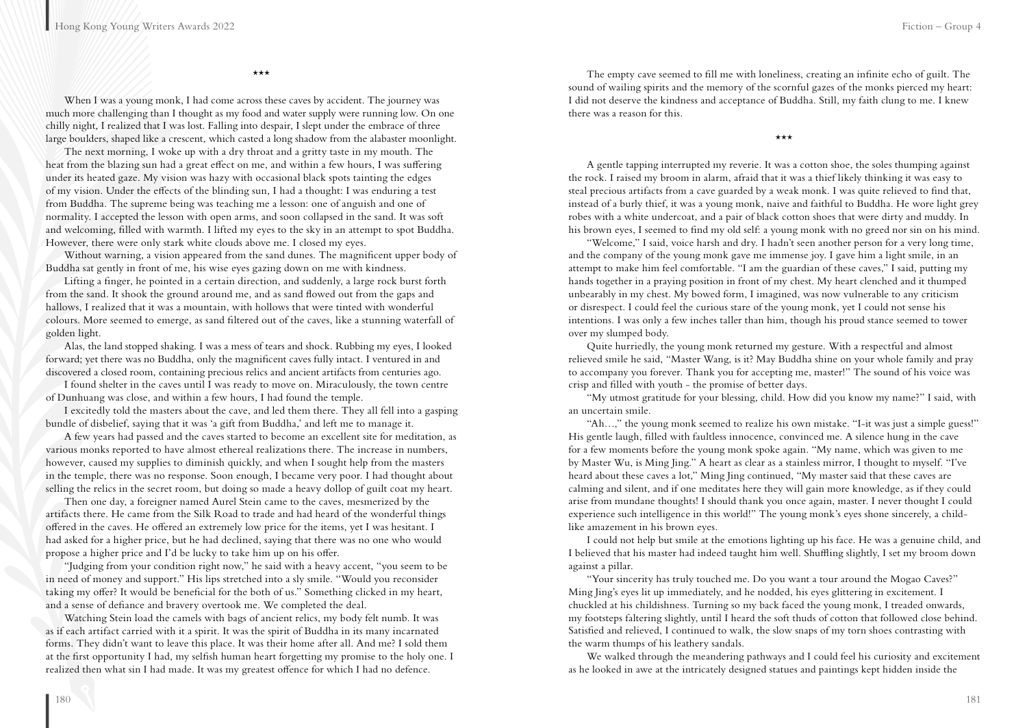\*\*\*

When I was a young monk, I had come across these caves by accident. The journey was much more challenging than I thought as my food and water supply were running low. On one chilly night, I realized that I was lost. Falling into despair, I slept under the embrace of three large boulders, shaped like a crescent, which casted a long shadow from the alabaster moonlight.

The next morning, I woke up with a dry throat and a gritty taste in my mouth. The heat from the blazing sun had a great effect on me, and within a few hours, I was suffering under its heated gaze. My vision was hazy with occasional black spots tainting the edges of my vision. Under the effects of the blinding sun, I had a thought: I was enduring a test from Buddha. The supreme being was teaching me a lesson: one of anguish and one of normality. I accepted the lesson with open arms, and soon collapsed in the sand. It was soft and welcoming, filled with warmth. I lifted my eyes to the sky in an attempt to spot Buddha. However, there were only stark white clouds above me. I closed my eyes.

Without warning, a vision appeared from the sand dunes. The magnificent upper body of Buddha sat gently in front of me, his wise eyes gazing down on me with kindness.

Lifting a finger, he pointed in a certain direction, and suddenly, a large rock burst forth from the sand. It shook the ground around me, and as sand flowed out from the gaps and hallows, I realized that it was a mountain, with hollows that were tinted with wonderful colours. More seemed to emerge, as sand filtered out of the caves, like a stunning waterfall of golden light.

Alas, the land stopped shaking. I was a mess of tears and shock. Rubbing my eyes, I looked forward; yet there was no Buddha, only the magnificent caves fully intact. I ventured in and discovered a closed room, containing precious relics and ancient artifacts from centuries ago.

I found shelter in the caves until I was ready to move on. Miraculously, the town centre of Dunhuang was close, and within a few hours, I had found the temple.

I excitedly told the masters about the cave, and led them there. They all fell into a gasping bundle of disbelief, saying that it was 'a gift from Buddha,' and left me to manage it.

A few years had passed and the caves started to become an excellent site for meditation, as various monks reported to have almost ethereal realizations there. The increase in numbers, however, caused my supplies to diminish quickly, and when I sought help from the masters in the temple, there was no response. Soon enough, I became very poor. I had thought about selling the relics in the secret room, but doing so made a heavy dollop of guilt coat my heart.

Then one day, a foreigner named Aurel Stein came to the caves, mesmerized by the artifacts there. He came from the Silk Road to trade and had heard of the wonderful things offered in the caves. He offered an extremely low price for the items, yet I was hesitant. I had asked for a higher price, but he had declined, saying that there was no one who would propose a higher price and I'd be lucky to take him up on his offer.

"Judging from your condition right now," he said with a heavy accent, "you seem to be in need of money and support." His lips stretched into a sly smile. "Would you reconsider taking my offer? It would be beneficial for the both of us." Something clicked in my heart, and a sense of defiance and bravery overtook me. We completed the deal.

Watching Stein load the camels with bags of ancient relics, my body felt numb. It was as if each artifact carried with it a spirit. It was the spirit of Buddha in its many incarnated forms. They didn't want to leave this place. It was their home after all. And me? I sold them at the first opportunity I had, my selfish human heart forgetting my promise to the holy one. I realized then what sin I had made. It was my greatest offence for which I had no defence.

The empty cave seemed to fill me with loneliness, creating an infinite echo of guilt. The sound of wailing spirits and the memory of the scornful gazes of the monks pierced my heart: I did not deserve the kindness and acceptance of Buddha. Still, my faith clung to me. I knew there was a reason for this.

\*\*\*

A gentle tapping interrupted my reverie. It was a cotton shoe, the soles thumping against the rock. I raised my broom in alarm, afraid that it was a thief likely thinking it was easy to steal precious artifacts from a cave guarded by a weak monk. I was quite relieved to find that, instead of a burly thief, it was a young monk, naive and faithful to Buddha. He wore light grey robes with a white undercoat, and a pair of black cotton shoes that were dirty and muddy. In his brown eyes, I seemed to find my old self: a young monk with no greed nor sin on his mind.

"Welcome," I said, voice harsh and dry. I hadn't seen another person for a very long time, and the company of the young monk gave me immense joy. I gave him a light smile, in an attempt to make him feel comfortable. "I am the guardian of these caves," I said, putting my hands together in a praying position in front of my chest. My heart clenched and it thumped unbearably in my chest. My bowed form, I imagined, was now vulnerable to any criticism or disrespect. I could feel the curious stare of the young monk, yet I could not sense his intentions. I was only a few inches taller than him, though his proud stance seemed to tower over my slumped body.

Quite hurriedly, the young monk returned my gesture. With a respectful and almost relieved smile he said, "Master Wang, is it? May Buddha shine on your whole family and pray to accompany you forever. Thank you for accepting me, master!" The sound of his voice was crisp and filled with youth - the promise of better days.

"My utmost gratitude for your blessing, child. How did you know my name?" I said, with an uncertain smile.

"Ah…," the young monk seemed to realize his own mistake. "I-it was just a simple guess!" His gentle laugh, filled with faultless innocence, convinced me. A silence hung in the cave for a few moments before the young monk spoke again. "My name, which was given to me by Master Wu, is Ming Jing." A heart as clear as a stainless mirror, I thought to myself. "I've heard about these caves a lot," Ming Jing continued, "My master said that these caves are calming and silent, and if one meditates here they will gain more knowledge, as if they could arise from mundane thoughts! I should thank you once again, master. I never thought I could experience such intelligence in this world!" The young monk's eyes shone sincerely, a child-like amazement in his brown eyes.

I could not help but smile at the emotions lighting up his face. He was a genuine child, and I believed that his master had indeed taught him well. Shuffling slightly, I set my broom down against a pillar.

"Your sincerity has truly touched me. Do you want a tour around the Mogao Caves?" Ming Jing's eyes lit up immediately, and he nodded, his eyes glittering in excitement. I chuckled at his childishness. Turning so my back faced the young monk, I treaded onwards, my footsteps faltering slightly, until I heard the soft thuds of cotton that followed close behind. Satisfied and relieved, I continued to walk, the slow snaps of my torn shoes contrasting with the warm thumps of his leathery sandals.

We walked through the meandering pathways and I could feel his curiosity and excitement as he looked in awe at the intricately designed statues and paintings kept hidden inside the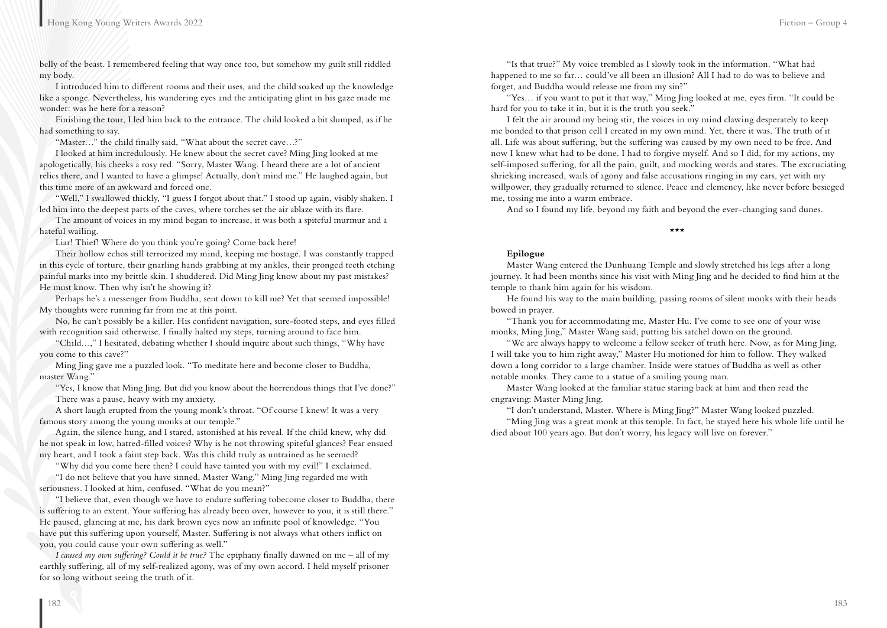belly of the beast. I remembered feeling that way once too, but somehow my guilt still riddled my body.

I introduced him to different rooms and their uses, and the child soaked up the knowledge like a sponge. Nevertheless, his wandering eyes and the anticipating glint in his gaze made me wonder: was he here for a reason?

Finishing the tour, I led him back to the entrance. The child looked a bit slumped, as if he had something to say.

"Master…" the child finally said, "What about the secret cave…?"

I looked at him incredulously. He knew about the secret cave? Ming Jing looked at me apologetically, his cheeks a rosy red. "Sorry, Master Wang. I heard there are a lot of ancient relics there, and I wanted to have a glimpse! Actually, don't mind me." He laughed again, but this time more of an awkward and forced one.

"Well," I swallowed thickly, "I guess I forgot about that." I stood up again, visibly shaken. I led him into the deepest parts of the caves, where torches set the air ablaze with its flare.

The amount of voices in my mind began to increase, it was both a spiteful murmur and a hateful wailing.

Liar! Thief! Where do you think you're going? Come back here!

Their hollow echos still terrorized my mind, keeping me hostage. I was constantly trapped in this cycle of torture, their gnarling hands grabbing at my ankles, their pronged teeth etching painful marks into my brittle skin. I shuddered. Did Ming Jing know about my past mistakes? He must know. Then why isn't he showing it?

Perhaps he's a messenger from Buddha, sent down to kill me? Yet that seemed impossible! My thoughts were running far from me at this point.

No, he can't possibly be a killer. His confident navigation, sure-footed steps, and eyes filled with recognition said otherwise. I finally halted my steps, turning around to face him.

"Child…," I hesitated, debating whether I should inquire about such things, "Why have you come to this cave?"

Ming Jing gave me a puzzled look. "To meditate here and become closer to Buddha, master Wang."

"Yes, I know that Ming Jing. But did you know about the horrendous things that I've done?" There was a pause, heavy with my anxiety.

A short laugh erupted from the young monk's throat. "Of course I knew! It was a very famous story among the young monks at our temple."

Again, the silence hung, and I stared, astonished at his reveal. If the child knew, why did he not speak in low, hatred-filled voices? Why is he not throwing spiteful glances? Fear ensued my heart, and I took a faint step back. Was this child truly as untrained as he seemed?

"Why did you come here then? I could have tainted you with my evil!" I exclaimed.

"I do not believe that you have sinned, Master Wang." Ming Jing regarded me with seriousness. I looked at him, confused. "What do you mean?"

"I believe that, even though we have to endure suffering tobecome closer to Buddha, there is suffering to an extent. Your suffering has already been over, however to you, it is still there." He paused, glancing at me, his dark brown eyes now an infinite pool of knowledge. "You have put this suffering upon yourself, Master. Suffering is not always what others inflict on you, you could cause your own suffering as well."

*I caused my own suffering? Could it be true?* The epiphany finally dawned on me – all of my earthly suffering, all of my self-realized agony, was of my own accord. I held myself prisoner for so long without seeing the truth of it.

"Is that true?" My voice trembled as I slowly took in the information. "What had happened to me so far… could've all been an illusion? All I had to do was to believe and forget, and Buddha would release me from my sin?"

"Yes… if you want to put it that way," Ming Jing looked at me, eyes firm. "It could be hard for you to take it in, but it is the truth you seek."

I felt the air around my being stir, the voices in my mind clawing desperately to keep me bonded to that prison cell I created in my own mind. Yet, there it was. The truth of it all. Life was about suffering, but the suffering was caused by my own need to be free. And now I knew what had to be done. I had to forgive myself. And so I did, for my actions, my self-imposed suffering, for all the pain, guilt, and mocking words and stares. The excruciating shrieking increased, wails of agony and false accusations ringing in my ears, yet with my willpower, they gradually returned to silence. Peace and clemency, like never before besieged me, tossing me into a warm embrace.

And so I found my life, beyond my faith and beyond the ever-changing sand dunes.

\*\*\*

**Epilogue**

Master Wang entered the Dunhuang Temple and slowly stretched his legs after a long journey. It had been months since his visit with Ming Jing and he decided to find him at the temple to thank him again for his wisdom.

He found his way to the main building, passing rooms of silent monks with their heads bowed in prayer.

"Thank you for accommodating me, Master Hu. I've come to see one of your wise monks, Ming Jing," Master Wang said, putting his satchel down on the ground.

"We are always happy to welcome a fellow seeker of truth here. Now, as for Ming Jing, I will take you to him right away," Master Hu motioned for him to follow. They walked down a long corridor to a large chamber. Inside were statues of Buddha as well as other notable monks. They came to a statue of a smiling young man.

Master Wang looked at the familiar statue staring back at him and then read the engraving: Master Ming Jing.

"I don't understand, Master. Where is Ming Jing?" Master Wang looked puzzled.

"Ming Jing was a great monk at this temple. In fact, he stayed here his whole life until he died about 100 years ago. But don't worry, his legacy will live on forever."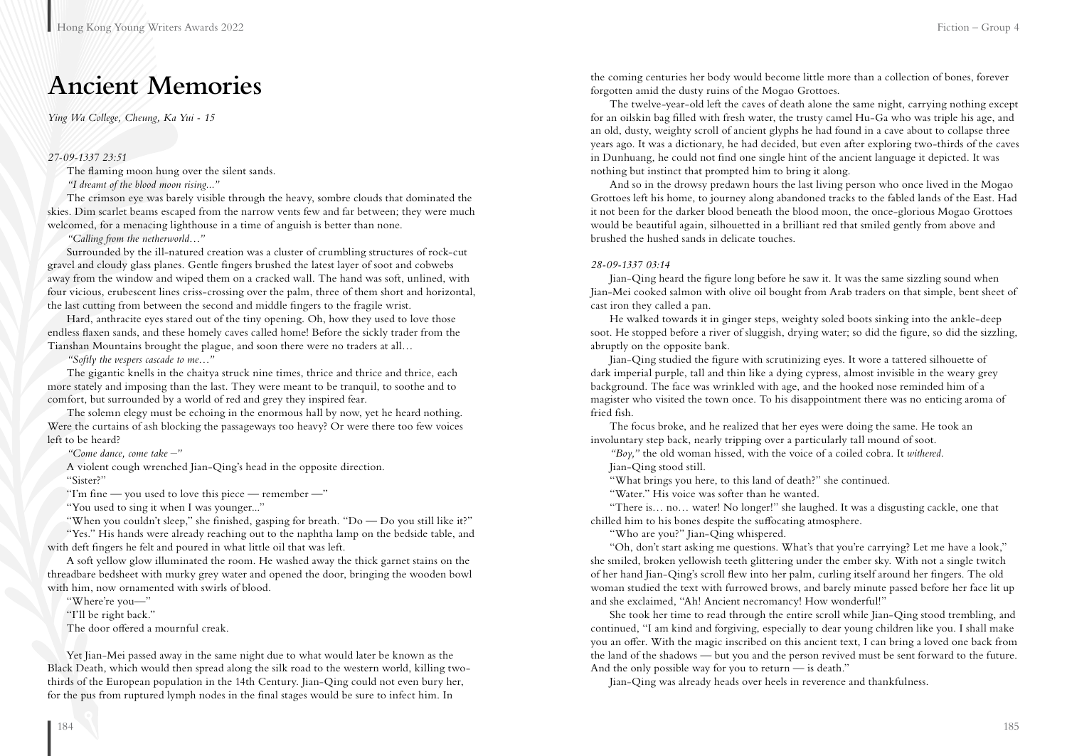# Ancient Memories

*Ying Wa College, Cheung, Ka Yui - 15*

*27-09-1337 23:51*

The flaming moon hung over the silent sands.

*"I dreamt of the blood moon rising..."*

The crimson eye was barely visible through the heavy, sombre clouds that dominated the skies. Dim scarlet beams escaped from the narrow vents few and far between; they were much welcomed, for a menacing lighthouse in a time of anguish is better than none.

*"Calling from the netherworld…"*

Surrounded by the ill-natured creation was a cluster of crumbling structures of rock-cut gravel and cloudy glass planes. Gentle fingers brushed the latest layer of soot and cobwebs away from the window and wiped them on a cracked wall. The hand was soft, unlined, with four vicious, erubescent lines criss-crossing over the palm, three of them short and horizontal, the last cutting from between the second and middle fingers to the fragile wrist.

Hard, anthracite eyes stared out of the tiny opening. Oh, how they used to love those endless flaxen sands, and these homely caves called home! Before the sickly trader from the Tianshan Mountains brought the plague, and soon there were no traders at all…

*"Softly the vespers cascade to me…"*

The gigantic knells in the chaitya struck nine times, thrice and thrice and thrice, each more stately and imposing than the last. They were meant to be tranquil, to soothe and to comfort, but surrounded by a world of red and grey they inspired fear.

The solemn elegy must be echoing in the enormous hall by now, yet he heard nothing. Were the curtains of ash blocking the passageways too heavy? Or were there too few voices left to be heard?

*"Come dance, come take –"*

A violent cough wrenched Jian-Qing's head in the opposite direction.

"Sister?"

"I'm fine — you used to love this piece — remember —"

"You used to sing it when I was younger..."

"When you couldn't sleep," she finished, gasping for breath. "Do — Do you still like it?"

"Yes." His hands were already reaching out to the naphtha lamp on the bedside table, and with deft fingers he felt and poured in what little oil that was left.

A soft yellow glow illuminated the room. He washed away the thick garnet stains on the threadbare bedsheet with murky grey water and opened the door, bringing the wooden bowl with him, now ornamented with swirls of blood.

"Where're you—"

"I'll be right back."

The door offered a mournful creak.

Yet Jian-Mei passed away in the same night due to what would later be known as the Black Death, which would then spread along the silk road to the western world, killing two-thirds of the European population in the 14th Century. Jian-Qing could not even bury her, for the pus from ruptured lymph nodes in the final stages would be sure to infect him. In the coming centuries her body would become little more than a collection of bones, forever forgotten amid the dusty ruins of the Mogao Grottoes.

The twelve-year-old left the caves of death alone the same night, carrying nothing except for an oilskin bag filled with fresh water, the trusty camel Hu-Ga who was triple his age, and an old, dusty, weighty scroll of ancient glyphs he had found in a cave about to collapse three years ago. It was a dictionary, he had decided, but even after exploring two-thirds of the caves in Dunhuang, he could not find one single hint of the ancient language it depicted. It was nothing but instinct that prompted him to bring it along.

And so in the drowsy predawn hours the last living person who once lived in the Mogao Grottoes left his home, to journey along abandoned tracks to the fabled lands of the East. Had it not been for the darker blood beneath the blood moon, the once-glorious Mogao Grottoes would be beautiful again, silhouetted in a brilliant red that smiled gently from above and brushed the hushed sands in delicate touches.

*28-09-1337 03:14*

Jian-Qing heard the figure long before he saw it. It was the same sizzling sound when Jian-Mei cooked salmon with olive oil bought from Arab traders on that simple, bent sheet of cast iron they called a pan.

He walked towards it in ginger steps, weighty soled boots sinking into the ankle-deep soot. He stopped before a river of sluggish, drying water; so did the figure, so did the sizzling, abruptly on the opposite bank.

Jian-Qing studied the figure with scrutinizing eyes. It wore a tattered silhouette of dark imperial purple, tall and thin like a dying cypress, almost invisible in the weary grey background. The face was wrinkled with age, and the hooked nose reminded him of a magister who visited the town once. To his disappointment there was no enticing aroma of fried fish.

The focus broke, and he realized that her eyes were doing the same. He took an involuntary step back, nearly tripping over a particularly tall mound of soot.

*"Boy,"* the old woman hissed, with the voice of a coiled cobra. It *withered*.

Jian-Qing stood still.

"What brings you here, to this land of death?" she continued.

"Water." His voice was softer than he wanted.

"There is… no… water! No longer!" she laughed. It was a disgusting cackle, one that chilled him to his bones despite the suffocating atmosphere.

"Who are you?" Jian-Qing whispered.

"Oh, don't start asking me questions. What's that you're carrying? Let me have a look," she smiled, broken yellowish teeth glittering under the ember sky. With not a single twitch of her hand Jian-Qing's scroll flew into her palm, curling itself around her fingers. The old woman studied the text with furrowed brows, and barely minute passed before her face lit up and she exclaimed, "Ah! Ancient necromancy! How wonderful!"

She took her time to read through the entire scroll while Jian-Qing stood trembling, and continued, "I am kind and forgiving, especially to dear young children like you. I shall make you an offer. With the magic inscribed on this ancient text, I can bring a loved one back from the land of the shadows — but you and the person revived must be sent forward to the future. And the only possible way for you to return — is death."

Jian-Qing was already heads over heels in reverence and thankfulness.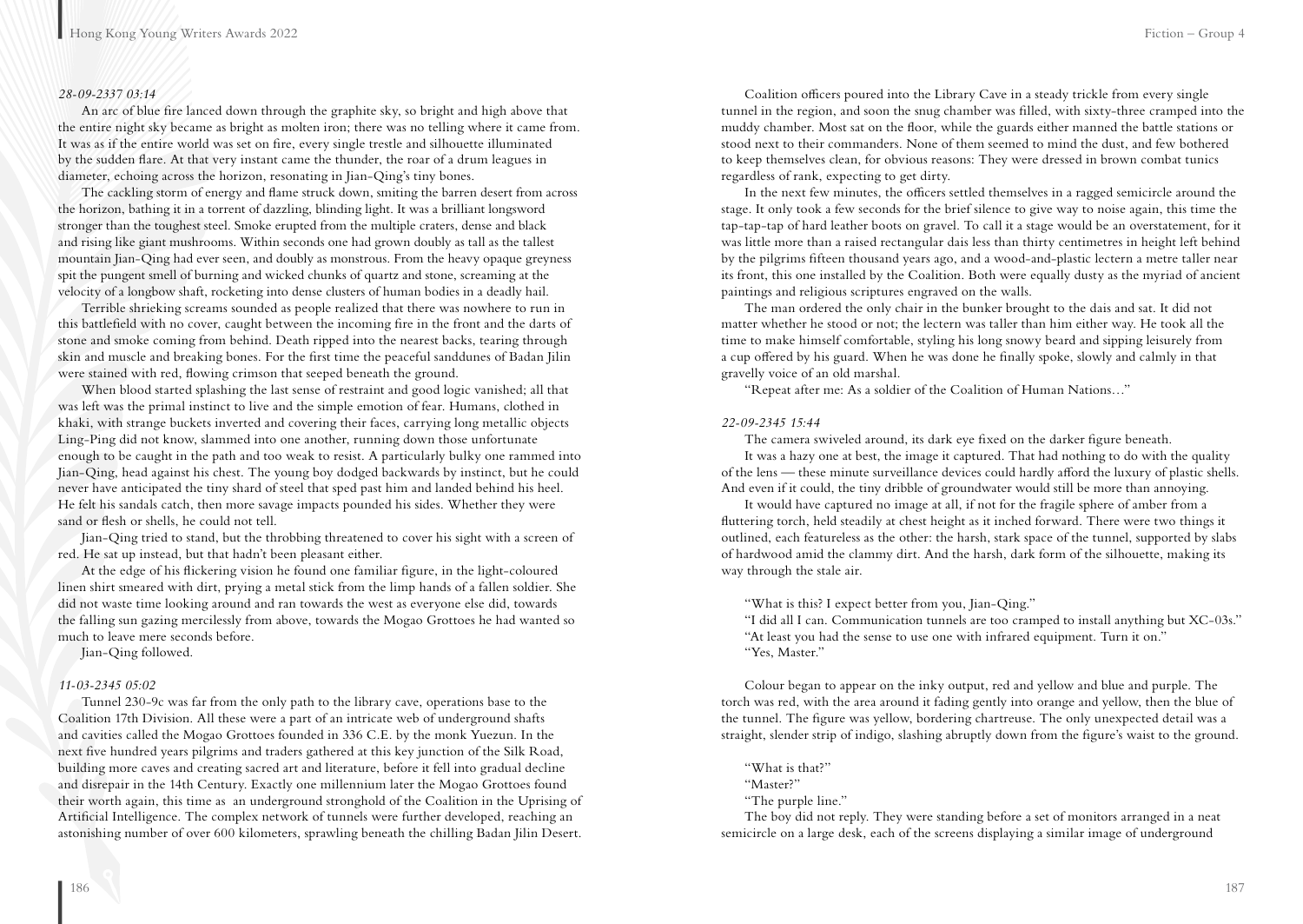*28-09-2337 03:14*

An arc of blue fire lanced down through the graphite sky, so bright and high above that the entire night sky became as bright as molten iron; there was no telling where it came from. It was as if the entire world was set on fire, every single trestle and silhouette illuminated by the sudden flare. At that very instant came the thunder, the roar of a drum leagues in diameter, echoing across the horizon, resonating in Jian-Qing's tiny bones.

The cackling storm of energy and flame struck down, smiting the barren desert from across the horizon, bathing it in a torrent of dazzling, blinding light. It was a brilliant longsword stronger than the toughest steel. Smoke erupted from the multiple craters, dense and black and rising like giant mushrooms. Within seconds one had grown doubly as tall as the tallest mountain Jian-Qing had ever seen, and doubly as monstrous. From the heavy opaque greyness spit the pungent smell of burning and wicked chunks of quartz and stone, screaming at the velocity of a longbow shaft, rocketing into dense clusters of human bodies in a deadly hail.

Terrible shrieking screams sounded as people realized that there was nowhere to run in this battlefield with no cover, caught between the incoming fire in the front and the darts of stone and smoke coming from behind. Death ripped into the nearest backs, tearing through skin and muscle and breaking bones. For the first time the peaceful sanddunes of Badan Jilin were stained with red, flowing crimson that seeped beneath the ground.

When blood started splashing the last sense of restraint and good logic vanished; all that was left was the primal instinct to live and the simple emotion of fear. Humans, clothed in khaki, with strange buckets inverted and covering their faces, carrying long metallic objects Ling-Ping did not know, slammed into one another, running down those unfortunate enough to be caught in the path and too weak to resist. A particularly bulky one rammed into Jian-Qing, head against his chest. The young boy dodged backwards by instinct, but he could never have anticipated the tiny shard of steel that sped past him and landed behind his heel. He felt his sandals catch, then more savage impacts pounded his sides. Whether they were sand or flesh or shells, he could not tell.

Jian-Qing tried to stand, but the throbbing threatened to cover his sight with a screen of red. He sat up instead, but that hadn't been pleasant either.

At the edge of his flickering vision he found one familiar figure, in the light-coloured linen shirt smeared with dirt, prying a metal stick from the limp hands of a fallen soldier. She did not waste time looking around and ran towards the west as everyone else did, towards the falling sun gazing mercilessly from above, towards the Mogao Grottoes he had wanted so much to leave mere seconds before.

Jian-Qing followed.

*11-03-2345 05:02*

Tunnel 230-9c was far from the only path to the library cave, operations base to the Coalition 17th Division. All these were a part of an intricate web of underground shafts and cavities called the Mogao Grottoes founded in 336 C.E. by the monk Yuezun. In the next five hundred years pilgrims and traders gathered at this key junction of the Silk Road, building more caves and creating sacred art and literature, before it fell into gradual decline and disrepair in the 14th Century. Exactly one millennium later the Mogao Grottoes found their worth again, this time as an underground stronghold of the Coalition in the Uprising of Artificial Intelligence. The complex network of tunnels were further developed, reaching an astonishing number of over 600 kilometers, sprawling beneath the chilling Badan Jilin Desert.

Coalition officers poured into the Library Cave in a steady trickle from every single tunnel in the region, and soon the snug chamber was filled, with sixty-three cramped into the muddy chamber. Most sat on the floor, while the guards either manned the battle stations or stood next to their commanders. None of them seemed to mind the dust, and few bothered to keep themselves clean, for obvious reasons: They were dressed in brown combat tunics regardless of rank, expecting to get dirty.

In the next few minutes, the officers settled themselves in a ragged semicircle around the stage. It only took a few seconds for the brief silence to give way to noise again, this time the tap-tap-tap of hard leather boots on gravel. To call it a stage would be an overstatement, for it was little more than a raised rectangular dais less than thirty centimetres in height left behind by the pilgrims fifteen thousand years ago, and a wood-and-plastic lectern a metre taller near its front, this one installed by the Coalition. Both were equally dusty as the myriad of ancient paintings and religious scriptures engraved on the walls.

The man ordered the only chair in the bunker brought to the dais and sat. It did not matter whether he stood or not; the lectern was taller than him either way. He took all the time to make himself comfortable, styling his long snowy beard and sipping leisurely from a cup offered by his guard. When he was done he finally spoke, slowly and calmly in that gravelly voice of an old marshal.

"Repeat after me: As a soldier of the Coalition of Human Nations…"

*22-09-2345 15:44*

The camera swiveled around, its dark eye fixed on the darker figure beneath.

It was a hazy one at best, the image it captured. That had nothing to do with the quality of the lens — these minute surveillance devices could hardly afford the luxury of plastic shells. And even if it could, the tiny dribble of groundwater would still be more than annoying.

It would have captured no image at all, if not for the fragile sphere of amber from a fluttering torch, held steadily at chest height as it inched forward. There were two things it outlined, each featureless as the other: the harsh, stark space of the tunnel, supported by slabs of hardwood amid the clammy dirt. And the harsh, dark form of the silhouette, making its way through the stale air.

"What is this? I expect better from you, Jian-Qing."

"I did all I can. Communication tunnels are too cramped to install anything but XC-03s."

"At least you had the sense to use one with infrared equipment. Turn it on."

"Yes, Master."

Colour began to appear on the inky output, red and yellow and blue and purple. The torch was red, with the area around it fading gently into orange and yellow, then the blue of the tunnel. The figure was yellow, bordering chartreuse. The only unexpected detail was a straight, slender strip of indigo, slashing abruptly down from the figure's waist to the ground.

"What is that?"

"Master?"

"The purple line."

The boy did not reply. They were standing before a set of monitors arranged in a neat semicircle on a large desk, each of the screens displaying a similar image of underground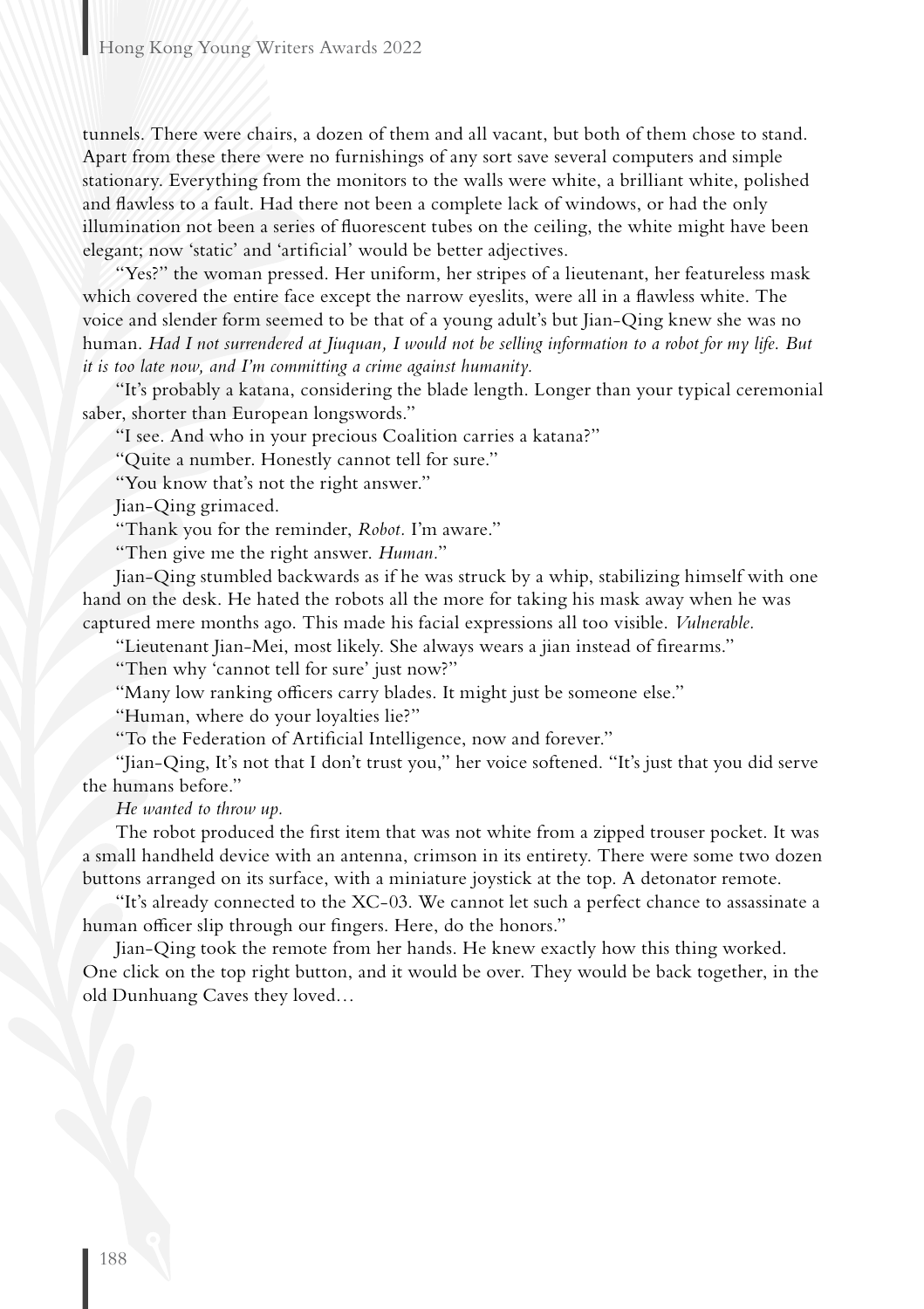tunnels. There were chairs, a dozen of them and all vacant, but both of them chose to stand. Apart from these there were no furnishings of any sort save several computers and simple stationary. Everything from the monitors to the walls were white, a brilliant white, polished and flawless to a fault. Had there not been a complete lack of windows, or had the only illumination not been a series of fluorescent tubes on the ceiling, the white might have been elegant; now 'static' and 'artificial' would be better adjectives.

"Yes?" the woman pressed. Her uniform, her stripes of a lieutenant, her featureless mask which covered the entire face except the narrow eyeslits, were all in a flawless white. The voice and slender form seemed to be that of a young adult's but Jian-Qing knew she was no human. *Had I not surrendered at Jiuquan, I would not be selling information to a robot for my life. But it is too late now, and I'm committing a crime against humanity.*

"It's probably a katana, considering the blade length. Longer than your typical ceremonial saber, shorter than European longswords."

"I see. And who in your precious Coalition carries a katana?"

"Quite a number. Honestly cannot tell for sure."

"You know that's not the right answer."

Jian-Qing grimaced.

"Thank you for the reminder, *Robot*. I'm aware."

"Then give me the right answer. *Human*."

Jian-Qing stumbled backwards as if he was struck by a whip, stabilizing himself with one hand on the desk. He hated the robots all the more for taking his mask away when he was captured mere months ago. This made his facial expressions all too visible. *Vulnerable*.

"Lieutenant Jian-Mei, most likely. She always wears a jian instead of firearms."

"Then why 'cannot tell for sure' just now?"

"Many low ranking officers carry blades. It might just be someone else."

"Human, where do your loyalties lie?"

"To the Federation of Artificial Intelligence, now and forever."

"Jian-Qing, It's not that I don't trust you," her voice softened. "It's just that you did serve the humans before."

*He wanted to throw up.*

The robot produced the first item that was not white from a zipped trouser pocket. It was a small handheld device with an antenna, crimson in its entirety. There were some two dozen buttons arranged on its surface, with a miniature joystick at the top. A detonator remote.

"It's already connected to the XC-03. We cannot let such a perfect chance to assassinate a human officer slip through our fingers. Here, do the honors."

Jian-Qing took the remote from her hands. He knew exactly how this thing worked. One click on the top right button, and it would be over. They would be back together, in the old Dunhuang Caves they loved…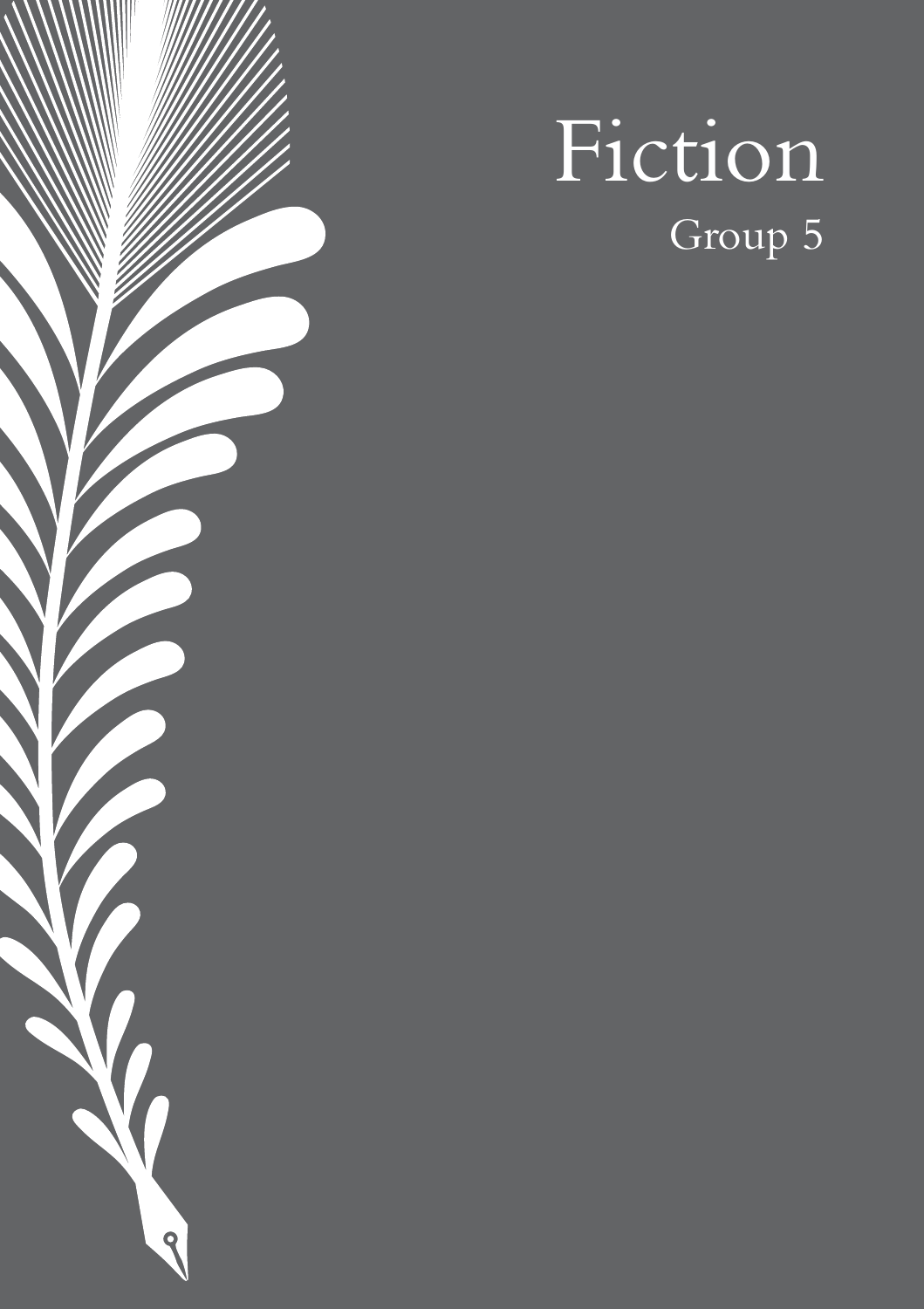# Fiction

## Group 5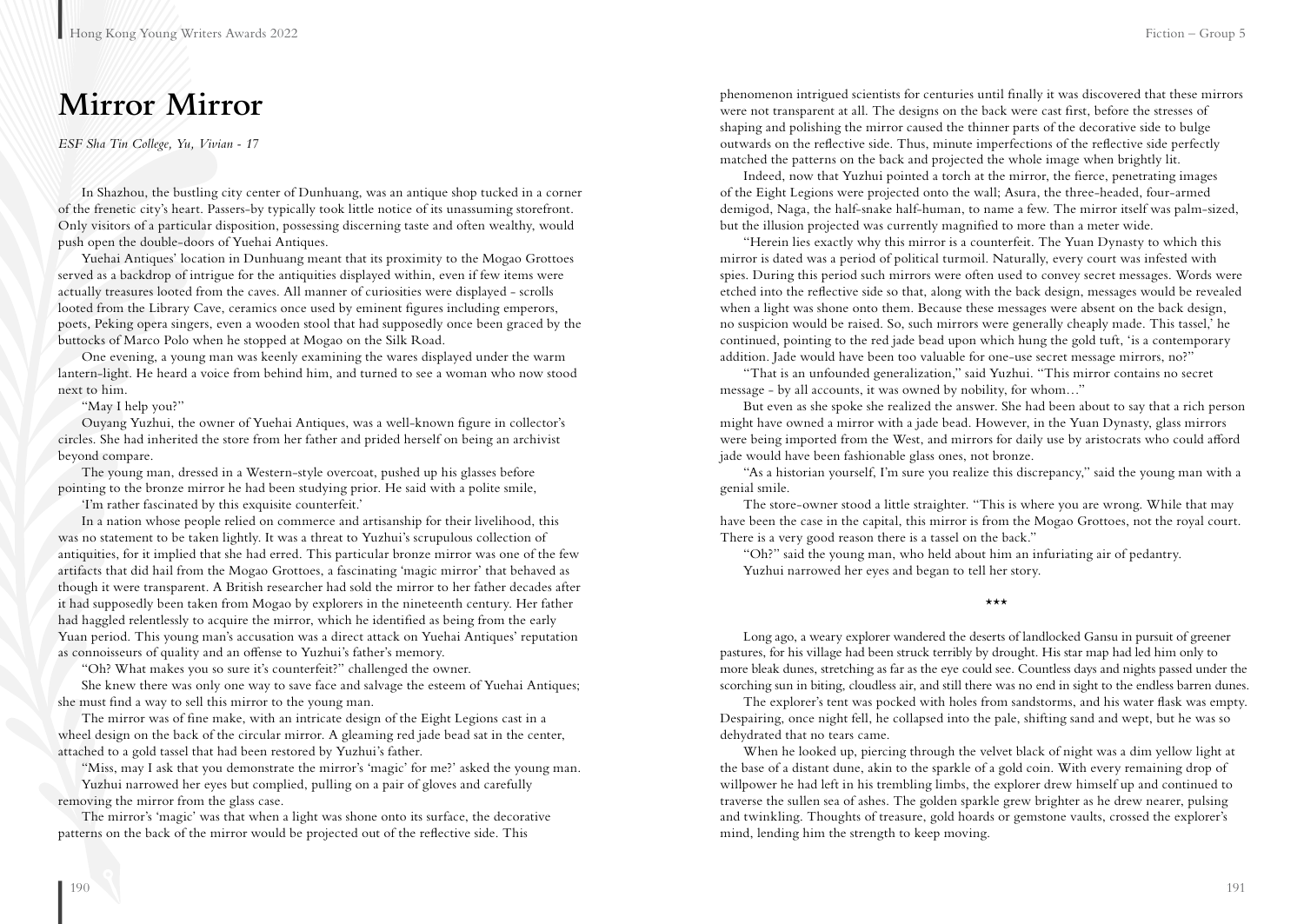# Mirror Mirror

*ESF Sha Tin College, Yu, Vivian - 17*

In Shazhou, the bustling city center of Dunhuang, was an antique shop tucked in a corner of the frenetic city's heart. Passers-by typically took little notice of its unassuming storefront. Only visitors of a particular disposition, possessing discerning taste and often wealthy, would push open the double-doors of Yuehai Antiques.

Yuehai Antiques' location in Dunhuang meant that its proximity to the Mogao Grottoes served as a backdrop of intrigue for the antiquities displayed within, even if few items were actually treasures looted from the caves. All manner of curiosities were displayed - scrolls looted from the Library Cave, ceramics once used by eminent figures including emperors, poets, Peking opera singers, even a wooden stool that had supposedly once been graced by the buttocks of Marco Polo when he stopped at Mogao on the Silk Road.

One evening, a young man was keenly examining the wares displayed under the warm lantern-light. He heard a voice from behind him, and turned to see a woman who now stood next to him.

"May I help you?"

Ouyang Yuzhui, the owner of Yuehai Antiques, was a well-known figure in collector's circles. She had inherited the store from her father and prided herself on being an archivist beyond compare.

The young man, dressed in a Western-style overcoat, pushed up his glasses before pointing to the bronze mirror he had been studying prior. He said with a polite smile,

'I'm rather fascinated by this exquisite counterfeit.'

In a nation whose people relied on commerce and artisanship for their livelihood, this was no statement to be taken lightly. It was a threat to Yuzhui's scrupulous collection of antiquities, for it implied that she had erred. This particular bronze mirror was one of the few artifacts that did hail from the Mogao Grottoes, a fascinating 'magic mirror' that behaved as though it were transparent. A British researcher had sold the mirror to her father decades after it had supposedly been taken from Mogao by explorers in the nineteenth century. Her father had haggled relentlessly to acquire the mirror, which he identified as being from the early Yuan period. This young man's accusation was a direct attack on Yuehai Antiques' reputation as connoisseurs of quality and an offense to Yuzhui's father's memory.

"Oh? What makes you so sure it's counterfeit?" challenged the owner.

She knew there was only one way to save face and salvage the esteem of Yuehai Antiques; she must find a way to sell this mirror to the young man.

The mirror was of fine make, with an intricate design of the Eight Legions cast in a wheel design on the back of the circular mirror. A gleaming red jade bead sat in the center, attached to a gold tassel that had been restored by Yuzhui's father.

"Miss, may I ask that you demonstrate the mirror's 'magic' for me?' asked the young man.

Yuzhui narrowed her eyes but complied, pulling on a pair of gloves and carefully removing the mirror from the glass case.

The mirror's 'magic' was that when a light was shone onto its surface, the decorative patterns on the back of the mirror would be projected out of the reflective side. This phenomenon intrigued scientists for centuries until finally it was discovered that these mirrors were not transparent at all. The designs on the back were cast first, before the stresses of shaping and polishing the mirror caused the thinner parts of the decorative side to bulge outwards on the reflective side. Thus, minute imperfections of the reflective side perfectly matched the patterns on the back and projected the whole image when brightly lit.

Indeed, now that Yuzhui pointed a torch at the mirror, the fierce, penetrating images of the Eight Legions were projected onto the wall; Asura, the three-headed, four-armed demigod, Naga, the half-snake half-human, to name a few. The mirror itself was palm-sized, but the illusion projected was currently magnified to more than a meter wide.

"Herein lies exactly why this mirror is a counterfeit. The Yuan Dynasty to which this mirror is dated was a period of political turmoil. Naturally, every court was infested with spies. During this period such mirrors were often used to convey secret messages. Words were etched into the reflective side so that, along with the back design, messages would be revealed when a light was shone onto them. Because these messages were absent on the back design, no suspicion would be raised. So, such mirrors were generally cheaply made. This tassel,' he continued, pointing to the red jade bead upon which hung the gold tuft, 'is a contemporary addition. Jade would have been too valuable for one-use secret message mirrors, no?"

"That is an unfounded generalization," said Yuzhui. "This mirror contains no secret message - by all accounts, it was owned by nobility, for whom…"

But even as she spoke she realized the answer. She had been about to say that a rich person might have owned a mirror with a jade bead. However, in the Yuan Dynasty, glass mirrors were being imported from the West, and mirrors for daily use by aristocrats who could afford jade would have been fashionable glass ones, not bronze.

"As a historian yourself, I'm sure you realize this discrepancy," said the young man with a genial smile.

The store-owner stood a little straighter. "This is where you are wrong. While that may have been the case in the capital, this mirror is from the Mogao Grottoes, not the royal court. There is a very good reason there is a tassel on the back."

"Oh?" said the young man, who held about him an infuriating air of pedantry.

Yuzhui narrowed her eyes and began to tell her story.

\*\*\*

Long ago, a weary explorer wandered the deserts of landlocked Gansu in pursuit of greener pastures, for his village had been struck terribly by drought. His star map had led him only to more bleak dunes, stretching as far as the eye could see. Countless days and nights passed under the scorching sun in biting, cloudless air, and still there was no end in sight to the endless barren dunes.

The explorer's tent was pocked with holes from sandstorms, and his water flask was empty. Despairing, once night fell, he collapsed into the pale, shifting sand and wept, but he was so dehydrated that no tears came.

When he looked up, piercing through the velvet black of night was a dim yellow light at the base of a distant dune, akin to the sparkle of a gold coin. With every remaining drop of willpower he had left in his trembling limbs, the explorer drew himself up and continued to traverse the sullen sea of ashes. The golden sparkle grew brighter as he drew nearer, pulsing and twinkling. Thoughts of treasure, gold hoards or gemstone vaults, crossed the explorer's mind, lending him the strength to keep moving.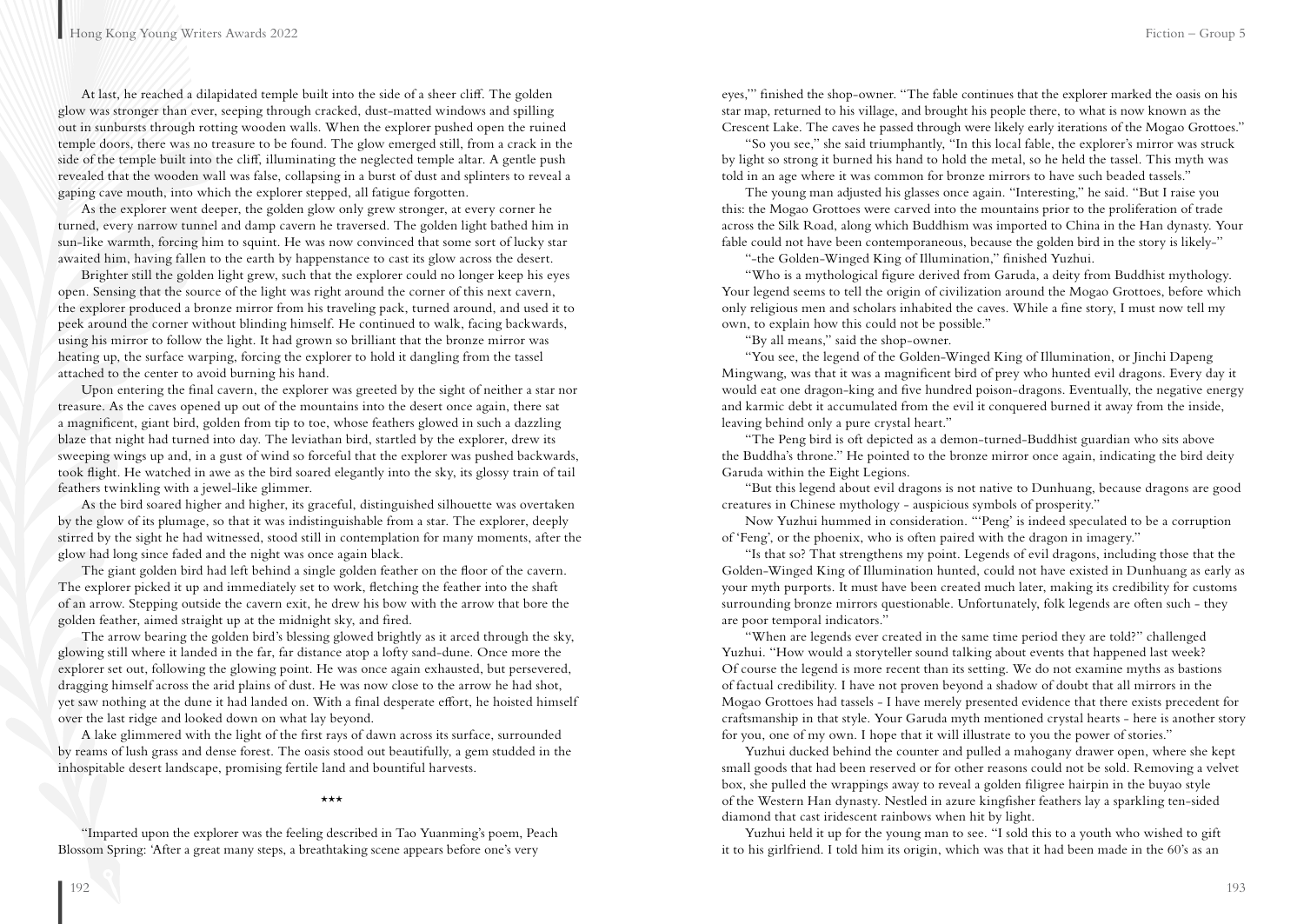At last, he reached a dilapidated temple built into the side of a sheer cliff. The golden glow was stronger than ever, seeping through cracked, dust-matted windows and spilling out in sunbursts through rotting wooden walls. When the explorer pushed open the ruined temple doors, there was no treasure to be found. The glow emerged still, from a crack in the side of the temple built into the cliff, illuminating the neglected temple altar. A gentle push revealed that the wooden wall was false, collapsing in a burst of dust and splinters to reveal a gaping cave mouth, into which the explorer stepped, all fatigue forgotten.

As the explorer went deeper, the golden glow only grew stronger, at every corner he turned, every narrow tunnel and damp cavern he traversed. The golden light bathed him in sun-like warmth, forcing him to squint. He was now convinced that some sort of lucky star awaited him, having fallen to the earth by happenstance to cast its glow across the desert.

Brighter still the golden light grew, such that the explorer could no longer keep his eyes open. Sensing that the source of the light was right around the corner of this next cavern, the explorer produced a bronze mirror from his traveling pack, turned around, and used it to peek around the corner without blinding himself. He continued to walk, facing backwards, using his mirror to follow the light. It had grown so brilliant that the bronze mirror was heating up, the surface warping, forcing the explorer to hold it dangling from the tassel attached to the center to avoid burning his hand.

Upon entering the final cavern, the explorer was greeted by the sight of neither a star nor treasure. As the caves opened up out of the mountains into the desert once again, there sat a magnificent, giant bird, golden from tip to toe, whose feathers glowed in such a dazzling blaze that night had turned into day. The leviathan bird, startled by the explorer, drew its sweeping wings up and, in a gust of wind so forceful that the explorer was pushed backwards, took flight. He watched in awe as the bird soared elegantly into the sky, its glossy train of tail feathers twinkling with a jewel-like glimmer.

As the bird soared higher and higher, its graceful, distinguished silhouette was overtaken by the glow of its plumage, so that it was indistinguishable from a star. The explorer, deeply stirred by the sight he had witnessed, stood still in contemplation for many moments, after the glow had long since faded and the night was once again black.

The giant golden bird had left behind a single golden feather on the floor of the cavern. The explorer picked it up and immediately set to work, fletching the feather into the shaft of an arrow. Stepping outside the cavern exit, he drew his bow with the arrow that bore the golden feather, aimed straight up at the midnight sky, and fired.

The arrow bearing the golden bird's blessing glowed brightly as it arced through the sky, glowing still where it landed in the far, far distance atop a lofty sand-dune. Once more the explorer set out, following the glowing point. He was once again exhausted, but persevered, dragging himself across the arid plains of dust. He was now close to the arrow he had shot, yet saw nothing at the dune it had landed on. With a final desperate effort, he hoisted himself over the last ridge and looked down on what lay beyond.

A lake glimmered with the light of the first rays of dawn across its surface, surrounded by reams of lush grass and dense forest. The oasis stood out beautifully, a gem studded in the inhospitable desert landscape, promising fertile land and bountiful harvests.

\*\*\*

"Imparted upon the explorer was the feeling described in Tao Yuanming's poem, Peach Blossom Spring: 'After a great many steps, a breathtaking scene appears before one's very eyes,'" finished the shop-owner. "The fable continues that the explorer marked the oasis on his star map, returned to his village, and brought his people there, to what is now known as the Crescent Lake. The caves he passed through were likely early iterations of the Mogao Grottoes."

"So you see," she said triumphantly, "In this local fable, the explorer's mirror was struck by light so strong it burned his hand to hold the metal, so he held the tassel. This myth was told in an age where it was common for bronze mirrors to have such beaded tassels."

The young man adjusted his glasses once again. "Interesting," he said. "But I raise you this: the Mogao Grottoes were carved into the mountains prior to the proliferation of trade across the Silk Road, along which Buddhism was imported to China in the Han dynasty. Your fable could not have been contemporaneous, because the golden bird in the story is likely-"

"-the Golden-Winged King of Illumination," finished Yuzhui.

"Who is a mythological figure derived from Garuda, a deity from Buddhist mythology. Your legend seems to tell the origin of civilization around the Mogao Grottoes, before which only religious men and scholars inhabited the caves. While a fine story, I must now tell my own, to explain how this could not be possible."

"By all means," said the shop-owner.

"You see, the legend of the Golden-Winged King of Illumination, or Jinchi Dapeng Mingwang, was that it was a magnificent bird of prey who hunted evil dragons. Every day it would eat one dragon-king and five hundred poison-dragons. Eventually, the negative energy and karmic debt it accumulated from the evil it conquered burned it away from the inside, leaving behind only a pure crystal heart."

"The Peng bird is oft depicted as a demon-turned-Buddhist guardian who sits above the Buddha's throne." He pointed to the bronze mirror once again, indicating the bird deity Garuda within the Eight Legions.

"But this legend about evil dragons is not native to Dunhuang, because dragons are good creatures in Chinese mythology - auspicious symbols of prosperity."

Now Yuzhui hummed in consideration. "'Peng' is indeed speculated to be a corruption of 'Feng', or the phoenix, who is often paired with the dragon in imagery."

"Is that so? That strengthens my point. Legends of evil dragons, including those that the Golden-Winged King of Illumination hunted, could not have existed in Dunhuang as early as your myth purports. It must have been created much later, making its credibility for customs surrounding bronze mirrors questionable. Unfortunately, folk legends are often such - they are poor temporal indicators."

"When are legends ever created in the same time period they are told?" challenged Yuzhui. "How would a storyteller sound talking about events that happened last week? Of course the legend is more recent than its setting. We do not examine myths as bastions of factual credibility. I have not proven beyond a shadow of doubt that all mirrors in the Mogao Grottoes had tassels - I have merely presented evidence that there exists precedent for craftsmanship in that style. Your Garuda myth mentioned crystal hearts - here is another story for you, one of my own. I hope that it will illustrate to you the power of stories."

Yuzhui ducked behind the counter and pulled a mahogany drawer open, where she kept small goods that had been reserved or for other reasons could not be sold. Removing a velvet box, she pulled the wrappings away to reveal a golden filigree hairpin in the buyao style of the Western Han dynasty. Nestled in azure kingfisher feathers lay a sparkling ten-sided diamond that cast iridescent rainbows when hit by light.

Yuzhui held it up for the young man to see. "I sold this to a youth who wished to gift it to his girlfriend. I told him its origin, which was that it had been made in the 60's as an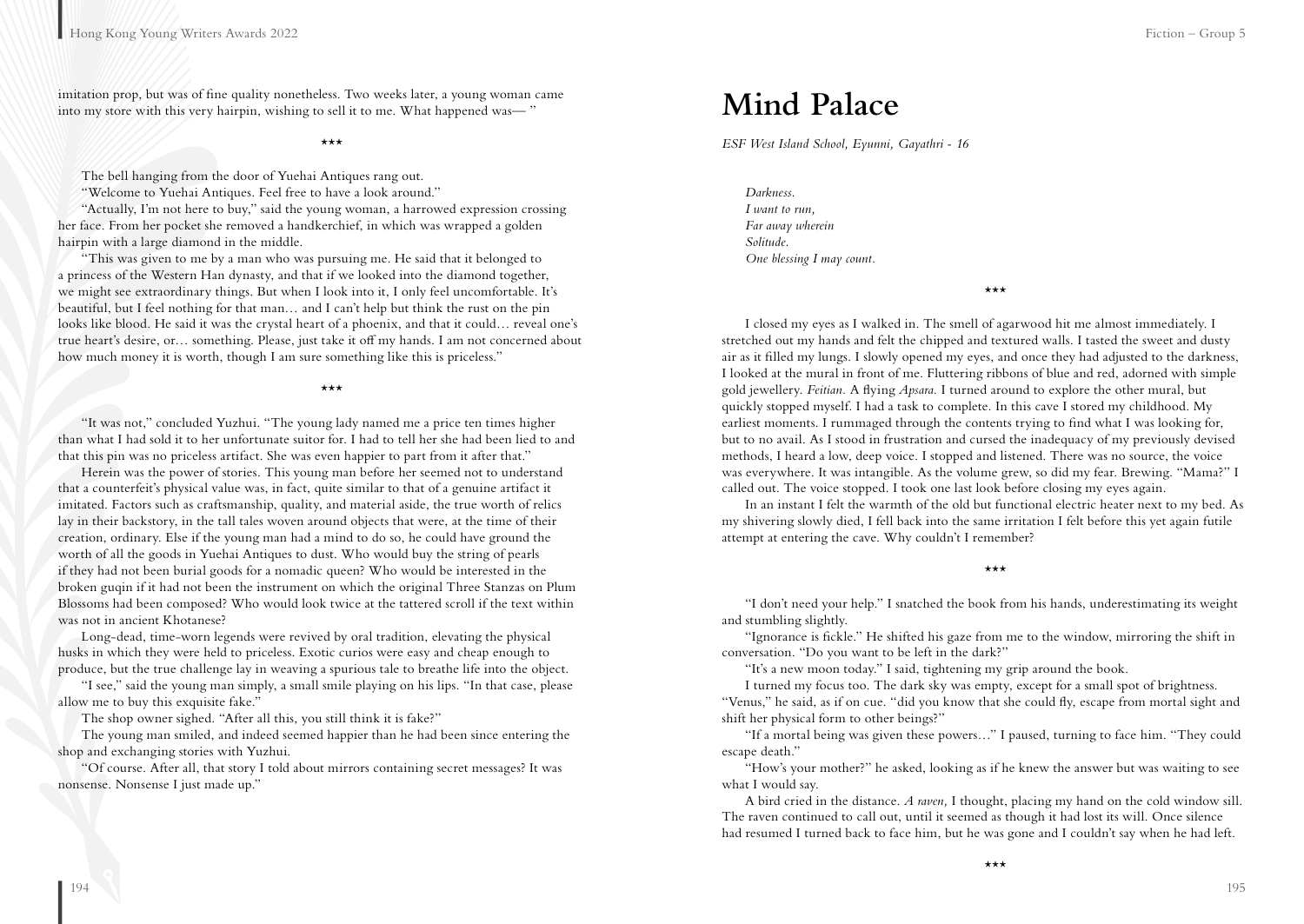imitation prop, but was of fine quality nonetheless. Two weeks later, a young woman came into my store with this very hairpin, wishing to sell it to me. What happened was— "

\*\*\*

The bell hanging from the door of Yuehai Antiques rang out.

"Welcome to Yuehai Antiques. Feel free to have a look around."

"Actually, I'm not here to buy," said the young woman, a harrowed expression crossing her face. From her pocket she removed a handkerchief, in which was wrapped a golden hairpin with a large diamond in the middle.

"This was given to me by a man who was pursuing me. He said that it belonged to a princess of the Western Han dynasty, and that if we looked into the diamond together, we might see extraordinary things. But when I look into it, I only feel uncomfortable. It's beautiful, but I feel nothing for that man… and I can't help but think the rust on the pin looks like blood. He said it was the crystal heart of a phoenix, and that it could… reveal one's true heart's desire, or… something. Please, just take it off my hands. I am not concerned about how much money it is worth, though I am sure something like this is priceless."

\*\*\*

"It was not," concluded Yuzhui. "The young lady named me a price ten times higher than what I had sold it to her unfortunate suitor for. I had to tell her she had been lied to and that this pin was no priceless artifact. She was even happier to part from it after that."

Herein was the power of stories. This young man before her seemed not to understand that a counterfeit's physical value was, in fact, quite similar to that of a genuine artifact it imitated. Factors such as craftsmanship, quality, and material aside, the true worth of relics lay in their backstory, in the tall tales woven around objects that were, at the time of their creation, ordinary. Else if the young man had a mind to do so, he could have ground the worth of all the goods in Yuehai Antiques to dust. Who would buy the string of pearls if they had not been burial goods for a nomadic queen? Who would be interested in the broken guqin if it had not been the instrument on which the original Three Stanzas on Plum Blossoms had been composed? Who would look twice at the tattered scroll if the text within was not in ancient Khotanese?

Long-dead, time-worn legends were revived by oral tradition, elevating the physical husks in which they were held to priceless. Exotic curios were easy and cheap enough to produce, but the true challenge lay in weaving a spurious tale to breathe life into the object.

"I see," said the young man simply, a small smile playing on his lips. "In that case, please allow me to buy this exquisite fake."

The shop owner sighed. "After all this, you still think it is fake?"

The young man smiled, and indeed seemed happier than he had been since entering the shop and exchanging stories with Yuzhui.

"Of course. After all, that story I told about mirrors containing secret messages? It was nonsense. Nonsense I just made up."

# Mind Palace

*ESF West Island School, Eyunni, Gayathri - 16*

*Darkness.*
*I want to run,*
*Far away wherein*
*Solitude.*
*One blessing I may count.*

\*\*\*

I closed my eyes as I walked in. The smell of agarwood hit me almost immediately. I stretched out my hands and felt the chipped and textured walls. I tasted the sweet and dusty air as it filled my lungs. I slowly opened my eyes, and once they had adjusted to the darkness, I looked at the mural in front of me. Fluttering ribbons of blue and red, adorned with simple gold jewellery. *Feitian.* A flying *Apsara.* I turned around to explore the other mural, but quickly stopped myself. I had a task to complete. In this cave I stored my childhood. My earliest moments. I rummaged through the contents trying to find what I was looking for, but to no avail. As I stood in frustration and cursed the inadequacy of my previously devised methods, I heard a low, deep voice. I stopped and listened. There was no source, the voice was everywhere. It was intangible. As the volume grew, so did my fear. Brewing. "Mama?" I called out. The voice stopped. I took one last look before closing my eyes again.

In an instant I felt the warmth of the old but functional electric heater next to my bed. As my shivering slowly died, I fell back into the same irritation I felt before this yet again futile attempt at entering the cave. Why couldn't I remember?

\*\*\*

"I don't need your help." I snatched the book from his hands, underestimating its weight and stumbling slightly.

"Ignorance is fickle." He shifted his gaze from me to the window, mirroring the shift in conversation. "Do you want to be left in the dark?"

"It's a new moon today." I said, tightening my grip around the book.

I turned my focus too. The dark sky was empty, except for a small spot of brightness. "Venus," he said, as if on cue. "did you know that she could fly, escape from mortal sight and shift her physical form to other beings?"

"If a mortal being was given these powers…" I paused, turning to face him. "They could escape death."

"How's your mother?" he asked, looking as if he knew the answer but was waiting to see what I would say.

A bird cried in the distance. *A raven,* I thought, placing my hand on the cold window sill. The raven continued to call out, until it seemed as though it had lost its will. Once silence had resumed I turned back to face him, but he was gone and I couldn't say when he had left.

\*\*\*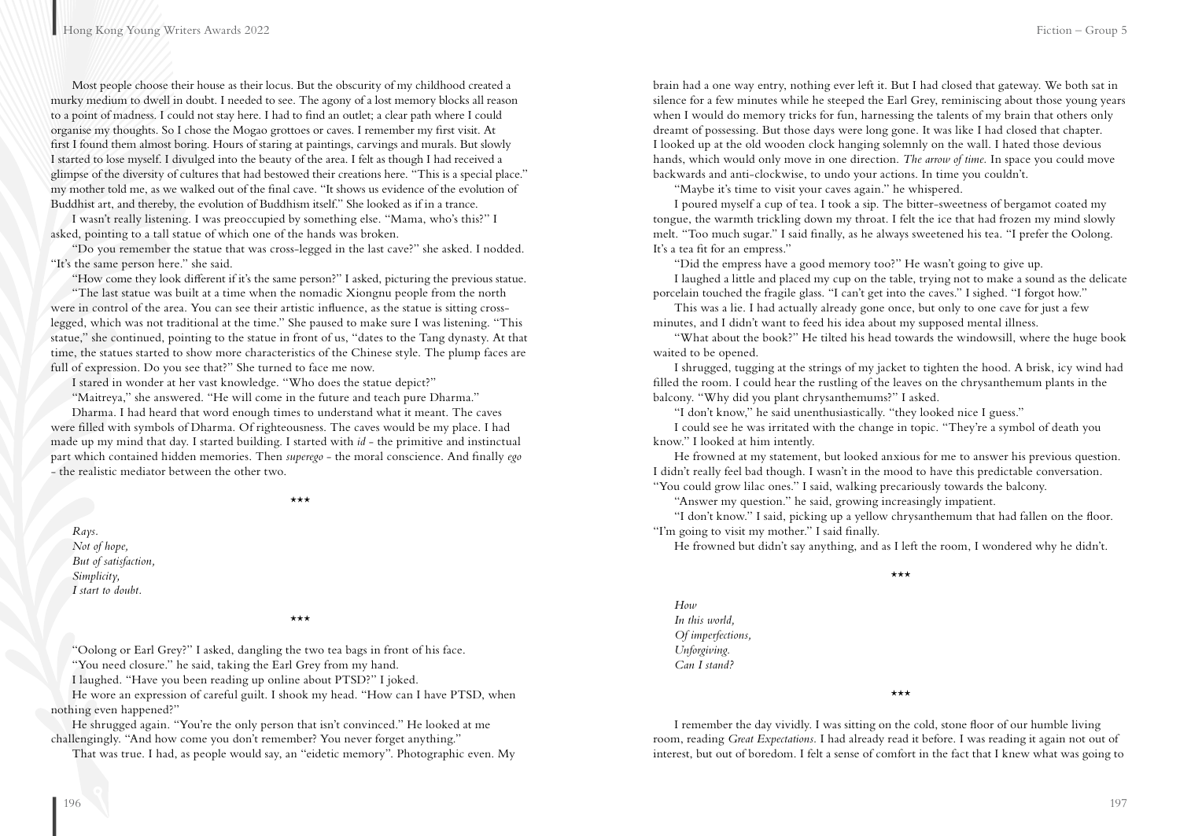Most people choose their house as their locus. But the obscurity of my childhood created a murky medium to dwell in doubt. I needed to see. The agony of a lost memory blocks all reason to a point of madness. I could not stay here. I had to find an outlet; a clear path where I could organise my thoughts. So I chose the Mogao grottoes or caves. I remember my first visit. At first I found them almost boring. Hours of staring at paintings, carvings and murals. But slowly I started to lose myself. I divulged into the beauty of the area. I felt as though I had received a glimpse of the diversity of cultures that had bestowed their creations here. "This is a special place." my mother told me, as we walked out of the final cave. "It shows us evidence of the evolution of Buddhist art, and thereby, the evolution of Buddhism itself." She looked as if in a trance.

I wasn't really listening. I was preoccupied by something else. "Mama, who's this?" I asked, pointing to a tall statue of which one of the hands was broken.

"Do you remember the statue that was cross-legged in the last cave?" she asked. I nodded. "It's the same person here." she said.

"How come they look different if it's the same person?" I asked, picturing the previous statue.

"The last statue was built at a time when the nomadic Xiongnu people from the north were in control of the area. You can see their artistic influence, as the statue is sitting cross-legged, which was not traditional at the time." She paused to make sure I was listening. "This statue," she continued, pointing to the statue in front of us, "dates to the Tang dynasty. At that time, the statues started to show more characteristics of the Chinese style. The plump faces are full of expression. Do you see that?" She turned to face me now.

I stared in wonder at her vast knowledge. "Who does the statue depict?"

"Maitreya," she answered. "He will come in the future and teach pure Dharma."

Dharma. I had heard that word enough times to understand what it meant. The caves were filled with symbols of Dharma. Of righteousness. The caves would be my place. I had made up my mind that day. I started building. I started with *id* - the primitive and instinctual part which contained hidden memories. Then *superego* - the moral conscience. And finally *ego* - the realistic mediator between the other two.

\*\*\*

*Rays.*
*Not of hope,*
*But of satisfaction,*
*Simplicity,*
*I start to doubt.*

\*\*\*

"Oolong or Earl Grey?" I asked, dangling the two tea bags in front of his face.

"You need closure." he said, taking the Earl Grey from my hand.

I laughed. "Have you been reading up online about PTSD?" I joked.

He wore an expression of careful guilt. I shook my head. "How can I have PTSD, when nothing even happened?"

He shrugged again. "You're the only person that isn't convinced." He looked at me challengingly. "And how come you don't remember? You never forget anything."

That was true. I had, as people would say, an "eidetic memory". Photographic even. My brain had a one way entry, nothing ever left it. But I had closed that gateway. We both sat in silence for a few minutes while he steeped the Earl Grey, reminiscing about those young years when I would do memory tricks for fun, harnessing the talents of my brain that others only dreamt of possessing. But those days were long gone. It was like I had closed that chapter. I looked up at the old wooden clock hanging solemnly on the wall. I hated those devious hands, which would only move in one direction. *The arrow of time.* In space you could move backwards and anti-clockwise, to undo your actions. In time you couldn't.

"Maybe it's time to visit your caves again." he whispered.

I poured myself a cup of tea. I took a sip. The bitter-sweetness of bergamot coated my tongue, the warmth trickling down my throat. I felt the ice that had frozen my mind slowly melt. "Too much sugar." I said finally, as he always sweetened his tea. "I prefer the Oolong. It's a tea fit for an empress."

"Did the empress have a good memory too?" He wasn't going to give up.

I laughed a little and placed my cup on the table, trying not to make a sound as the delicate porcelain touched the fragile glass. "I can't get into the caves." I sighed. "I forgot how."

This was a lie. I had actually already gone once, but only to one cave for just a few minutes, and I didn't want to feed his idea about my supposed mental illness.

"What about the book?" He tilted his head towards the windowsill, where the huge book waited to be opened.

I shrugged, tugging at the strings of my jacket to tighten the hood. A brisk, icy wind had filled the room. I could hear the rustling of the leaves on the chrysanthemum plants in the balcony. "Why did you plant chrysanthemums?" I asked.

"I don't know," he said unenthusiastically. "they looked nice I guess."

I could see he was irritated with the change in topic. "They're a symbol of death you know." I looked at him intently.

He frowned at my statement, but looked anxious for me to answer his previous question. I didn't really feel bad though. I wasn't in the mood to have this predictable conversation. "You could grow lilac ones." I said, walking precariously towards the balcony.

"Answer my question." he said, growing increasingly impatient.

"I don't know." I said, picking up a yellow chrysanthemum that had fallen on the floor. "I'm going to visit my mother." I said finally.

He frowned but didn't say anything, and as I left the room, I wondered why he didn't.

\*\*\*

*How*
*In this world,*
*Of imperfections,*
*Unforgiving.*
*Can I stand?*

\*\*\*

I remember the day vividly. I was sitting on the cold, stone floor of our humble living room, reading *Great Expectations*. I had already read it before. I was reading it again not out of interest, but out of boredom. I felt a sense of comfort in the fact that I knew what was going to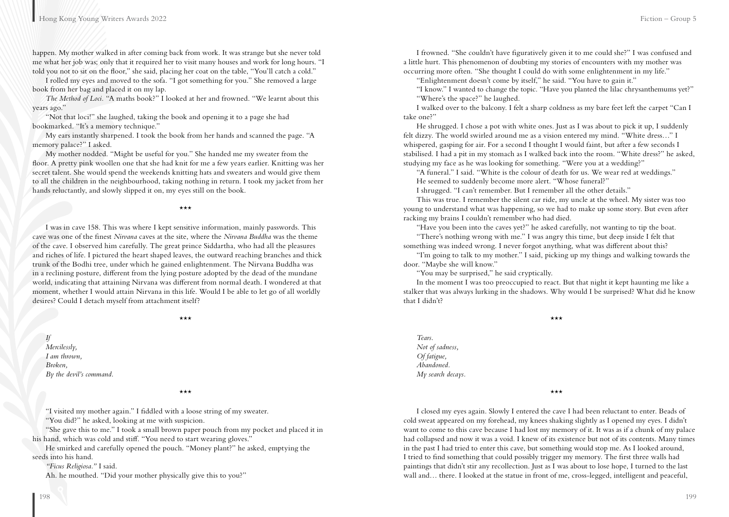happen. My mother walked in after coming back from work. It was strange but she never told me what her job was; only that it required her to visit many houses and work for long hours. "I told you not to sit on the floor," she said, placing her coat on the table, "You'll catch a cold."

I rolled my eyes and moved to the sofa. "I got something for you." She removed a large book from her bag and placed it on my lap.

*The Method of Loci.* "A maths book?" I looked at her and frowned. "We learnt about this years ago."

"Not that loci!" she laughed, taking the book and opening it to a page she had bookmarked. "It's a memory technique."

My ears instantly sharpened. I took the book from her hands and scanned the page. "A memory palace?" I asked.

My mother nodded. "Might be useful for you." She handed me my sweater from the floor. A pretty pink woollen one that she had knit for me a few years earlier. Knitting was her secret talent. She would spend the weekends knitting hats and sweaters and would give them to all the children in the neighbourhood, taking nothing in return. I took my jacket from her hands reluctantly, and slowly slipped it on, my eyes still on the book.

\*\*\*

I was in cave 158. This was where I kept sensitive information, mainly passwords. This cave was one of the finest *Nirvana* caves at the site, where the *Nirvana Buddha* was the theme of the cave. I observed him carefully. The great prince Siddartha, who had all the pleasures and riches of life. I pictured the heart shaped leaves, the outward reaching branches and thick trunk of the Bodhi tree, under which he gained enlightenment. The Nirvana Buddha was in a reclining posture, different from the lying posture adopted by the dead of the mundane world, indicating that attaining Nirvana was different from normal death. I wondered at that moment, whether I would attain Nirvana in this life. Would I be able to let go of all worldly desires? Could I detach myself from attachment itself?

\*\*\*

*If*
*Mercilessly,*
*I am thrown,*
*Broken,*
*By the devil's command.*

\*\*\*

"I visited my mother again." I fiddled with a loose string of my sweater.

"You did?" he asked, looking at me with suspicion.

"She gave this to me." I took a small brown paper pouch from my pocket and placed it in his hand, which was cold and stiff. "You need to start wearing gloves."

He smirked and carefully opened the pouch. "Money plant?" he asked, emptying the seeds into his hand.

*"Ficus Religiosa."* I said.

Ah. he mouthed. "Did your mother physically give this to you?"

I frowned. "She couldn't have figuratively given it to me could she?" I was confused and a little hurt. This phenomenon of doubting my stories of encounters with my mother was occurring more often. "She thought I could do with some enlightenment in my life."

"Enlightenment doesn't come by itself," he said. "You have to gain it."

"I know." I wanted to change the topic. "Have you planted the lilac chrysanthemums yet?"

"Where's the space?" he laughed.

I walked over to the balcony. I felt a sharp coldness as my bare feet left the carpet "Can I take one?"

He shrugged. I chose a pot with white ones. Just as I was about to pick it up, I suddenly felt dizzy. The world swirled around me as a vision entered my mind. "White dress…" I whispered, gasping for air. For a second I thought I would faint, but after a few seconds I stabilised. I had a pit in my stomach as I walked back into the room. "White dress?" he asked, studying my face as he was looking for something. "Were you at a wedding?"

"A funeral." I said. "White is the colour of death for us. We wear red at weddings."

He seemed to suddenly become more alert. "Whose funeral?"

I shrugged. "I can't remember. But I remember all the other details."

This was true. I remember the silent car ride, my uncle at the wheel. My sister was too young to understand what was happening, so we had to make up some story. But even after racking my brains I couldn't remember who had died.

"Have you been into the caves yet?" he asked carefully, not wanting to tip the boat.

"There's nothing wrong with me." I was angry this time, but deep inside I felt that something was indeed wrong. I never forgot anything, what was different about this?

"I'm going to talk to my mother." I said, picking up my things and walking towards the door. "Maybe she will know."

"You may be surprised," he said cryptically.

In the moment I was too preoccupied to react. But that night it kept haunting me like a stalker that was always lurking in the shadows. Why would I be surprised? What did he know that I didn't?

\*\*\*

*Tears.*
*Not of sadness,*
*Of fatigue,*
*Abandoned.*
*My search decays.*

\*\*\*

I closed my eyes again. Slowly I entered the cave I had been reluctant to enter. Beads of cold sweat appeared on my forehead, my knees shaking slightly as I opened my eyes. I didn't want to come to this cave because I had lost my memory of it. It was as if a chunk of my palace had collapsed and now it was a void. I knew of its existence but not of its contents. Many times in the past I had tried to enter this cave, but something would stop me. As I looked around, I tried to find something that could possibly trigger my memory. The first three walls had paintings that didn't stir any recollection. Just as I was about to lose hope, I turned to the last wall and… there. I looked at the statue in front of me, cross-legged, intelligent and peaceful,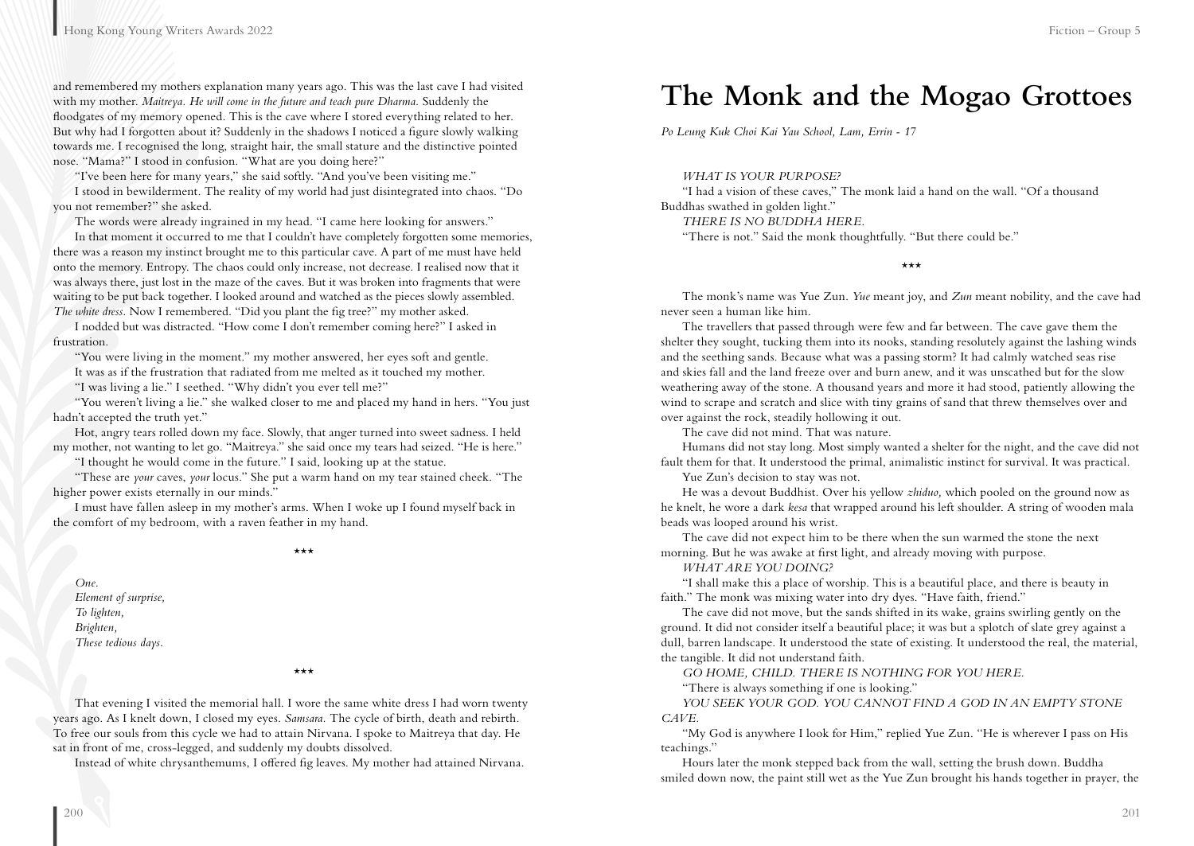and remembered my mothers explanation many years ago. This was the last cave I had visited with my mother. *Maitreya. He will come in the future and teach pure Dharma.* Suddenly the floodgates of my memory opened. This is the cave where I stored everything related to her. But why had I forgotten about it? Suddenly in the shadows I noticed a figure slowly walking towards me. I recognised the long, straight hair, the small stature and the distinctive pointed nose. "Mama?" I stood in confusion. "What are you doing here?"

"I've been here for many years," she said softly. "And you've been visiting me."

I stood in bewilderment. The reality of my world had just disintegrated into chaos. "Do you not remember?" she asked.

The words were already ingrained in my head. "I came here looking for answers."

In that moment it occurred to me that I couldn't have completely forgotten some memories, there was a reason my instinct brought me to this particular cave. A part of me must have held onto the memory. Entropy. The chaos could only increase, not decrease. I realised now that it was always there, just lost in the maze of the caves. But it was broken into fragments that were waiting to be put back together. I looked around and watched as the pieces slowly assembled. *The white dress.* Now I remembered. "Did you plant the fig tree?" my mother asked.

I nodded but was distracted. "How come I don't remember coming here?" I asked in frustration.

"You were living in the moment." my mother answered, her eyes soft and gentle.

It was as if the frustration that radiated from me melted as it touched my mother.

"I was living a lie." I seethed. "Why didn't you ever tell me?"

"You weren't living a lie." she walked closer to me and placed my hand in hers. "You just hadn't accepted the truth yet."

Hot, angry tears rolled down my face. Slowly, that anger turned into sweet sadness. I held my mother, not wanting to let go. "Maitreya." she said once my tears had seized. "He is here."

"I thought he would come in the future." I said, looking up at the statue.

"These are *your* caves, *your* locus." She put a warm hand on my tear stained cheek. "The higher power exists eternally in our minds."

I must have fallen asleep in my mother's arms. When I woke up I found myself back in the comfort of my bedroom, with a raven feather in my hand.

\*\*\*

*One.*  
*Element of surprise,*  
*To lighten,*  
*Brighten,*  
*These tedious days.*

\*\*\*

That evening I visited the memorial hall. I wore the same white dress I had worn twenty years ago. As I knelt down, I closed my eyes. *Samsara.* The cycle of birth, death and rebirth. To free our souls from this cycle we had to attain Nirvana. I spoke to Maitreya that day. He sat in front of me, cross-legged, and suddenly my doubts dissolved.

Instead of white chrysanthemums, I offered fig leaves. My mother had attained Nirvana.

# The Monk and the Mogao Grottoes

*Po Leung Kuk Choi Kai Yau School, Lam, Errin - 17*

*WHAT IS YOUR PURPOSE?*

"I had a vision of these caves," The monk laid a hand on the wall. "Of a thousand Buddhas swathed in golden light."

*THERE IS NO BUDDHA HERE.*

"There is not." Said the monk thoughtfully. "But there could be."

\*\*\*

The monk's name was Yue Zun. *Yue* meant joy, and *Zun* meant nobility, and the cave had never seen a human like him.

The travellers that passed through were few and far between. The cave gave them the shelter they sought, tucking them into its nooks, standing resolutely against the lashing winds and the seething sands. Because what was a passing storm? It had calmly watched seas rise and skies fall and the land freeze over and burn anew, and it was unscathed but for the slow weathering away of the stone. A thousand years and more it had stood, patiently allowing the wind to scrape and scratch and slice with tiny grains of sand that threw themselves over and over against the rock, steadily hollowing it out.

The cave did not mind. That was nature.

Humans did not stay long. Most simply wanted a shelter for the night, and the cave did not fault them for that. It understood the primal, animalistic instinct for survival. It was practical.

Yue Zun's decision to stay was not.

He was a devout Buddhist. Over his yellow *zhiduo,* which pooled on the ground now as he knelt, he wore a dark *kesa* that wrapped around his left shoulder. A string of wooden mala beads was looped around his wrist.

The cave did not expect him to be there when the sun warmed the stone the next morning. But he was awake at first light, and already moving with purpose.

*WHAT ARE YOU DOING?*

"I shall make this a place of worship. This is a beautiful place, and there is beauty in faith." The monk was mixing water into dry dyes. "Have faith, friend."

The cave did not move, but the sands shifted in its wake, grains swirling gently on the ground. It did not consider itself a beautiful place; it was but a splotch of slate grey against a dull, barren landscape. It understood the state of existing. It understood the real, the material, the tangible. It did not understand faith.

*GO HOME, CHILD. THERE IS NOTHING FOR YOU HERE.*

"There is always something if one is looking."

*YOU SEEK YOUR GOD. YOU CANNOT FIND A GOD IN AN EMPTY STONE CAVE.*

"My God is anywhere I look for Him," replied Yue Zun. "He is wherever I pass on His teachings."

Hours later the monk stepped back from the wall, setting the brush down. Buddha smiled down now, the paint still wet as the Yue Zun brought his hands together in prayer, the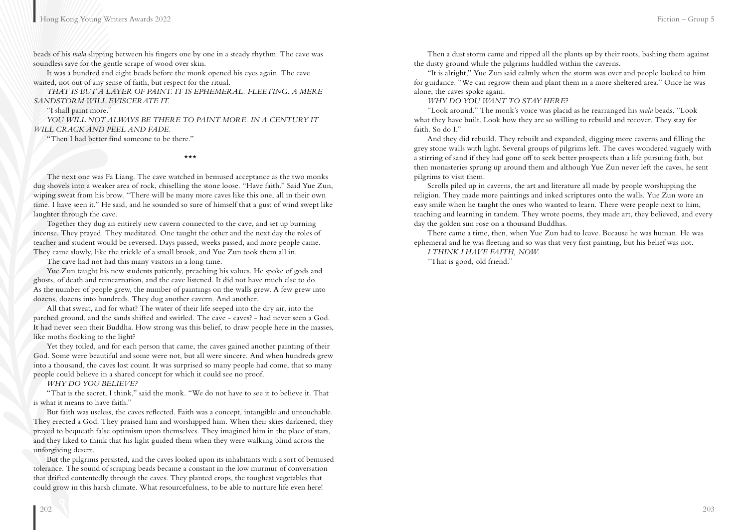beads of his *mala* slipping between his fingers one by one in a steady rhythm. The cave was soundless save for the gentle scrape of wood over skin.

It was a hundred and eight beads before the monk opened his eyes again. The cave waited, not out of any sense of faith, but respect for the ritual.

*THAT IS BUT A LAYER OF PAINT. IT IS EPHEMERAL. FLEETING. A MERE SANDSTORM WILL EVISCERATE IT.*

"I shall paint more."

*YOU WILL NOT ALWAYS BE THERE TO PAINT MORE. IN A CENTURY IT WILL CRACK AND PEEL AND FADE.*

"Then I had better find someone to be there."

\*\*\*

The next one was Fa Liang. The cave watched in bemused acceptance as the two monks dug shovels into a weaker area of rock, chiselling the stone loose. "Have faith." Said Yue Zun, wiping sweat from his brow. "There will be many more caves like this one, all in their own time. I have seen it." He said, and he sounded so sure of himself that a gust of wind swept like laughter through the cave.

Together they dug an entirely new cavern connected to the cave, and set up burning incense. They prayed. They meditated. One taught the other and the next day the roles of teacher and student would be reversed. Days passed, weeks passed, and more people came. They came slowly, like the trickle of a small brook, and Yue Zun took them all in.

The cave had not had this many visitors in a long time.

Yue Zun taught his new students patiently, preaching his values. He spoke of gods and ghosts, of death and reincarnation, and the cave listened. It did not have much else to do. As the number of people grew, the number of paintings on the walls grew. A few grew into dozens, dozens into hundreds. They dug another cavern. And another.

All that sweat, and for what? The water of their life seeped into the dry air, into the parched ground, and the sands shifted and swirled. The cave - caves? - had never seen a God. It had never seen their Buddha. How strong was this belief, to draw people here in the masses, like moths flocking to the light?

Yet they toiled, and for each person that came, the caves gained another painting of their God. Some were beautiful and some were not, but all were sincere. And when hundreds grew into a thousand, the caves lost count. It was surprised so many people had come, that so many people could believe in a shared concept for which it could see no proof.

*WHY DO YOU BELIEVE?*

"That is the secret, I think," said the monk. "We do not have to see it to believe it. That is what it means to have faith."

But faith was useless, the caves reflected. Faith was a concept, intangible and untouchable. They erected a God. They praised him and worshipped him. When their skies darkened, they prayed to bequeath false optimism upon themselves. They imagined him in the place of stars, and they liked to think that his light guided them when they were walking blind across the unforgiving desert.

But the pilgrims persisted, and the caves looked upon its inhabitants with a sort of bemused tolerance. The sound of scraping beads became a constant in the low murmur of conversation that drifted contentedly through the caves. They planted crops, the toughest vegetables that could grow in this harsh climate. What resourcefulness, to be able to nurture life even here!

Then a dust storm came and ripped all the plants up by their roots, bashing them against the dusty ground while the pilgrims huddled within the caverns.

"It is alright," Yue Zun said calmly when the storm was over and people looked to him for guidance. "We can regrow them and plant them in a more sheltered area." Once he was alone, the caves spoke again.

*WHY DO YOU WANT TO STAY HERE?*

"Look around." The monk's voice was placid as he rearranged his *mala* beads. "Look what they have built. Look how they are so willing to rebuild and recover. They stay for faith. So do I."

And they did rebuild. They rebuilt and expanded, digging more caverns and filling the grey stone walls with light. Several groups of pilgrims left. The caves wondered vaguely with a stirring of sand if they had gone off to seek better prospects than a life pursuing faith, but then monasteries sprung up around them and although Yue Zun never left the caves, he sent pilgrims to visit them.

Scrolls piled up in caverns, the art and literature all made by people worshipping the religion. They made more paintings and inked scriptures onto the walls. Yue Zun wore an easy smile when he taught the ones who wanted to learn. There were people next to him, teaching and learning in tandem. They wrote poems, they made art, they believed, and every day the golden sun rose on a thousand Buddhas.

There came a time, then, when Yue Zun had to leave. Because he was human. He was ephemeral and he was fleeting and so was that very first painting, but his belief was not.

*I THINK I HAVE FAITH, NOW.*

"That is good, old friend."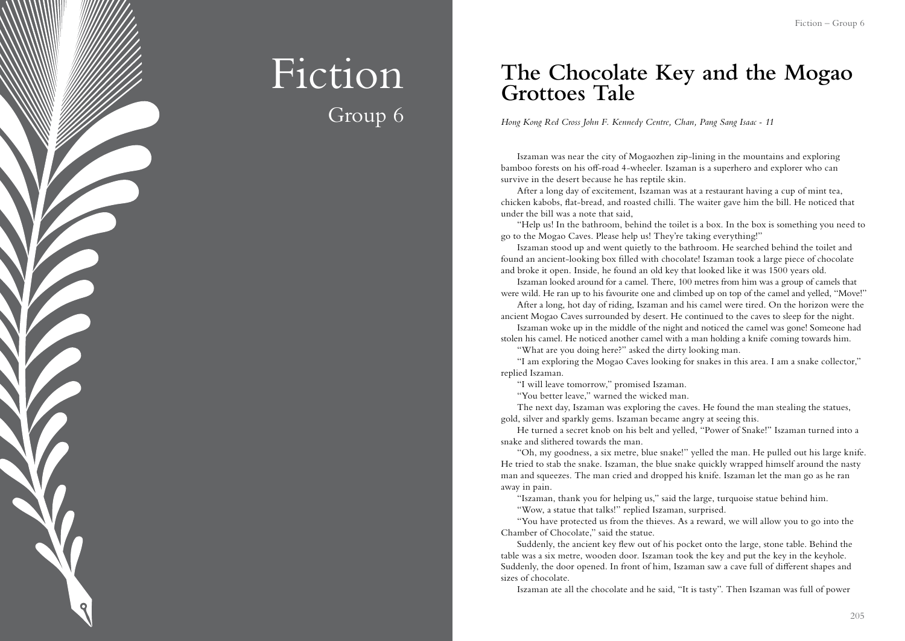# Fiction

## Group 6

## The Chocolate Key and the Mogao Grottoes Tale

*Hong Kong Red Cross John F. Kennedy Centre, Chan, Pang Sang Isaac - 11*

Iszaman was near the city of Mogaozhen zip-lining in the mountains and exploring bamboo forests on his off-road 4-wheeler. Iszaman is a superhero and explorer who can survive in the desert because he has reptile skin.

After a long day of excitement, Iszaman was at a restaurant having a cup of mint tea, chicken kabobs, flat-bread, and roasted chilli. The waiter gave him the bill. He noticed that under the bill was a note that said,

"Help us! In the bathroom, behind the toilet is a box. In the box is something you need to go to the Mogao Caves. Please help us! They're taking everything!"

Iszaman stood up and went quietly to the bathroom. He searched behind the toilet and found an ancient-looking box filled with chocolate! Iszaman took a large piece of chocolate and broke it open. Inside, he found an old key that looked like it was 1500 years old.

Iszaman looked around for a camel. There, 100 metres from him was a group of camels that were wild. He ran up to his favourite one and climbed up on top of the camel and yelled, "Move!"

After a long, hot day of riding, Iszaman and his camel were tired. On the horizon were the ancient Mogao Caves surrounded by desert. He continued to the caves to sleep for the night.

Iszaman woke up in the middle of the night and noticed the camel was gone! Someone had stolen his camel. He noticed another camel with a man holding a knife coming towards him.

"What are you doing here?" asked the dirty looking man.

"I am exploring the Mogao Caves looking for snakes in this area. I am a snake collector," replied Iszaman.

"I will leave tomorrow," promised Iszaman.

"You better leave," warned the wicked man.

The next day, Iszaman was exploring the caves. He found the man stealing the statues, gold, silver and sparkly gems. Iszaman became angry at seeing this.

He turned a secret knob on his belt and yelled, "Power of Snake!" Iszaman turned into a snake and slithered towards the man.

"Oh, my goodness, a six metre, blue snake!" yelled the man. He pulled out his large knife. He tried to stab the snake. Iszaman, the blue snake quickly wrapped himself around the nasty man and squeezes. The man cried and dropped his knife. Iszaman let the man go as he ran away in pain.

"Iszaman, thank you for helping us," said the large, turquoise statue behind him.

"Wow, a statue that talks!" replied Iszaman, surprised.

"You have protected us from the thieves. As a reward, we will allow you to go into the Chamber of Chocolate," said the statue.

Suddenly, the ancient key flew out of his pocket onto the large, stone table. Behind the table was a six metre, wooden door. Iszaman took the key and put the key in the keyhole. Suddenly, the door opened. In front of him, Iszaman saw a cave full of different shapes and sizes of chocolate.

Iszaman ate all the chocolate and he said, "It is tasty". Then Iszaman was full of power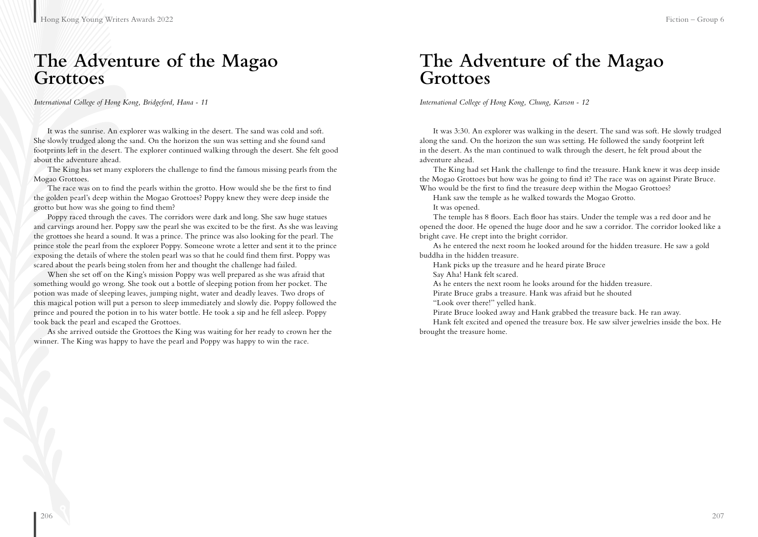# The Adventure of the Magao Grottoes

*International College of Hong Kong, Bridgeford, Hana - 11*

It was the sunrise. An explorer was walking in the desert. The sand was cold and soft. She slowly trudged along the sand. On the horizon the sun was setting and she found sand footprints left in the desert. The explorer continued walking through the desert. She felt good about the adventure ahead.

The King has set many explorers the challenge to find the famous missing pearls from the Mogao Grottoes.

The race was on to find the pearls within the grotto. How would she be the first to find the golden pearl's deep within the Mogao Grottoes? Poppy knew they were deep inside the grotto but how was she going to find them?

Poppy raced through the caves. The corridors were dark and long. She saw huge statues and carvings around her. Poppy saw the pearl she was excited to be the first. As she was leaving the grottoes she heard a sound. It was a prince. The prince was also looking for the pearl. The prince stole the pearl from the explorer Poppy. Someone wrote a letter and sent it to the prince exposing the details of where the stolen pearl was so that he could find them first. Poppy was scared about the pearls being stolen from her and thought the challenge had failed.

When she set off on the King's mission Poppy was well prepared as she was afraid that something would go wrong. She took out a bottle of sleeping potion from her pocket. The potion was made of sleeping leaves, jumping night, water and deadly leaves. Two drops of this magical potion will put a person to sleep immediately and slowly die. Poppy followed the prince and poured the potion in to his water bottle. He took a sip and he fell asleep. Poppy took back the pearl and escaped the Grottoes.

As she arrived outside the Grottoes the King was waiting for her ready to crown her the winner. The King was happy to have the pearl and Poppy was happy to win the race.

# The Adventure of the Magao Grottoes

*International College of Hong Kong, Chung, Karson - 12*

It was 3:30. An explorer was walking in the desert. The sand was soft. He slowly trudged along the sand. On the horizon the sun was setting. He followed the sandy footprint left in the desert. As the man continued to walk through the desert, he felt proud about the adventure ahead.

The King had set Hank the challenge to find the treasure. Hank knew it was deep inside the Mogao Grottoes but how was he going to find it? The race was on against Pirate Bruce. Who would be the first to find the treasure deep within the Mogao Grottoes?

Hank saw the temple as he walked towards the Mogao Grotto.

It was opened.

The temple has 8 floors. Each floor has stairs. Under the temple was a red door and he opened the door. He opened the huge door and he saw a corridor. The corridor looked like a bright cave. He crept into the bright corridor.

As he entered the next room he looked around for the hidden treasure. He saw a gold buddha in the hidden treasure.

Hank picks up the treasure and he heard pirate Bruce

Say Aha! Hank felt scared.

As he enters the next room he looks around for the hidden treasure.

Pirate Bruce grabs a treasure. Hank was afraid but he shouted

"Look over there!" yelled hank.

Pirate Bruce looked away and Hank grabbed the treasure back. He ran away.

Hank felt excited and opened the treasure box. He saw silver jewelries inside the box. He brought the treasure home.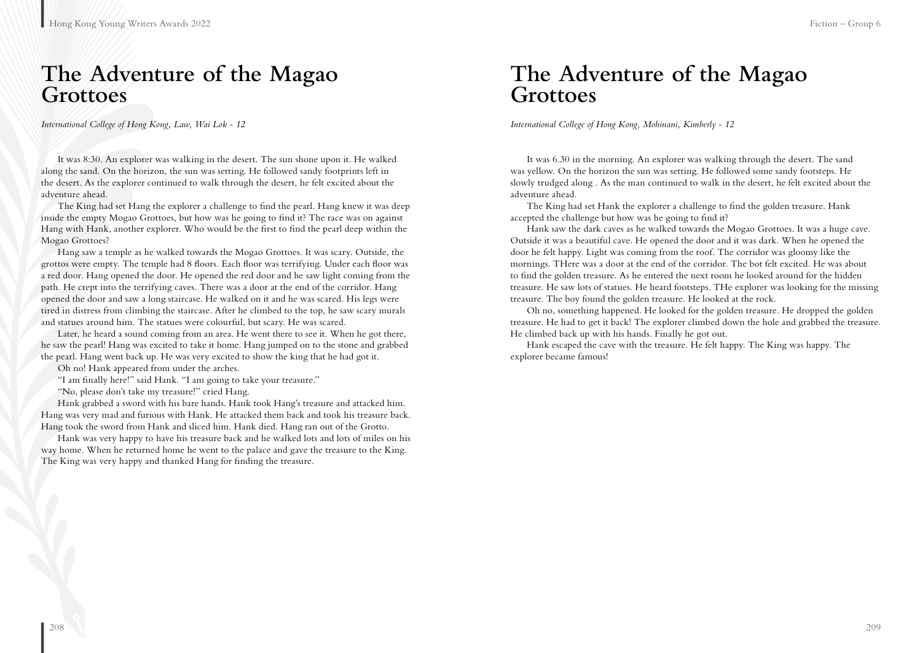# The Adventure of the Magao Grottoes

*International College of Hong Kong, Law, Wai Lok - 12*

It was 8:30. An explorer was walking in the desert. The sun shone upon it. He walked along the sand. On the horizon, the sun was setting. He followed sandy footprints left in the desert. As the explorer continued to walk through the desert, he felt excited about the adventure ahead.

The King had set Hang the explorer a challenge to find the pearl. Hang knew it was deep inside the empty Mogao Grottoes, but how was he going to find it? The race was on against Hang with Hank, another explorer. Who would be the first to find the pearl deep within the Mogao Grottoes?

Hang saw a temple as he walked towards the Mogao Grottoes. It was scary. Outside, the grottos were empty. The temple had 8 floors. Each floor was terrifying. Under each floor was a red door. Hang opened the door. He opened the red door and he saw light coming from the path. He crept into the terrifying caves. There was a door at the end of the corridor. Hang opened the door and saw a long staircase. He walked on it and he was scared. His legs were tired in distress from climbing the staircase. After he climbed to the top, he saw scary murals and statues around him. The statues were colourful, but scary. He was scared.

Later, he heard a sound coming from an area. He went there to see it. When he got there, he saw the pearl! Hang was excited to take it home. Hang jumped on to the stone and grabbed the pearl. Hang went back up. He was very excited to show the king that he had got it.

Oh no! Hank appeared from under the arches.

"I am finally here!" said Hank. "I am going to take your treasure."

"No, please don't take my treasure!" cried Hang.

Hank grabbed a sword with his bare hands. Hank took Hang's treasure and attacked him. Hang was very mad and furious with Hank. He attacked them back and took his treasure back. Hang took the sword from Hank and sliced him. Hank died. Hang ran out of the Grotto.

Hank was very happy to have his treasure back and he walked lots and lots of miles on his way home. When he returned home he went to the palace and gave the treasure to the King. The King was very happy and thanked Hang for finding the treasure.

# The Adventure of the Magao Grottoes

*International College of Hong Kong, Mohinani, Kimberly - 12*

It was 6.30 in the morning. An explorer was walking through the desert. The sand was yellow. On the horizon the sun was setting. He followed some sandy footsteps. He slowly trudged along . As the man continued to walk in the desert, he felt excited about the adventure ahead.

The King had set Hank the explorer a challenge to find the golden treasure. Hank accepted the challenge but how was he going to find it?

Hank saw the dark caves as he walked towards the Mogao Grottoes. It was a huge cave. Outside it was a beautiful cave. He opened the door and it was dark. When he opened the door he felt happy. Light was coming from the roof. The corridor was gloomy like the mornings. THere was a door at the end of the corridor. The bot felt excited. He was about to find the golden treasure. As he entered the next room he looked around for the hidden treasure. He saw lots of statues. He heard footsteps. THe explorer was looking for the missing treasure. The boy found the golden treasure. He looked at the rock.

Oh no, something happened. He looked for the golden treasure. He dropped the golden treasure. He had to get it back! The explorer climbed down the hole and grabbed the treasure. He climbed back up with his hands. Finally he got out.

Hank escaped the cave with the treasure. He felt happy. The King was happy. The explorer became famous!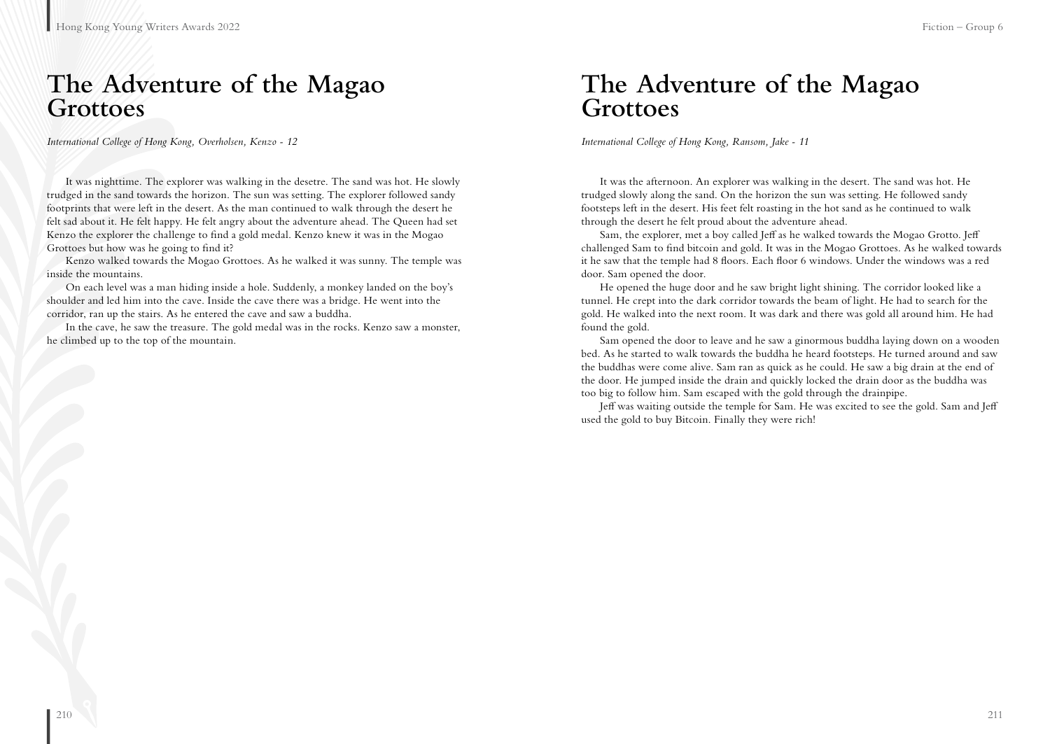# The Adventure of the Magao Grottoes

*International College of Hong Kong, Overholsen, Kenzo - 12*

It was nighttime. The explorer was walking in the desetre. The sand was hot. He slowly trudged in the sand towards the horizon. The sun was setting. The explorer followed sandy footprints that were left in the desert. As the man continued to walk through the desert he felt sad about it. He felt happy. He felt angry about the adventure ahead. The Queen had set Kenzo the explorer the challenge to find a gold medal. Kenzo knew it was in the Mogao Grottoes but how was he going to find it?

Kenzo walked towards the Mogao Grottoes. As he walked it was sunny. The temple was inside the mountains.

On each level was a man hiding inside a hole. Suddenly, a monkey landed on the boy's shoulder and led him into the cave. Inside the cave there was a bridge. He went into the corridor, ran up the stairs. As he entered the cave and saw a buddha.

In the cave, he saw the treasure. The gold medal was in the rocks. Kenzo saw a monster, he climbed up to the top of the mountain.

# The Adventure of the Magao Grottoes

*International College of Hong Kong, Ransom, Jake - 11*

It was the afternoon. An explorer was walking in the desert. The sand was hot. He trudged slowly along the sand. On the horizon the sun was setting. He followed sandy footsteps left in the desert. His feet felt roasting in the hot sand as he continued to walk through the desert he felt proud about the adventure ahead.

Sam, the explorer, met a boy called Jeff as he walked towards the Mogao Grotto. Jeff challenged Sam to find bitcoin and gold. It was in the Mogao Grottoes. As he walked towards it he saw that the temple had 8 floors. Each floor 6 windows. Under the windows was a red door. Sam opened the door.

He opened the huge door and he saw bright light shining. The corridor looked like a tunnel. He crept into the dark corridor towards the beam of light. He had to search for the gold. He walked into the next room. It was dark and there was gold all around him. He had found the gold.

Sam opened the door to leave and he saw a ginormous buddha laying down on a wooden bed. As he started to walk towards the buddha he heard footsteps. He turned around and saw the buddhas were come alive. Sam ran as quick as he could. He saw a big drain at the end of the door. He jumped inside the drain and quickly locked the drain door as the buddha was too big to follow him. Sam escaped with the gold through the drainpipe.

Jeff was waiting outside the temple for Sam. He was excited to see the gold. Sam and Jeff used the gold to buy Bitcoin. Finally they were rich!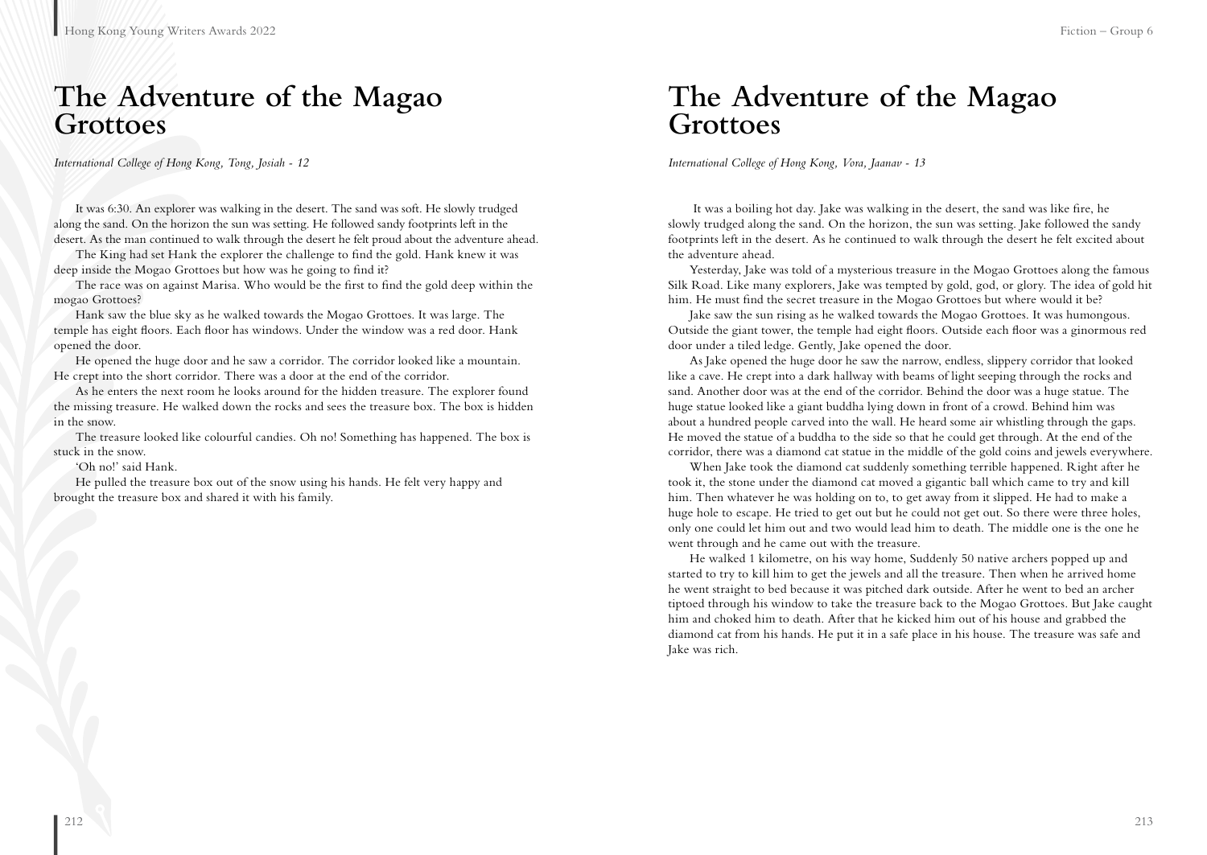# The Adventure of the Magao Grottoes

*International College of Hong Kong, Tong, Josiah - 12*

It was 6:30. An explorer was walking in the desert. The sand was soft. He slowly trudged along the sand. On the horizon the sun was setting. He followed sandy footprints left in the desert. As the man continued to walk through the desert he felt proud about the adventure ahead.

The King had set Hank the explorer the challenge to find the gold. Hank knew it was deep inside the Mogao Grottoes but how was he going to find it?

The race was on against Marisa. Who would be the first to find the gold deep within the mogao Grottoes?

Hank saw the blue sky as he walked towards the Mogao Grottoes. It was large. The temple has eight floors. Each floor has windows. Under the window was a red door. Hank opened the door.

He opened the huge door and he saw a corridor. The corridor looked like a mountain. He crept into the short corridor. There was a door at the end of the corridor.

As he enters the next room he looks around for the hidden treasure. The explorer found the missing treasure. He walked down the rocks and sees the treasure box. The box is hidden in the snow.

The treasure looked like colourful candies. Oh no! Something has happened. The box is stuck in the snow.

'Oh no!' said Hank.

He pulled the treasure box out of the snow using his hands. He felt very happy and brought the treasure box and shared it with his family.

# The Adventure of the Magao Grottoes

*International College of Hong Kong, Vora, Jaanav - 13*

It was a boiling hot day. Jake was walking in the desert, the sand was like fire, he slowly trudged along the sand. On the horizon, the sun was setting. Jake followed the sandy footprints left in the desert. As he continued to walk through the desert he felt excited about the adventure ahead.

Yesterday, Jake was told of a mysterious treasure in the Mogao Grottoes along the famous Silk Road. Like many explorers, Jake was tempted by gold, god, or glory. The idea of gold hit him. He must find the secret treasure in the Mogao Grottoes but where would it be?

Jake saw the sun rising as he walked towards the Mogao Grottoes. It was humongous. Outside the giant tower, the temple had eight floors. Outside each floor was a ginormous red door under a tiled ledge. Gently, Jake opened the door.

As Jake opened the huge door he saw the narrow, endless, slippery corridor that looked like a cave. He crept into a dark hallway with beams of light seeping through the rocks and sand. Another door was at the end of the corridor. Behind the door was a huge statue. The huge statue looked like a giant buddha lying down in front of a crowd. Behind him was about a hundred people carved into the wall. He heard some air whistling through the gaps. He moved the statue of a buddha to the side so that he could get through. At the end of the corridor, there was a diamond cat statue in the middle of the gold coins and jewels everywhere.

When Jake took the diamond cat suddenly something terrible happened. Right after he took it, the stone under the diamond cat moved a gigantic ball which came to try and kill him. Then whatever he was holding on to, to get away from it slipped. He had to make a huge hole to escape. He tried to get out but he could not get out. So there were three holes, only one could let him out and two would lead him to death. The middle one is the one he went through and he came out with the treasure.

He walked 1 kilometre, on his way home, Suddenly 50 native archers popped up and started to try to kill him to get the jewels and all the treasure. Then when he arrived home he went straight to bed because it was pitched dark outside. After he went to bed an archer tiptoed through his window to take the treasure back to the Mogao Grottoes. But Jake caught him and choked him to death. After that he kicked him out of his house and grabbed the diamond cat from his hands. He put it in a safe place in his house. The treasure was safe and Jake was rich.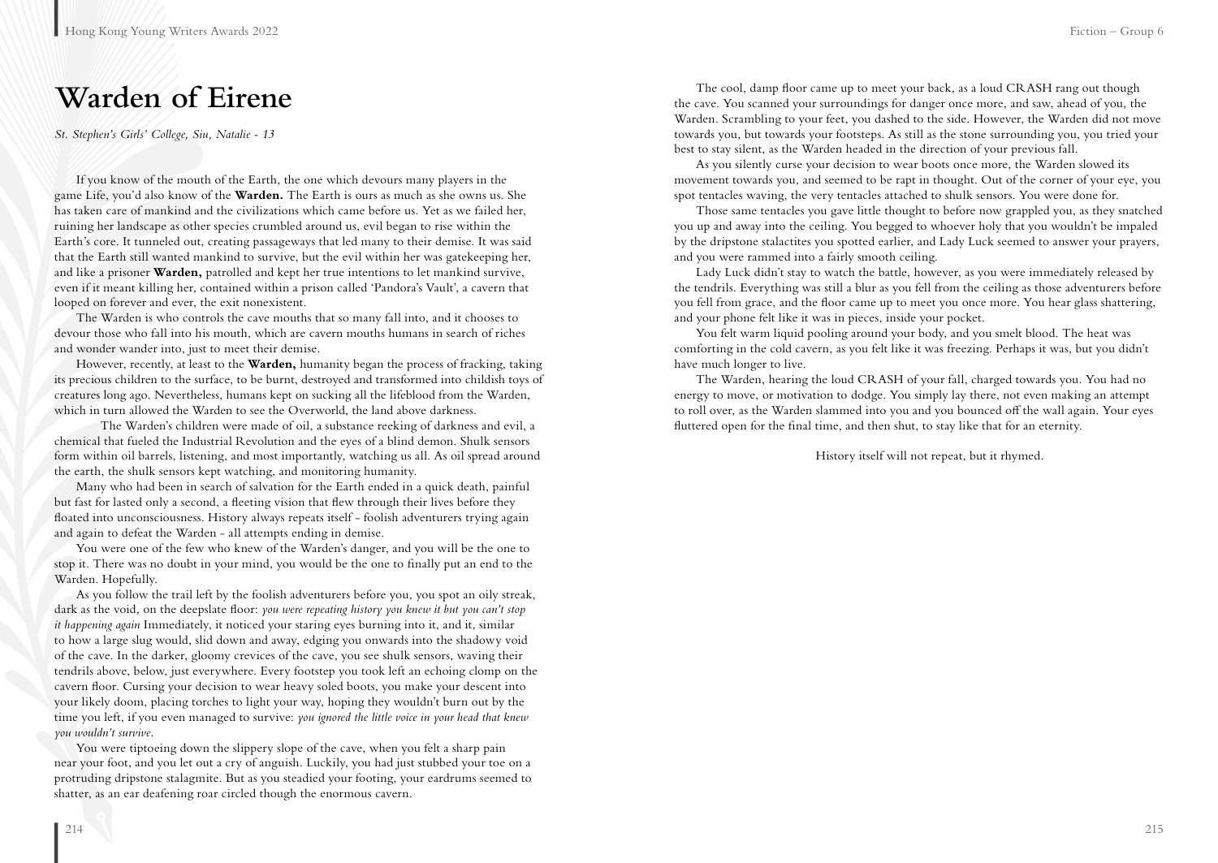# Warden of Eirene

*St. Stephen's Girls' College, Siu, Natalie - 13*

If you know of the mouth of the Earth, the one which devours many players in the game Life, you'd also know of the **Warden.** The Earth is ours as much as she owns us. She has taken care of mankind and the civilizations which came before us. Yet as we failed her, ruining her landscape as other species crumbled around us, evil began to rise within the Earth's core. It tunneled out, creating passageways that led many to their demise. It was said that the Earth still wanted mankind to survive, but the evil within her was gatekeeping her, and like a prisoner **Warden,** patrolled and kept her true intentions to let mankind survive, even if it meant killing her, contained within a prison called 'Pandora's Vault', a cavern that looped on forever and ever, the exit nonexistent.

The Warden is who controls the cave mouths that so many fall into, and it chooses to devour those who fall into his mouth, which are cavern mouths humans in search of riches and wonder wander into, just to meet their demise.

However, recently, at least to the **Warden,** humanity began the process of fracking, taking its precious children to the surface, to be burnt, destroyed and transformed into childish toys of creatures long ago. Nevertheless, humans kept on sucking all the lifeblood from the Warden, which in turn allowed the Warden to see the Overworld, the land above darkness.

The Warden's children were made of oil, a substance reeking of darkness and evil, a chemical that fueled the Industrial Revolution and the eyes of a blind demon. Shulk sensors form within oil barrels, listening, and most importantly, watching us all. As oil spread around the earth, the shulk sensors kept watching, and monitoring humanity.

Many who had been in search of salvation for the Earth ended in a quick death, painful but fast for lasted only a second, a fleeting vision that flew through their lives before they floated into unconsciousness. History always repeats itself - foolish adventurers trying again and again to defeat the Warden - all attempts ending in demise.

You were one of the few who knew of the Warden's danger, and you will be the one to stop it. There was no doubt in your mind, you would be the one to finally put an end to the Warden. Hopefully.

As you follow the trail left by the foolish adventurers before you, you spot an oily streak, dark as the void, on the deepslate floor: *you were repeating history you knew it but you can't stop it happening again* Immediately, it noticed your staring eyes burning into it, and it, similar to how a large slug would, slid down and away, edging you onwards into the shadowy void of the cave. In the darker, gloomy crevices of the cave, you see shulk sensors, waving their tendrils above, below, just everywhere. Every footstep you took left an echoing clomp on the cavern floor. Cursing your decision to wear heavy soled boots, you make your descent into your likely doom, placing torches to light your way, hoping they wouldn't burn out by the time you left, if you even managed to survive: *you ignored the little voice in your head that knew you wouldn't survive.*

You were tiptoeing down the slippery slope of the cave, when you felt a sharp pain near your foot, and you let out a cry of anguish. Luckily, you had just stubbed your toe on a protruding dripstone stalagmite. But as you steadied your footing, your eardrums seemed to shatter, as an ear deafening roar circled though the enormous cavern.

The cool, damp floor came up to meet your back, as a loud CRASH rang out though the cave. You scanned your surroundings for danger once more, and saw, ahead of you, the Warden. Scrambling to your feet, you dashed to the side. However, the Warden did not move towards you, but towards your footsteps. As still as the stone surrounding you, you tried your best to stay silent, as the Warden headed in the direction of your previous fall.

As you silently curse your decision to wear boots once more, the Warden slowed its movement towards you, and seemed to be rapt in thought. Out of the corner of your eye, you spot tentacles waving, the very tentacles attached to shulk sensors. You were done for.

Those same tentacles you gave little thought to before now grappled you, as they snatched you up and away into the ceiling. You begged to whoever holy that you wouldn't be impaled by the dripstone stalactites you spotted earlier, and Lady Luck seemed to answer your prayers, and you were rammed into a fairly smooth ceiling.

Lady Luck didn't stay to watch the battle, however, as you were immediately released by the tendrils. Everything was still a blur as you fell from the ceiling as those adventurers before you fell from grace, and the floor came up to meet you once more. You hear glass shattering, and your phone felt like it was in pieces, inside your pocket.

You felt warm liquid pooling around your body, and you smelt blood. The heat was comforting in the cold cavern, as you felt like it was freezing. Perhaps it was, but you didn't have much longer to live.

The Warden, hearing the loud CRASH of your fall, charged towards you. You had no energy to move, or motivation to dodge. You simply lay there, not even making an attempt to roll over, as the Warden slammed into you and you bounced off the wall again. Your eyes fluttered open for the final time, and then shut, to stay like that for an eternity.

History itself will not repeat, but it rhymed.